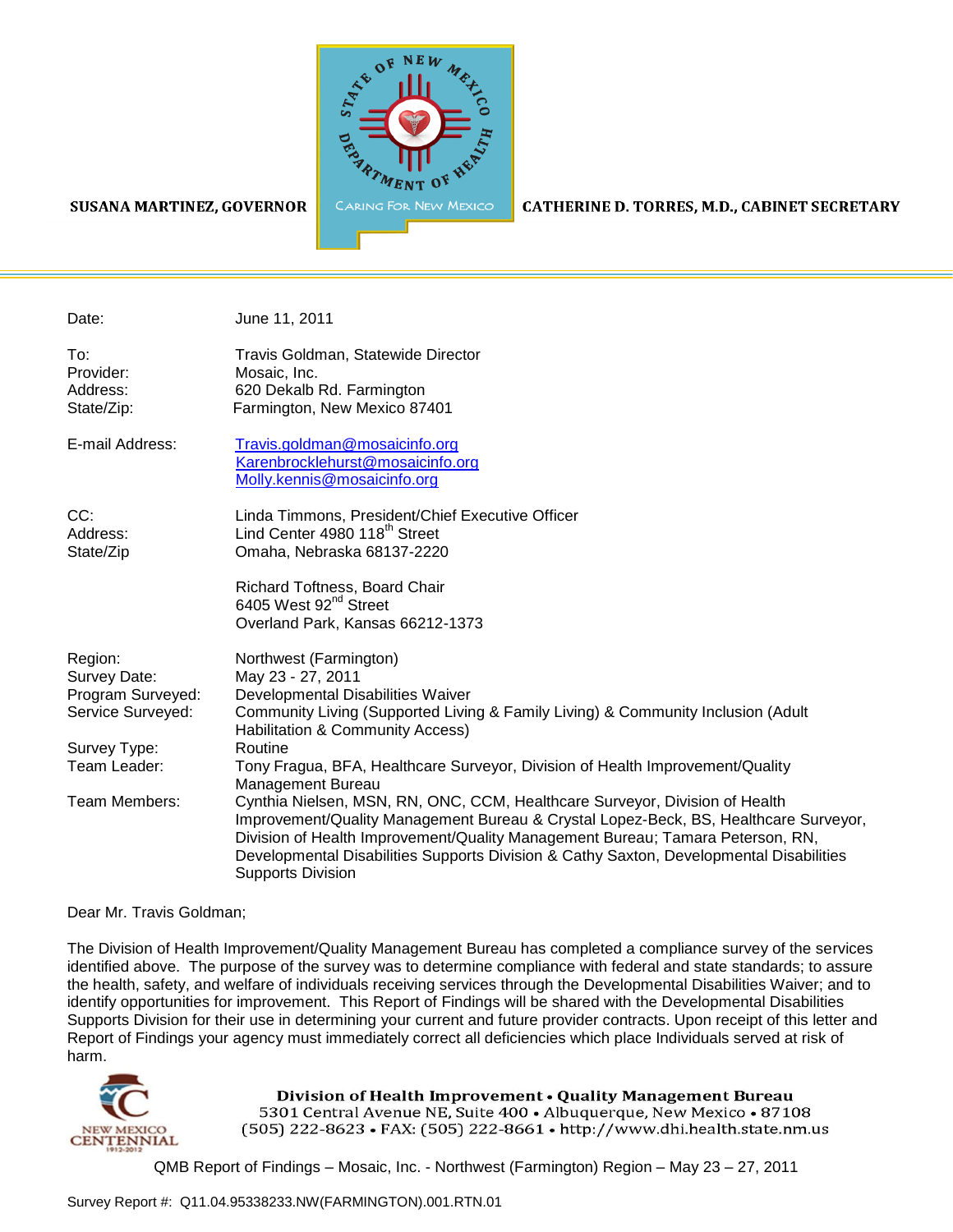SUSANA MARTINEZ, GOVERNOR

CATHERINE D. TORRES, M.D., CABINET SECRETARY

| | |
|---|---|
| Date: | June 11, 2011 |
| To: | Travis Goldman, Statewide Director |
| Provider: | Mosaic, Inc. |
| Address: | 620 Dekalb Rd. Farmington |
| State/Zip: | Farmington, New Mexico 87401 |
| E-mail Address: | Travis.goldman@mosaicinfo.org<br>Karenbrocklehurst@mosaicinfo.org<br>Molly.kennis@mosaicinfo.org |
| CC: | Linda Timmons, President/Chief Executive Officer |
| Address: | Lind Center 4980 118th Street |
| State/Zip | Omaha, Nebraska 68137-2220 |
| | Richard Toftness, Board Chair<br>6405 West 92nd Street<br>Overland Park, Kansas 66212-1373 |
| Region: | Northwest (Farmington) |
| Survey Date: | May 23 - 27, 2011 |
| Program Surveyed: | Developmental Disabilities Waiver |
| Service Surveyed: | Community Living (Supported Living & Family Living) & Community Inclusion (Adult Habilitation & Community Access) |
| Survey Type: | Routine |
| Team Leader: | Tony Fragua, BFA, Healthcare Surveyor, Division of Health Improvement/Quality Management Bureau |
| Team Members: | Cynthia Nielsen, MSN, RN, ONC, CCM, Healthcare Surveyor, Division of Health Improvement/Quality Management Bureau & Crystal Lopez-Beck, BS, Healthcare Surveyor, Division of Health Improvement/Quality Management Bureau; Tamara Peterson, RN, Developmental Disabilities Supports Division & Cathy Saxton, Developmental Disabilities Supports Division |

Dear Mr. Travis Goldman;

The Division of Health Improvement/Quality Management Bureau has completed a compliance survey of the services identified above. The purpose of the survey was to determine compliance with federal and state standards; to assure the health, safety, and welfare of individuals receiving services through the Developmental Disabilities Waiver; and to identify opportunities for improvement. This Report of Findings will be shared with the Developmental Disabilities Supports Division for their use in determining your current and future provider contracts. Upon receipt of this letter and Report of Findings your agency must immediately correct all deficiencies which place Individuals served at risk of harm.

**Division of Health Improvement • Quality Management Bureau**
5301 Central Avenue NE, Suite 400 • Albuquerque, New Mexico • 87108
(505) 222-8623 • FAX: (505) 222-8661 • http://www.dhi.health.state.nm.us

QMB Report of Findings – Mosaic, Inc. - Northwest (Farmington) Region – May 23 – 27, 2011

Survey Report #: Q11.04.95338233.NW(FARMINGTON).001.RTN.01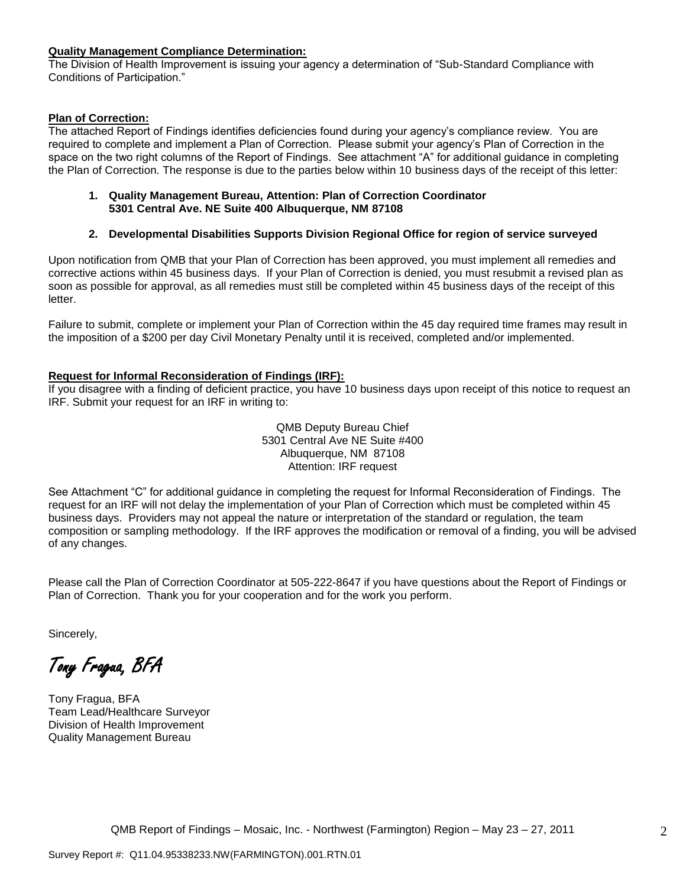**Quality Management Compliance Determination:**
The Division of Health Improvement is issuing your agency a determination of "Sub-Standard Compliance with Conditions of Participation."

**Plan of Correction:**
The attached Report of Findings identifies deficiencies found during your agency's compliance review. You are required to complete and implement a Plan of Correction. Please submit your agency's Plan of Correction in the space on the two right columns of the Report of Findings. See attachment "A" for additional guidance in completing the Plan of Correction. The response is due to the parties below within 10 business days of the receipt of this letter:

1. **Quality Management Bureau, Attention: Plan of Correction Coordinator 5301 Central Ave. NE Suite 400 Albuquerque, NM 87108**

2. **Developmental Disabilities Supports Division Regional Office for region of service surveyed**

Upon notification from QMB that your Plan of Correction has been approved, you must implement all remedies and corrective actions within 45 business days. If your Plan of Correction is denied, you must resubmit a revised plan as soon as possible for approval, as all remedies must still be completed within 45 business days of the receipt of this letter.

Failure to submit, complete or implement your Plan of Correction within the 45 day required time frames may result in the imposition of a $200 per day Civil Monetary Penalty until it is received, completed and/or implemented.

**Request for Informal Reconsideration of Findings (IRF):**
If you disagree with a finding of deficient practice, you have 10 business days upon receipt of this notice to request an IRF. Submit your request for an IRF in writing to:

QMB Deputy Bureau Chief
5301 Central Ave NE Suite #400
Albuquerque, NM 87108
Attention: IRF request

See Attachment "C" for additional guidance in completing the request for Informal Reconsideration of Findings. The request for an IRF will not delay the implementation of your Plan of Correction which must be completed within 45 business days. Providers may not appeal the nature or interpretation of the standard or regulation, the team composition or sampling methodology. If the IRF approves the modification or removal of a finding, you will be advised of any changes.

Please call the Plan of Correction Coordinator at 505-222-8647 if you have questions about the Report of Findings or Plan of Correction. Thank you for your cooperation and for the work you perform.

Sincerely,

*Tony Fragua, BFA*

Tony Fragua, BFA
Team Lead/Healthcare Surveyor
Division of Health Improvement
Quality Management Bureau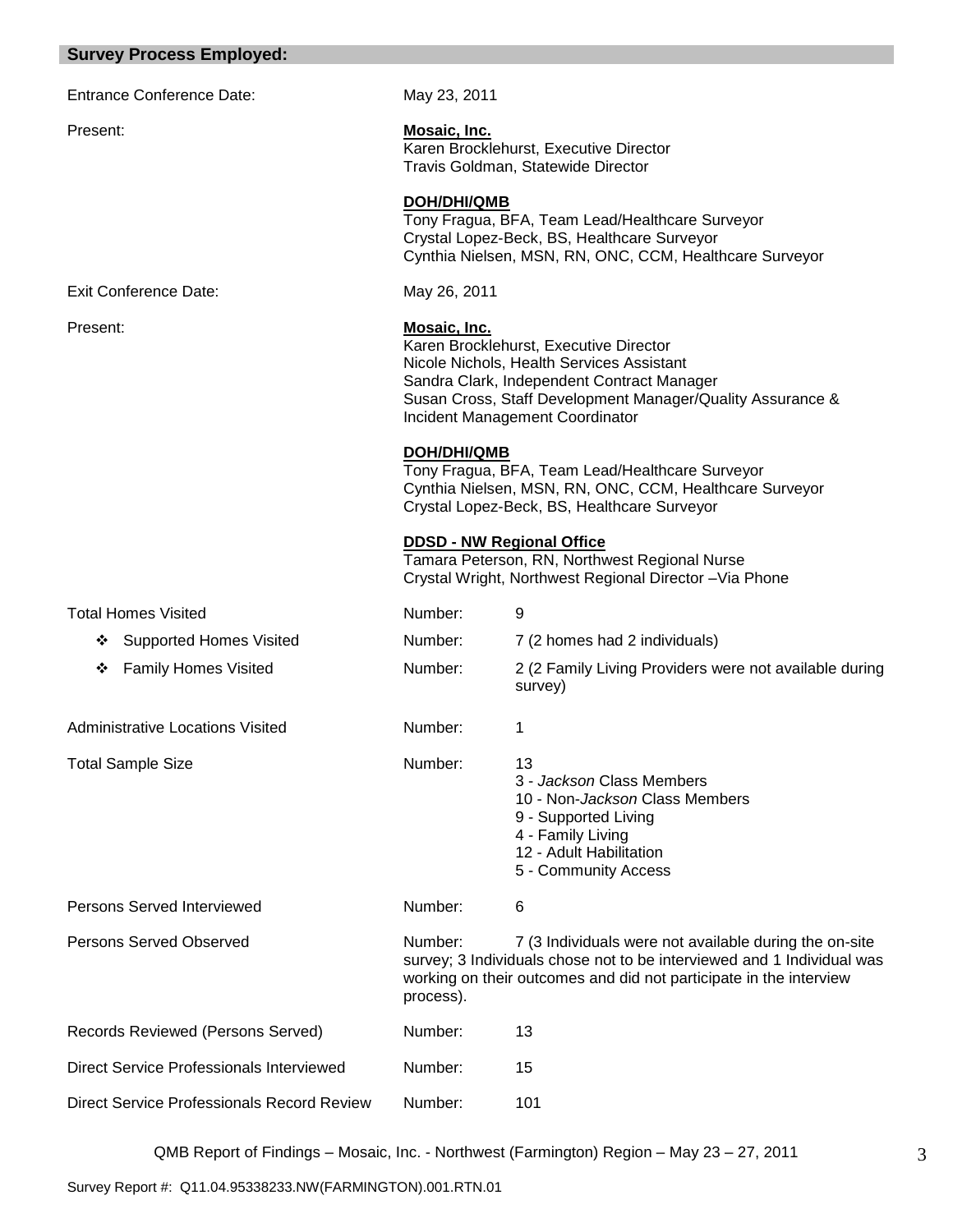## Survey Process Employed:

| | | |
|---|---|---|
| Entrance Conference Date: | May 23, 2011 | |
| Present: | **Mosaic, Inc.**<br>Karen Brocklehurst, Executive Director<br>Travis Goldman, Statewide Director<br><br>**DOH/DHI/QMB**<br>Tony Fragua, BFA, Team Lead/Healthcare Surveyor<br>Crystal Lopez-Beck, BS, Healthcare Surveyor<br>Cynthia Nielsen, MSN, RN, ONC, CCM, Healthcare Surveyor | |
| Exit Conference Date: | May 26, 2011 | |
| Present: | **Mosaic, Inc.**<br>Karen Brocklehurst, Executive Director<br>Nicole Nichols, Health Services Assistant<br>Sandra Clark, Independent Contract Manager<br>Susan Cross, Staff Development Manager/Quality Assurance & Incident Management Coordinator<br><br>**DOH/DHI/QMB**<br>Tony Fragua, BFA, Team Lead/Healthcare Surveyor<br>Cynthia Nielsen, MSN, RN, ONC, CCM, Healthcare Surveyor<br>Crystal Lopez-Beck, BS, Healthcare Surveyor<br><br>**DDSD - NW Regional Office**<br>Tamara Peterson, RN, Northwest Regional Nurse<br>Crystal Wright, Northwest Regional Director –Via Phone | |
| Total Homes Visited | Number: | 9 |
| ❖ Supported Homes Visited | Number: | 7 (2 homes had 2 individuals) |
| ❖ Family Homes Visited | Number: | 2 (2 Family Living Providers were not available during survey) |
| Administrative Locations Visited | Number: | 1 |
| Total Sample Size | Number: | 13<br>3 - *Jackson* Class Members<br>10 - Non-*Jackson* Class Members<br>9 - Supported Living<br>4 - Family Living<br>12 - Adult Habilitation<br>5 - Community Access |
| Persons Served Interviewed | Number: | 6 |
| Persons Served Observed | Number: | 7 (3 Individuals were not available during the on-site survey; 3 Individuals chose not to be interviewed and 1 Individual was working on their outcomes and did not participate in the interview process). |
| Records Reviewed (Persons Served) | Number: | 13 |
| Direct Service Professionals Interviewed | Number: | 15 |
| Direct Service Professionals Record Review | Number: | 101 |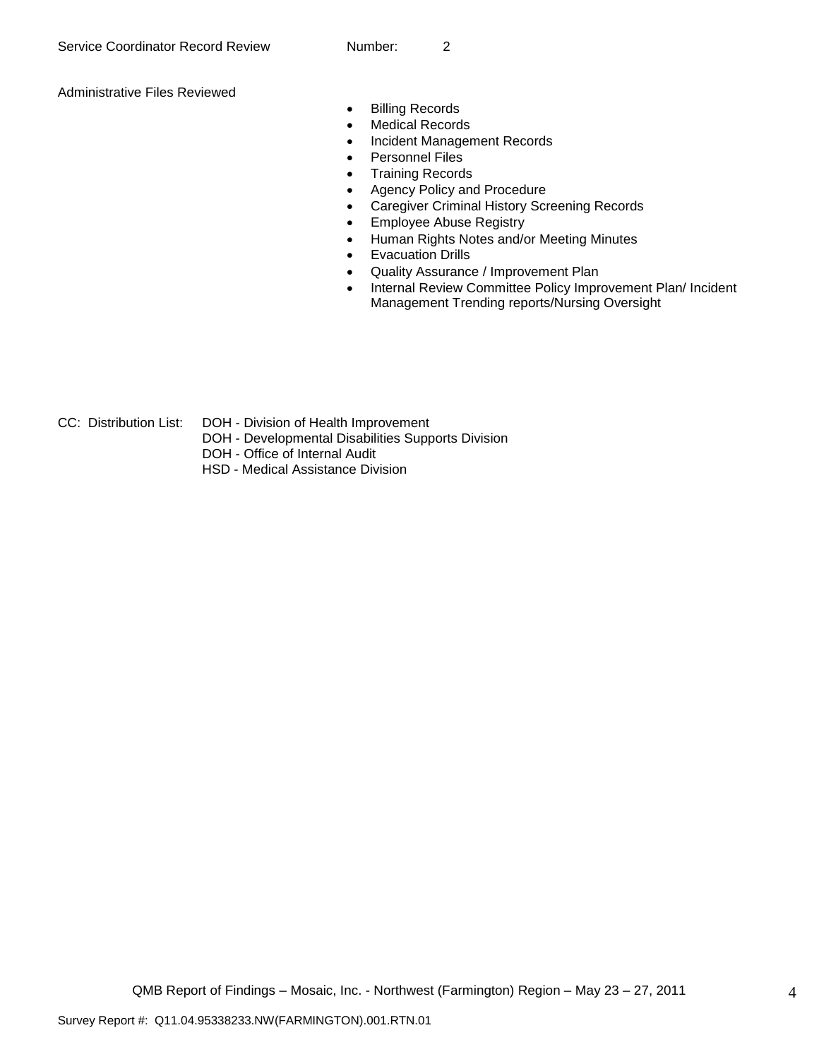Service Coordinator Record Review Number: 2

Administrative Files Reviewed

- Billing Records
- Medical Records
- Incident Management Records
- Personnel Files
- Training Records
- Agency Policy and Procedure
- Caregiver Criminal History Screening Records
- Employee Abuse Registry
- Human Rights Notes and/or Meeting Minutes
- Evacuation Drills
- Quality Assurance / Improvement Plan
- Internal Review Committee Policy Improvement Plan/ Incident Management Trending reports/Nursing Oversight

CC: Distribution List:
DOH - Division of Health Improvement
DOH - Developmental Disabilities Supports Division
DOH - Office of Internal Audit
HSD - Medical Assistance Division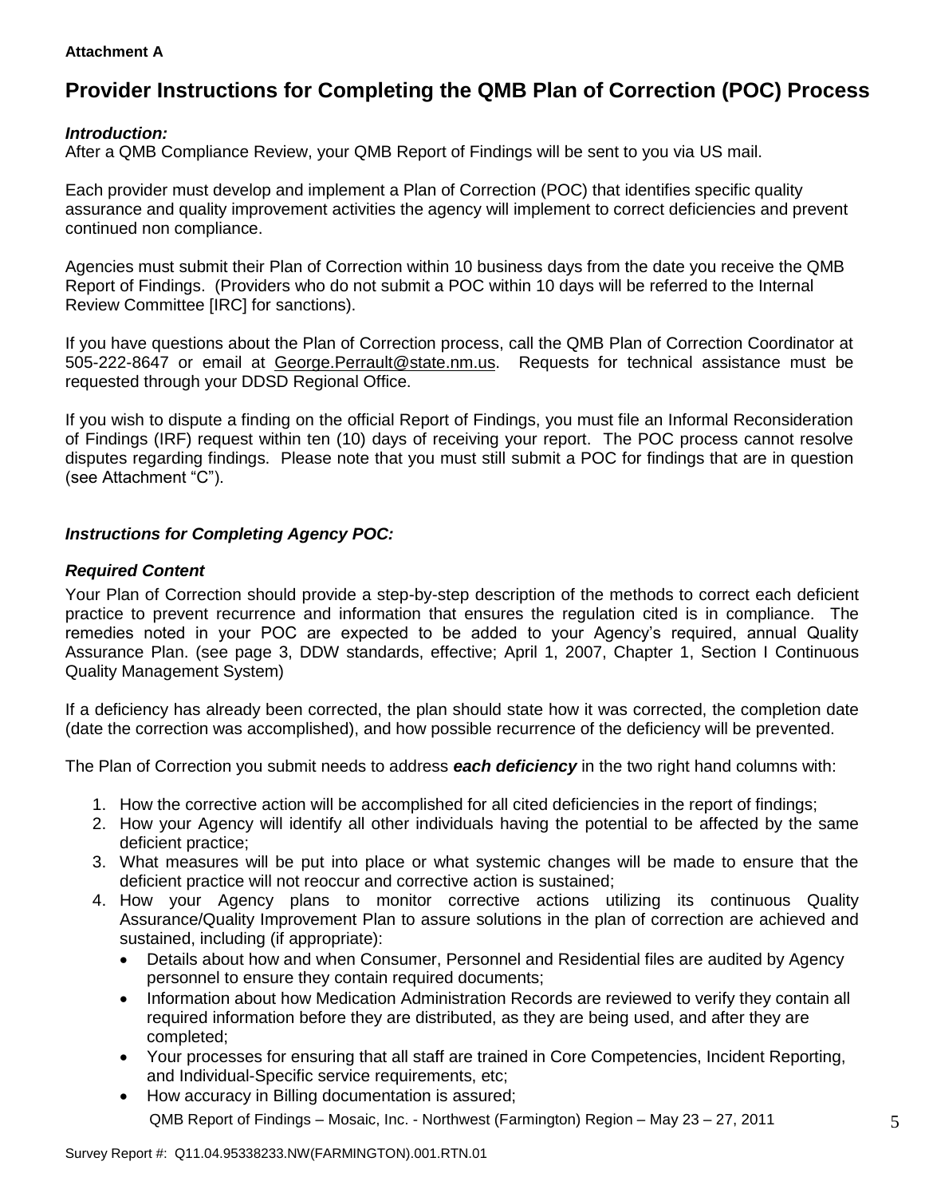**Attachment A**

# Provider Instructions for Completing the QMB Plan of Correction (POC) Process

***Introduction:***
After a QMB Compliance Review, your QMB Report of Findings will be sent to you via US mail.

Each provider must develop and implement a Plan of Correction (POC) that identifies specific quality assurance and quality improvement activities the agency will implement to correct deficiencies and prevent continued non compliance.

Agencies must submit their Plan of Correction within 10 business days from the date you receive the QMB Report of Findings. (Providers who do not submit a POC within 10 days will be referred to the Internal Review Committee [IRC] for sanctions).

If you have questions about the Plan of Correction process, call the QMB Plan of Correction Coordinator at 505-222-8647 or email at George.Perrault@state.nm.us. Requests for technical assistance must be requested through your DDSD Regional Office.

If you wish to dispute a finding on the official Report of Findings, you must file an Informal Reconsideration of Findings (IRF) request within ten (10) days of receiving your report. The POC process cannot resolve disputes regarding findings. Please note that you must still submit a POC for findings that are in question (see Attachment "C").

***Instructions for Completing Agency POC:***

***Required Content***

Your Plan of Correction should provide a step-by-step description of the methods to correct each deficient practice to prevent recurrence and information that ensures the regulation cited is in compliance. The remedies noted in your POC are expected to be added to your Agency's required, annual Quality Assurance Plan. (see page 3, DDW standards, effective; April 1, 2007, Chapter 1, Section I Continuous Quality Management System)

If a deficiency has already been corrected, the plan should state how it was corrected, the completion date (date the correction was accomplished), and how possible recurrence of the deficiency will be prevented.

The Plan of Correction you submit needs to address ***each deficiency*** in the two right hand columns with:

1. How the corrective action will be accomplished for all cited deficiencies in the report of findings;
2. How your Agency will identify all other individuals having the potential to be affected by the same deficient practice;
3. What measures will be put into place or what systemic changes will be made to ensure that the deficient practice will not reoccur and corrective action is sustained;
4. How your Agency plans to monitor corrective actions utilizing its continuous Quality Assurance/Quality Improvement Plan to assure solutions in the plan of correction are achieved and sustained, including (if appropriate):
   - Details about how and when Consumer, Personnel and Residential files are audited by Agency personnel to ensure they contain required documents;
   - Information about how Medication Administration Records are reviewed to verify they contain all required information before they are distributed, as they are being used, and after they are completed;
   - Your processes for ensuring that all staff are trained in Core Competencies, Incident Reporting, and Individual-Specific service requirements, etc;
   - How accuracy in Billing documentation is assured;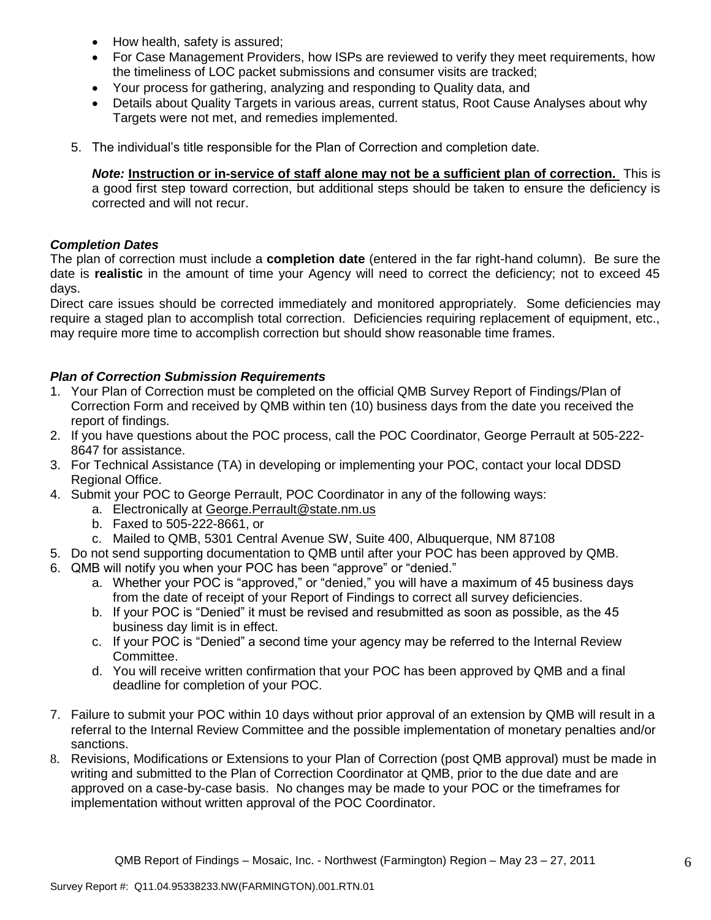- How health, safety is assured;
- For Case Management Providers, how ISPs are reviewed to verify they meet requirements, how the timeliness of LOC packet submissions and consumer visits are tracked;
- Your process for gathering, analyzing and responding to Quality data, and
- Details about Quality Targets in various areas, current status, Root Cause Analyses about why Targets were not met, and remedies implemented.

5. The individual's title responsible for the Plan of Correction and completion date.

   ***Note:*** **Instruction or in-service of staff alone may not be a sufficient plan of correction.** This is a good first step toward correction, but additional steps should be taken to ensure the deficiency is corrected and will not recur.

***Completion Dates***

The plan of correction must include a **completion date** (entered in the far right-hand column). Be sure the date is **realistic** in the amount of time your Agency will need to correct the deficiency; not to exceed 45 days.

Direct care issues should be corrected immediately and monitored appropriately. Some deficiencies may require a staged plan to accomplish total correction. Deficiencies requiring replacement of equipment, etc., may require more time to accomplish correction but should show reasonable time frames.

***Plan of Correction Submission Requirements***

1. Your Plan of Correction must be completed on the official QMB Survey Report of Findings/Plan of Correction Form and received by QMB within ten (10) business days from the date you received the report of findings.
2. If you have questions about the POC process, call the POC Coordinator, George Perrault at 505-222-8647 for assistance.
3. For Technical Assistance (TA) in developing or implementing your POC, contact your local DDSD Regional Office.
4. Submit your POC to George Perrault, POC Coordinator in any of the following ways:
   a. Electronically at George.Perrault@state.nm.us
   b. Faxed to 505-222-8661, or
   c. Mailed to QMB, 5301 Central Avenue SW, Suite 400, Albuquerque, NM 87108
5. Do not send supporting documentation to QMB until after your POC has been approved by QMB.
6. QMB will notify you when your POC has been "approve" or "denied."
   a. Whether your POC is "approved," or "denied," you will have a maximum of 45 business days from the date of receipt of your Report of Findings to correct all survey deficiencies.
   b. If your POC is "Denied" it must be revised and resubmitted as soon as possible, as the 45 business day limit is in effect.
   c. If your POC is "Denied" a second time your agency may be referred to the Internal Review Committee.
   d. You will receive written confirmation that your POC has been approved by QMB and a final deadline for completion of your POC.
7. Failure to submit your POC within 10 days without prior approval of an extension by QMB will result in a referral to the Internal Review Committee and the possible implementation of monetary penalties and/or sanctions.
8. Revisions, Modifications or Extensions to your Plan of Correction (post QMB approval) must be made in writing and submitted to the Plan of Correction Coordinator at QMB, prior to the due date and are approved on a case-by-case basis. No changes may be made to your POC or the timeframes for implementation without written approval of the POC Coordinator.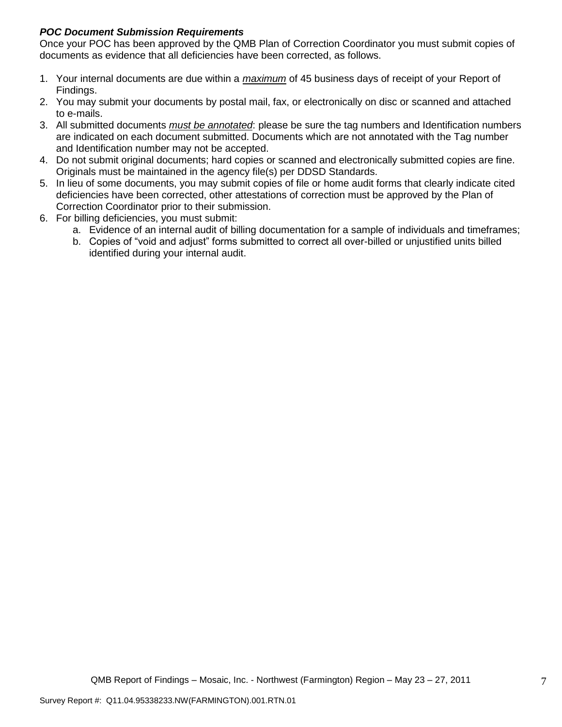***POC Document Submission Requirements***

Once your POC has been approved by the QMB Plan of Correction Coordinator you must submit copies of documents as evidence that all deficiencies have been corrected, as follows.

1. Your internal documents are due within a *maximum* of 45 business days of receipt of your Report of Findings.
2. You may submit your documents by postal mail, fax, or electronically on disc or scanned and attached to e-mails.
3. All submitted documents *must be annotated*: please be sure the tag numbers and Identification numbers are indicated on each document submitted. Documents which are not annotated with the Tag number and Identification number may not be accepted.
4. Do not submit original documents; hard copies or scanned and electronically submitted copies are fine. Originals must be maintained in the agency file(s) per DDSD Standards.
5. In lieu of some documents, you may submit copies of file or home audit forms that clearly indicate cited deficiencies have been corrected, other attestations of correction must be approved by the Plan of Correction Coordinator prior to their submission.
6. For billing deficiencies, you must submit:
    a. Evidence of an internal audit of billing documentation for a sample of individuals and timeframes;
    b. Copies of "void and adjust" forms submitted to correct all over-billed or unjustified units billed identified during your internal audit.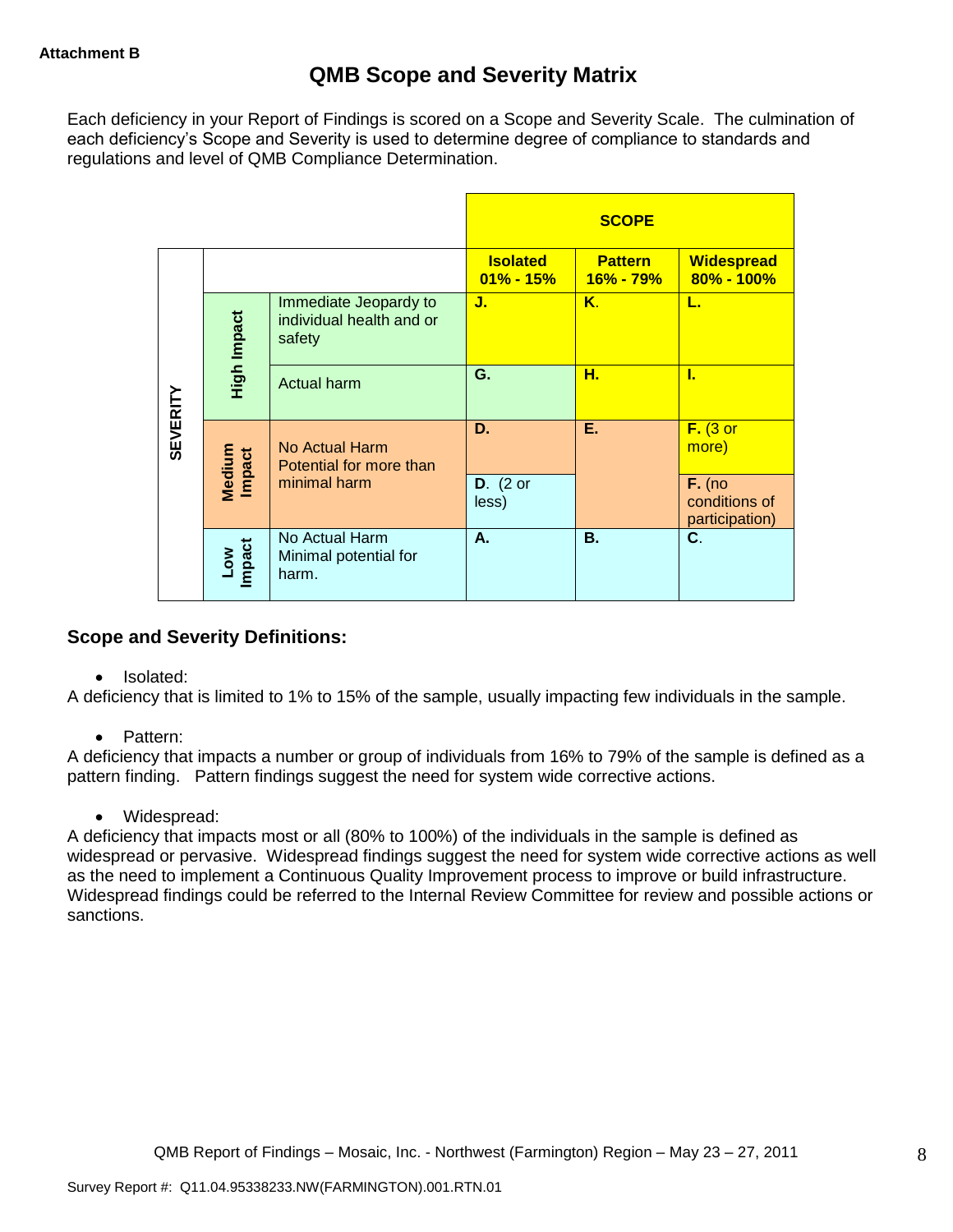**Attachment B**

# QMB Scope and Severity Matrix

Each deficiency in your Report of Findings is scored on a Scope and Severity Scale. The culmination of each deficiency's Scope and Severity is used to determine degree of compliance to standards and regulations and level of QMB Compliance Determination.

| | | | SCOPE | | |
|---|---|---|---|---|---|
| SEVERITY | | | Isolated 01% - 15% | Pattern 16% - 79% | Widespread 80% - 100% |
| | High Impact | Immediate Jeopardy to individual health and or safety | J. | K. | L. |
| | | Actual harm | G. | H. | I. |
| | Medium Impact | No Actual Harm Potential for more than minimal harm | D. | E. | F. (3 or more) |
| | | | D. (2 or less) | | F. (no conditions of participation) |
| | Low Impact | No Actual Harm Minimal potential for harm. | A. | B. | C. |

## Scope and Severity Definitions:

- Isolated:

A deficiency that is limited to 1% to 15% of the sample, usually impacting few individuals in the sample.

- Pattern:

A deficiency that impacts a number or group of individuals from 16% to 79% of the sample is defined as a pattern finding. Pattern findings suggest the need for system wide corrective actions.

- Widespread:

A deficiency that impacts most or all (80% to 100%) of the individuals in the sample is defined as widespread or pervasive. Widespread findings suggest the need for system wide corrective actions as well as the need to implement a Continuous Quality Improvement process to improve or build infrastructure. Widespread findings could be referred to the Internal Review Committee for review and possible actions or sanctions.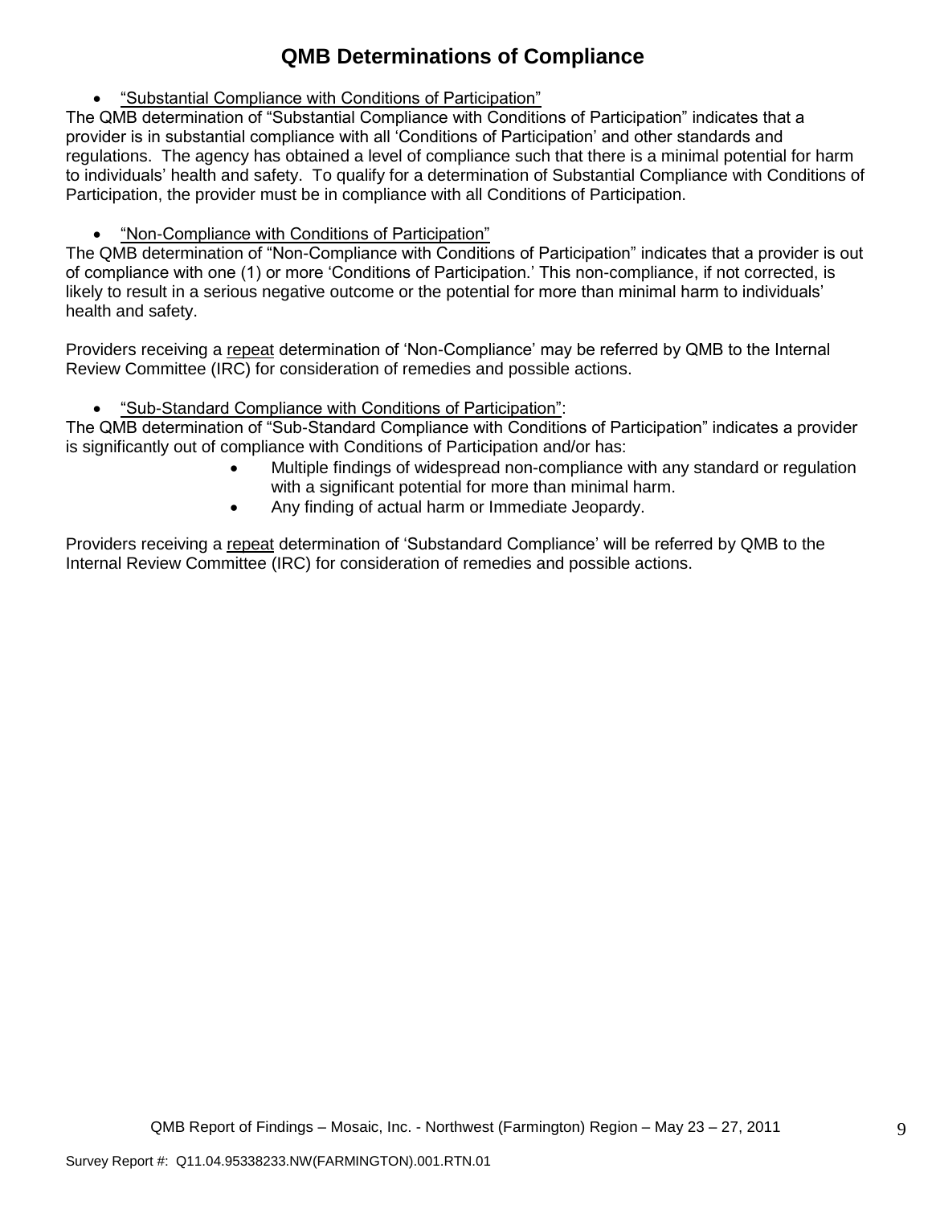# QMB Determinations of Compliance

- "Substantial Compliance with Conditions of Participation"

The QMB determination of "Substantial Compliance with Conditions of Participation" indicates that a provider is in substantial compliance with all 'Conditions of Participation' and other standards and regulations. The agency has obtained a level of compliance such that there is a minimal potential for harm to individuals' health and safety. To qualify for a determination of Substantial Compliance with Conditions of Participation, the provider must be in compliance with all Conditions of Participation.

- "Non-Compliance with Conditions of Participation"

The QMB determination of "Non-Compliance with Conditions of Participation" indicates that a provider is out of compliance with one (1) or more 'Conditions of Participation.' This non-compliance, if not corrected, is likely to result in a serious negative outcome or the potential for more than minimal harm to individuals' health and safety.

Providers receiving a repeat determination of 'Non-Compliance' may be referred by QMB to the Internal Review Committee (IRC) for consideration of remedies and possible actions.

- "Sub-Standard Compliance with Conditions of Participation":

The QMB determination of "Sub-Standard Compliance with Conditions of Participation" indicates a provider is significantly out of compliance with Conditions of Participation and/or has:

- Multiple findings of widespread non-compliance with any standard or regulation with a significant potential for more than minimal harm.
- Any finding of actual harm or Immediate Jeopardy.

Providers receiving a repeat determination of 'Substandard Compliance' will be referred by QMB to the Internal Review Committee (IRC) for consideration of remedies and possible actions.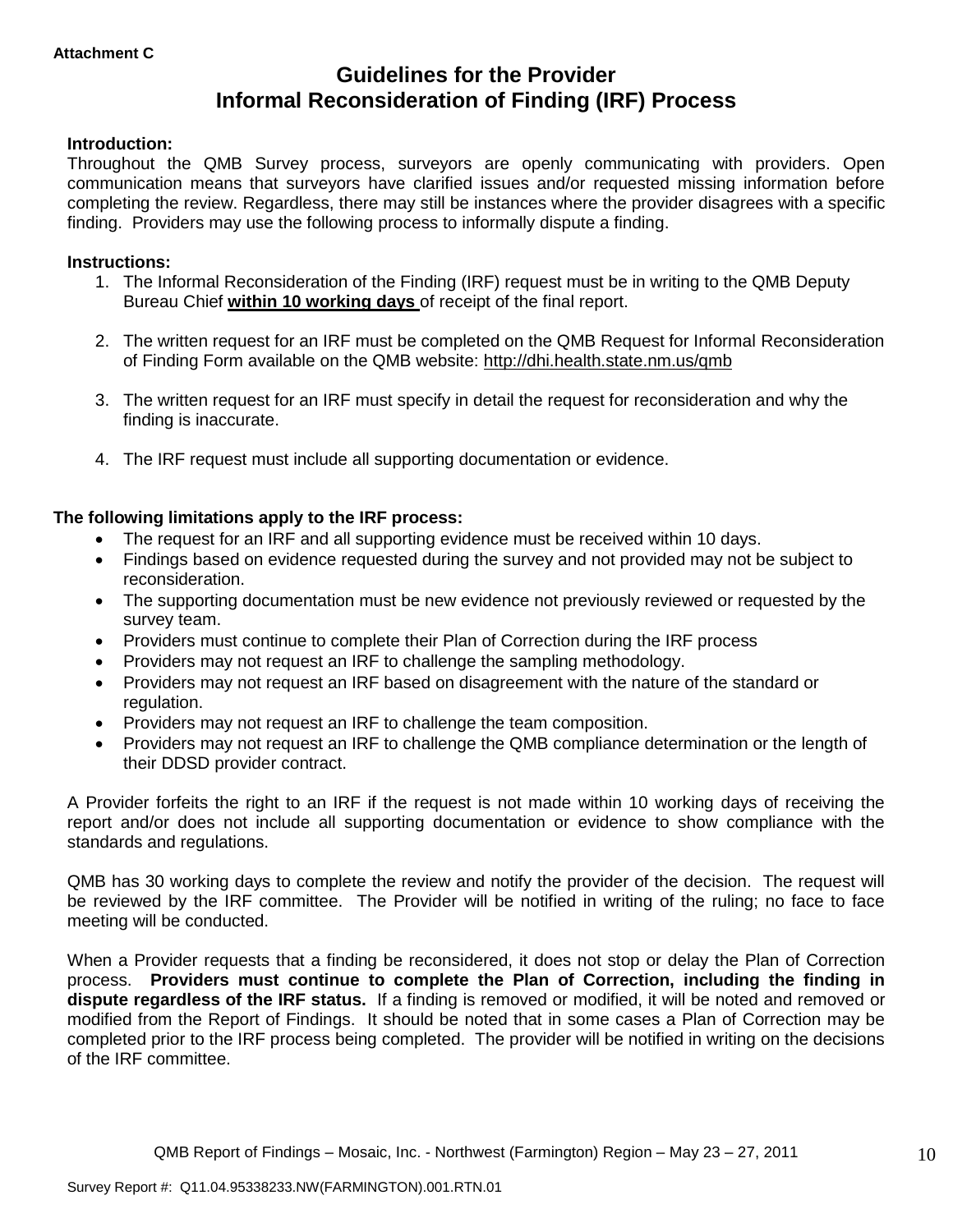**Attachment C**

# Guidelines for the Provider
# Informal Reconsideration of Finding (IRF) Process

**Introduction:**
Throughout the QMB Survey process, surveyors are openly communicating with providers. Open communication means that surveyors have clarified issues and/or requested missing information before completing the review. Regardless, there may still be instances where the provider disagrees with a specific finding. Providers may use the following process to informally dispute a finding.

**Instructions:**

1. The Informal Reconsideration of the Finding (IRF) request must be in writing to the QMB Deputy Bureau Chief **within 10 working days** of receipt of the final report.

2. The written request for an IRF must be completed on the QMB Request for Informal Reconsideration of Finding Form available on the QMB website: http://dhi.health.state.nm.us/qmb

3. The written request for an IRF must specify in detail the request for reconsideration and why the finding is inaccurate.

4. The IRF request must include all supporting documentation or evidence.

**The following limitations apply to the IRF process:**

- The request for an IRF and all supporting evidence must be received within 10 days.
- Findings based on evidence requested during the survey and not provided may not be subject to reconsideration.
- The supporting documentation must be new evidence not previously reviewed or requested by the survey team.
- Providers must continue to complete their Plan of Correction during the IRF process
- Providers may not request an IRF to challenge the sampling methodology.
- Providers may not request an IRF based on disagreement with the nature of the standard or regulation.
- Providers may not request an IRF to challenge the team composition.
- Providers may not request an IRF to challenge the QMB compliance determination or the length of their DDSD provider contract.

A Provider forfeits the right to an IRF if the request is not made within 10 working days of receiving the report and/or does not include all supporting documentation or evidence to show compliance with the standards and regulations.

QMB has 30 working days to complete the review and notify the provider of the decision. The request will be reviewed by the IRF committee. The Provider will be notified in writing of the ruling; no face to face meeting will be conducted.

When a Provider requests that a finding be reconsidered, it does not stop or delay the Plan of Correction process. **Providers must continue to complete the Plan of Correction, including the finding in dispute regardless of the IRF status.** If a finding is removed or modified, it will be noted and removed or modified from the Report of Findings. It should be noted that in some cases a Plan of Correction may be completed prior to the IRF process being completed. The provider will be notified in writing on the decisions of the IRF committee.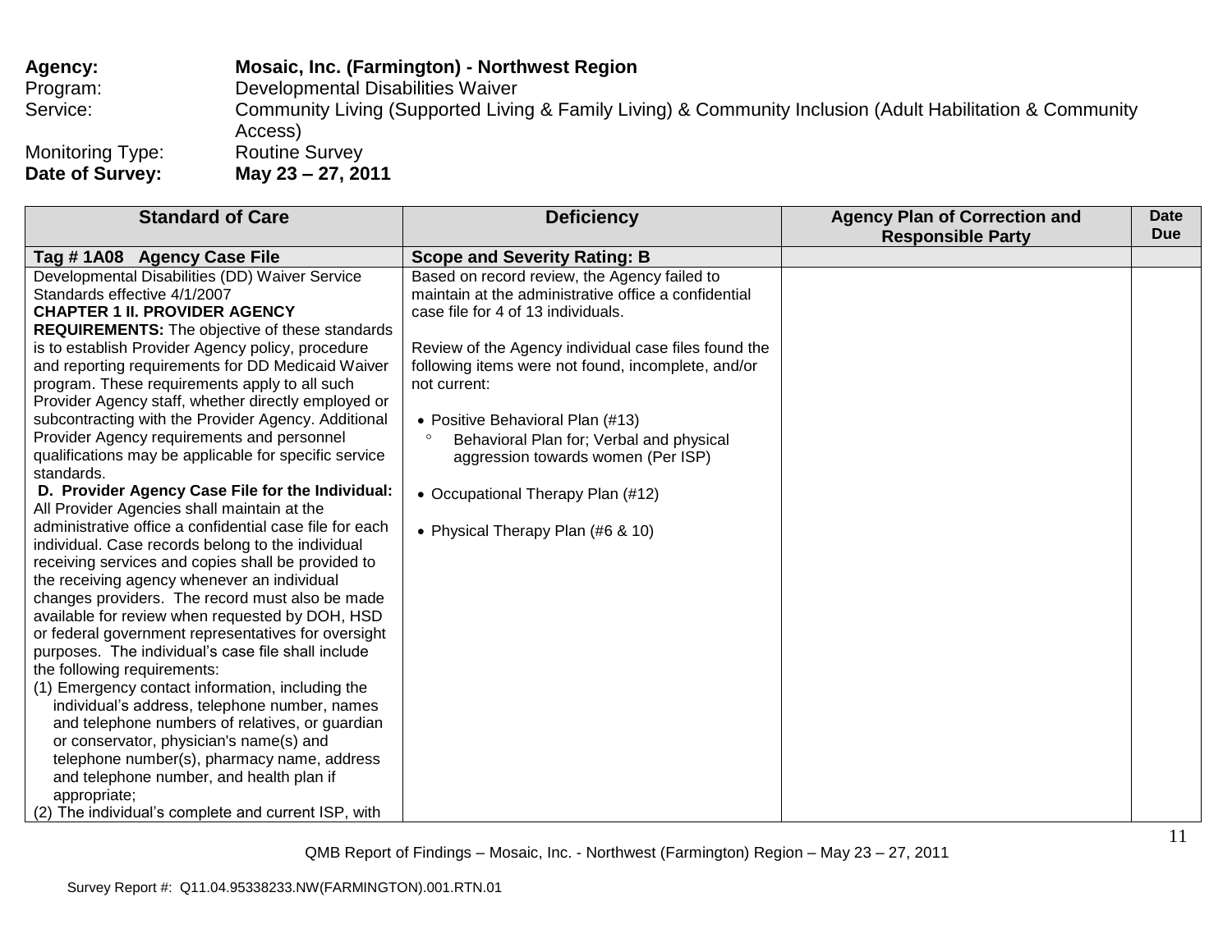**Agency:** **Mosaic, Inc. (Farmington) - Northwest Region**
Program: Developmental Disabilities Waiver
Service: Community Living (Supported Living & Family Living) & Community Inclusion (Adult Habilitation & Community Access)
Monitoring Type: Routine Survey
**Date of Survey:** **May 23 – 27, 2011**

| Standard of Care | Deficiency | Agency Plan of Correction and Responsible Party | Date Due |
|---|---|---|---|
| **Tag # 1A08 Agency Case File** | **Scope and Severity Rating: B** | | |
| Developmental Disabilities (DD) Waiver Service Standards effective 4/1/2007<br>**CHAPTER 1 II. PROVIDER AGENCY REQUIREMENTS:** The objective of these standards is to establish Provider Agency policy, procedure and reporting requirements for DD Medicaid Waiver program. These requirements apply to all such Provider Agency staff, whether directly employed or subcontracting with the Provider Agency. Additional Provider Agency requirements and personnel qualifications may be applicable for specific service standards.<br>**D. Provider Agency Case File for the Individual:** All Provider Agencies shall maintain at the administrative office a confidential case file for each individual. Case records belong to the individual receiving services and copies shall be provided to the receiving agency whenever an individual changes providers. The record must also be made available for review when requested by DOH, HSD or federal government representatives for oversight purposes. The individual's case file shall include the following requirements:<br>(1) Emergency contact information, including the individual's address, telephone number, names and telephone numbers of relatives, or guardian or conservator, physician's name(s) and telephone number(s), pharmacy name, address and telephone number, and health plan if appropriate;<br>(2) The individual's complete and current ISP, with | Based on record review, the Agency failed to maintain at the administrative office a confidential case file for 4 of 13 individuals.<br><br>Review of the Agency individual case files found the following items were not found, incomplete, and/or not current:<br><br>• Positive Behavioral Plan (#13)<br>° Behavioral Plan for; Verbal and physical aggression towards women (Per ISP)<br><br>• Occupational Therapy Plan (#12)<br><br>• Physical Therapy Plan (#6 & 10) | | |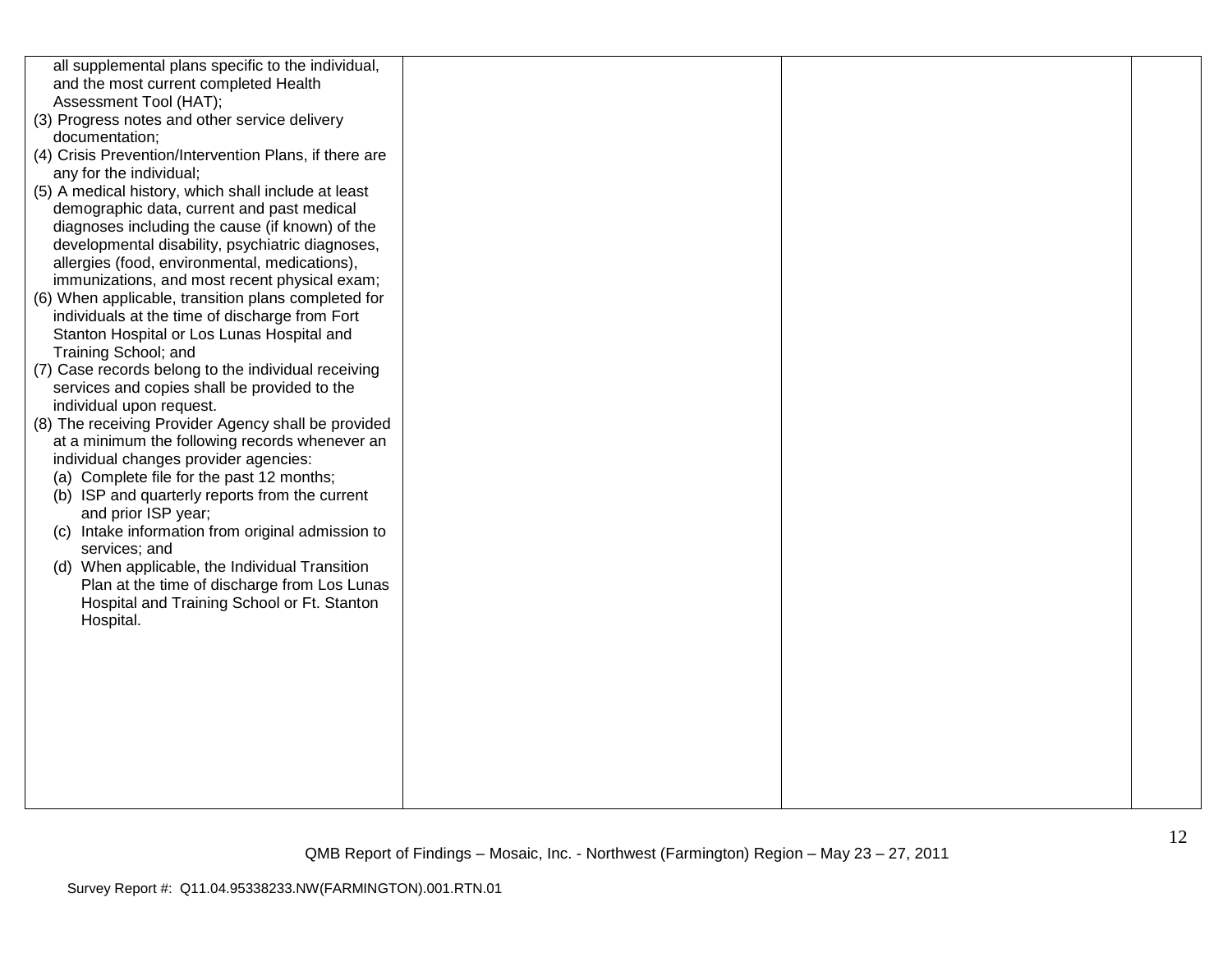| | | | |
|---|---|---|---|
| all supplemental plans specific to the individual, and the most current completed Health Assessment Tool (HAT);<br>(3) Progress notes and other service delivery documentation;<br>(4) Crisis Prevention/Intervention Plans, if there are any for the individual;<br>(5) A medical history, which shall include at least demographic data, current and past medical diagnoses including the cause (if known) of the developmental disability, psychiatric diagnoses, allergies (food, environmental, medications), immunizations, and most recent physical exam;<br>(6) When applicable, transition plans completed for individuals at the time of discharge from Fort Stanton Hospital or Los Lunas Hospital and Training School; and<br>(7) Case records belong to the individual receiving services and copies shall be provided to the individual upon request.<br>(8) The receiving Provider Agency shall be provided at a minimum the following records whenever an individual changes provider agencies:<br>(a) Complete file for the past 12 months;<br>(b) ISP and quarterly reports from the current and prior ISP year;<br>(c) Intake information from original admission to services; and<br>(d) When applicable, the Individual Transition Plan at the time of discharge from Los Lunas Hospital and Training School or Ft. Stanton Hospital. | | | |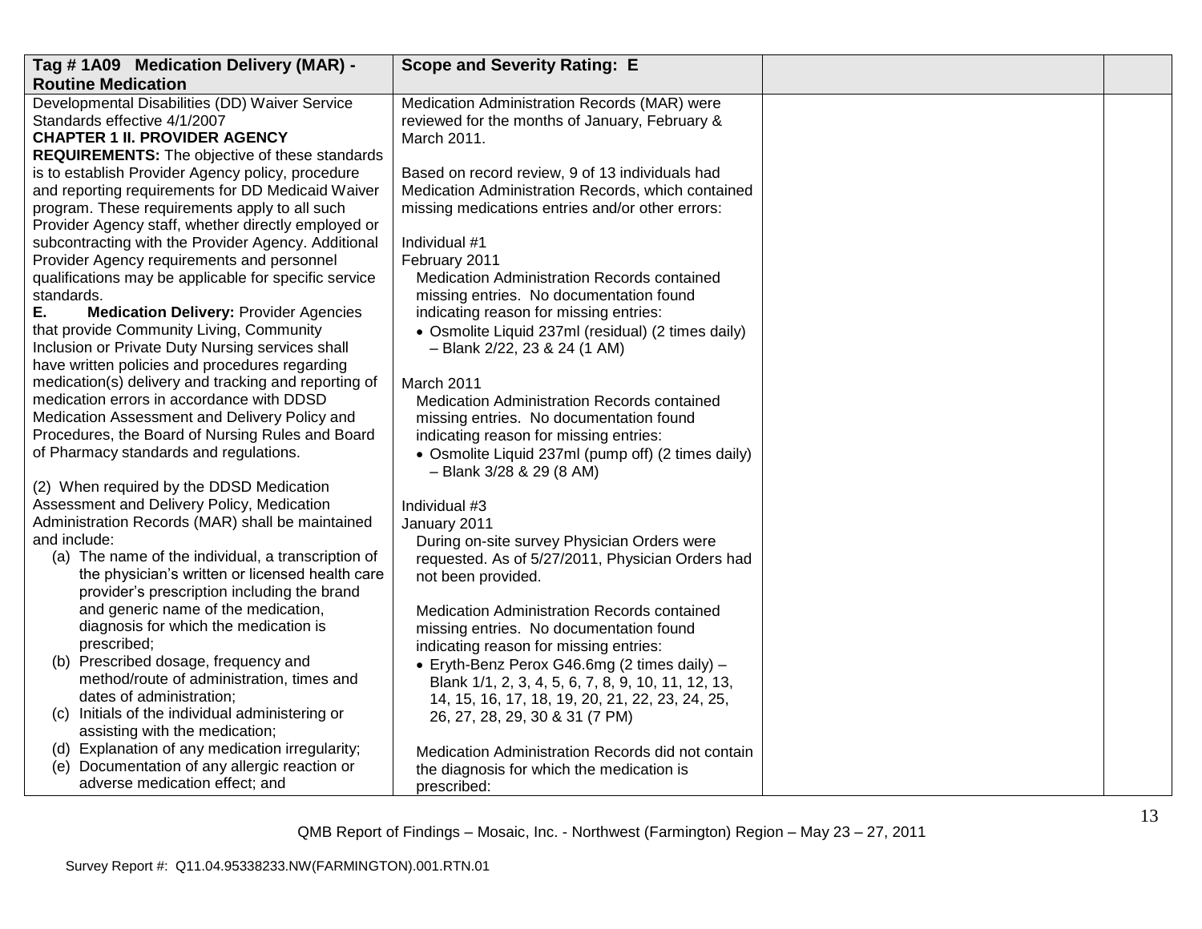| Tag # 1A09 Medication Delivery (MAR) - Routine Medication | Scope and Severity Rating: E | | |
|---|---|---|---|
| Developmental Disabilities (DD) Waiver Service Standards effective 4/1/2007<br>**CHAPTER 1 II. PROVIDER AGENCY REQUIREMENTS:** The objective of these standards is to establish Provider Agency policy, procedure and reporting requirements for DD Medicaid Waiver program. These requirements apply to all such Provider Agency staff, whether directly employed or subcontracting with the Provider Agency. Additional Provider Agency requirements and personnel qualifications may be applicable for specific service standards.<br>**E. Medication Delivery:** Provider Agencies that provide Community Living, Community Inclusion or Private Duty Nursing services shall have written policies and procedures regarding medication(s) delivery and tracking and reporting of medication errors in accordance with DDSD Medication Assessment and Delivery Policy and Procedures, the Board of Nursing Rules and Board of Pharmacy standards and regulations.<br><br>(2) When required by the DDSD Medication Assessment and Delivery Policy, Medication Administration Records (MAR) shall be maintained and include:<br>(a) The name of the individual, a transcription of the physician's written or licensed health care provider's prescription including the brand and generic name of the medication, diagnosis for which the medication is prescribed;<br>(b) Prescribed dosage, frequency and method/route of administration, times and dates of administration;<br>(c) Initials of the individual administering or assisting with the medication;<br>(d) Explanation of any medication irregularity;<br>(e) Documentation of any allergic reaction or adverse medication effect; and | Medication Administration Records (MAR) were reviewed for the months of January, February & March 2011.<br><br>Based on record review, 9 of 13 individuals had Medication Administration Records, which contained missing medications entries and/or other errors:<br><br>Individual #1<br>February 2011<br>Medication Administration Records contained missing entries. No documentation found indicating reason for missing entries:<br>• Osmolite Liquid 237ml (residual) (2 times daily) – Blank 2/22, 23 & 24 (1 AM)<br><br>March 2011<br>Medication Administration Records contained missing entries. No documentation found indicating reason for missing entries:<br>• Osmolite Liquid 237ml (pump off) (2 times daily) – Blank 3/28 & 29 (8 AM)<br><br>Individual #3<br>January 2011<br>During on-site survey Physician Orders were requested. As of 5/27/2011, Physician Orders had not been provided.<br><br>Medication Administration Records contained missing entries. No documentation found indicating reason for missing entries:<br>• Eryth-Benz Perox G46.6mg (2 times daily) – Blank 1/1, 2, 3, 4, 5, 6, 7, 8, 9, 10, 11, 12, 13, 14, 15, 16, 17, 18, 19, 20, 21, 22, 23, 24, 25, 26, 27, 28, 29, 30 & 31 (7 PM)<br><br>Medication Administration Records did not contain the diagnosis for which the medication is prescribed: | | |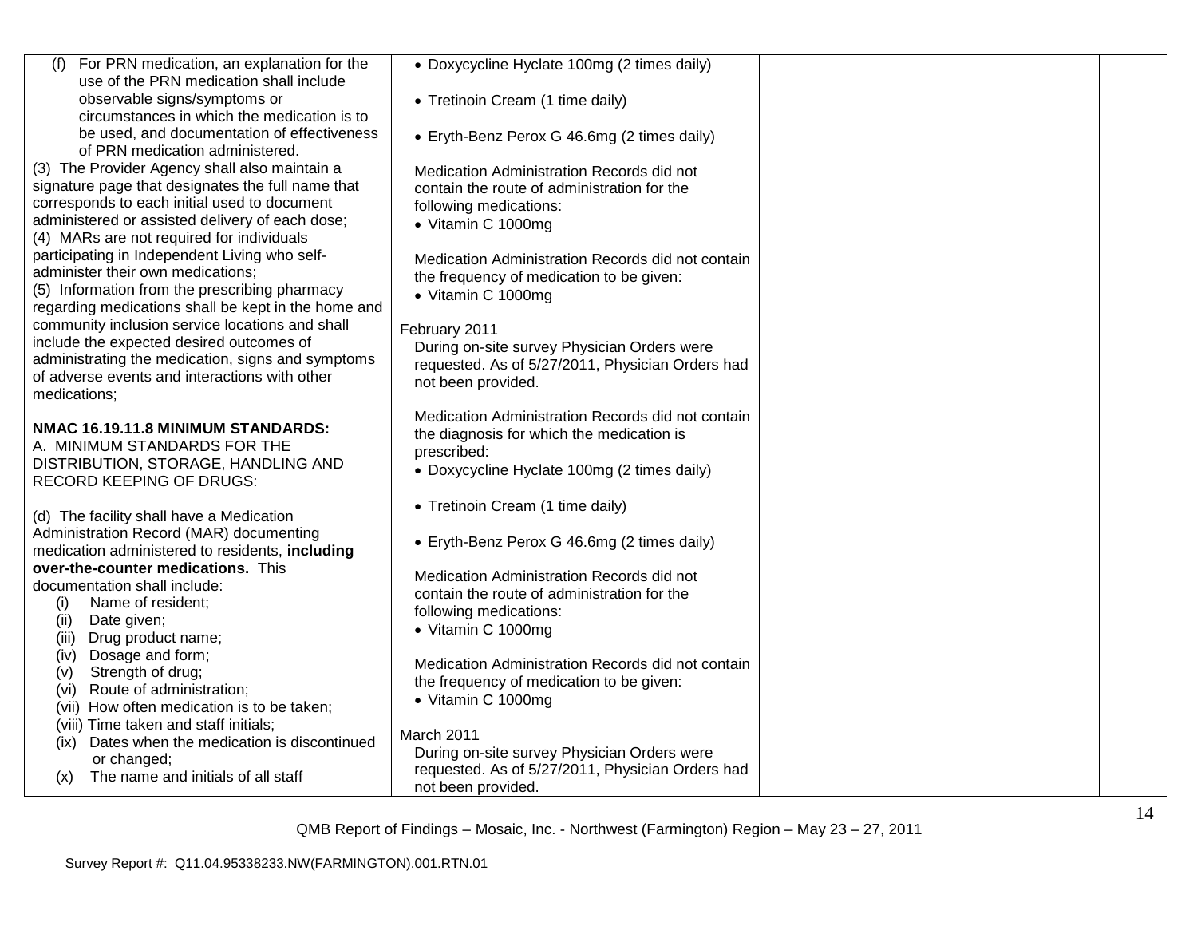| | | | |
|---|---|---|---|
| (f) For PRN medication, an explanation for the use of the PRN medication shall include observable signs/symptoms or circumstances in which the medication is to be used, and documentation of effectiveness of PRN medication administered.<br>(3) The Provider Agency shall also maintain a signature page that designates the full name that corresponds to each initial used to document administered or assisted delivery of each dose;<br>(4) MARs are not required for individuals participating in Independent Living who self-administer their own medications;<br>(5) Information from the prescribing pharmacy regarding medications shall be kept in the home and community inclusion service locations and shall include the expected desired outcomes of administrating the medication, signs and symptoms of adverse events and interactions with other medications;<br><br>**NMAC 16.19.11.8 MINIMUM STANDARDS:**<br>A. MINIMUM STANDARDS FOR THE DISTRIBUTION, STORAGE, HANDLING AND RECORD KEEPING OF DRUGS:<br><br>(d) The facility shall have a Medication Administration Record (MAR) documenting medication administered to residents, **including over-the-counter medications.** This documentation shall include:<br>(i) Name of resident;<br>(ii) Date given;<br>(iii) Drug product name;<br>(iv) Dosage and form;<br>(v) Strength of drug;<br>(vi) Route of administration;<br>(vii) How often medication is to be taken;<br>(viii) Time taken and staff initials;<br>(ix) Dates when the medication is discontinued or changed;<br>(x) The name and initials of all staff | • Doxycycline Hyclate 100mg (2 times daily)<br><br>• Tretinoin Cream (1 time daily)<br><br>• Eryth-Benz Perox G 46.6mg (2 times daily)<br><br>Medication Administration Records did not contain the route of administration for the following medications:<br>• Vitamin C 1000mg<br><br>Medication Administration Records did not contain the frequency of medication to be given:<br>• Vitamin C 1000mg<br><br>February 2011<br>During on-site survey Physician Orders were requested. As of 5/27/2011, Physician Orders had not been provided.<br><br>Medication Administration Records did not contain the diagnosis for which the medication is prescribed:<br>• Doxycycline Hyclate 100mg (2 times daily)<br><br>• Tretinoin Cream (1 time daily)<br><br>• Eryth-Benz Perox G 46.6mg (2 times daily)<br><br>Medication Administration Records did not contain the route of administration for the following medications:<br>• Vitamin C 1000mg<br><br>Medication Administration Records did not contain the frequency of medication to be given:<br>• Vitamin C 1000mg<br><br>March 2011<br>During on-site survey Physician Orders were requested. As of 5/27/2011, Physician Orders had not been provided. | | |

QMB Report of Findings – Mosaic, Inc. - Northwest (Farmington) Region – May 23 – 27, 2011

Survey Report #: Q11.04.95338233.NW(FARMINGTON).001.RTN.01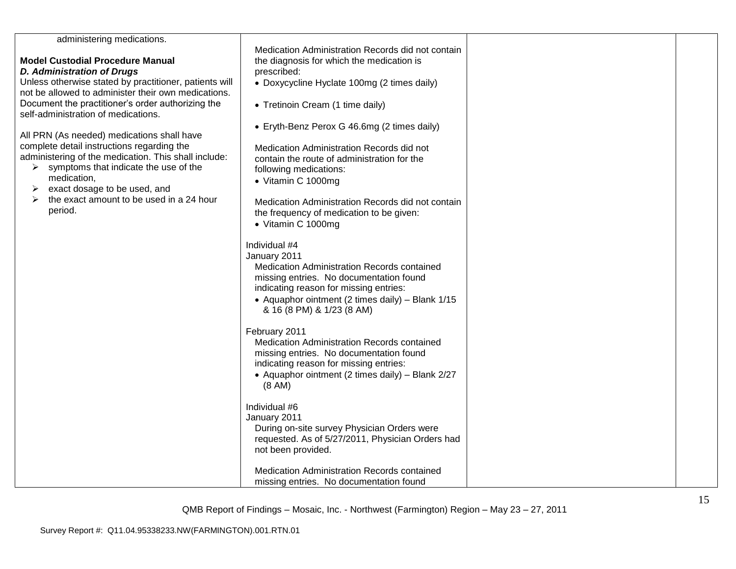| | | | |
|---|---|---|---|
| administering medications.<br><br>**Model Custodial Procedure Manual**<br>***D. Administration of Drugs***<br>Unless otherwise stated by practitioner, patients will not be allowed to administer their own medications. Document the practitioner's order authorizing the self-administration of medications.<br><br>All PRN (As needed) medications shall have complete detail instructions regarding the administering of the medication. This shall include:<br>➢ symptoms that indicate the use of the medication,<br>➢ exact dosage to be used, and<br>➢ the exact amount to be used in a 24 hour period. | Medication Administration Records did not contain the diagnosis for which the medication is prescribed:<br>• Doxycycline Hyclate 100mg (2 times daily)<br><br>• Tretinoin Cream (1 time daily)<br><br>• Eryth-Benz Perox G 46.6mg (2 times daily)<br><br>Medication Administration Records did not contain the route of administration for the following medications:<br>• Vitamin C 1000mg<br><br>Medication Administration Records did not contain the frequency of medication to be given:<br>• Vitamin C 1000mg<br><br>Individual #4<br>January 2011<br>Medication Administration Records contained missing entries. No documentation found indicating reason for missing entries:<br>• Aquaphor ointment (2 times daily) – Blank 1/15 & 16 (8 PM) & 1/23 (8 AM)<br><br>February 2011<br>Medication Administration Records contained missing entries. No documentation found indicating reason for missing entries:<br>• Aquaphor ointment (2 times daily) – Blank 2/27 (8 AM)<br><br>Individual #6<br>January 2011<br>During on-site survey Physician Orders were requested. As of 5/27/2011, Physician Orders had not been provided.<br><br>Medication Administration Records contained missing entries. No documentation found | | |

QMB Report of Findings – Mosaic, Inc. - Northwest (Farmington) Region – May 23 – 27, 2011

Survey Report #: Q11.04.95338233.NW(FARMINGTON).001.RTN.01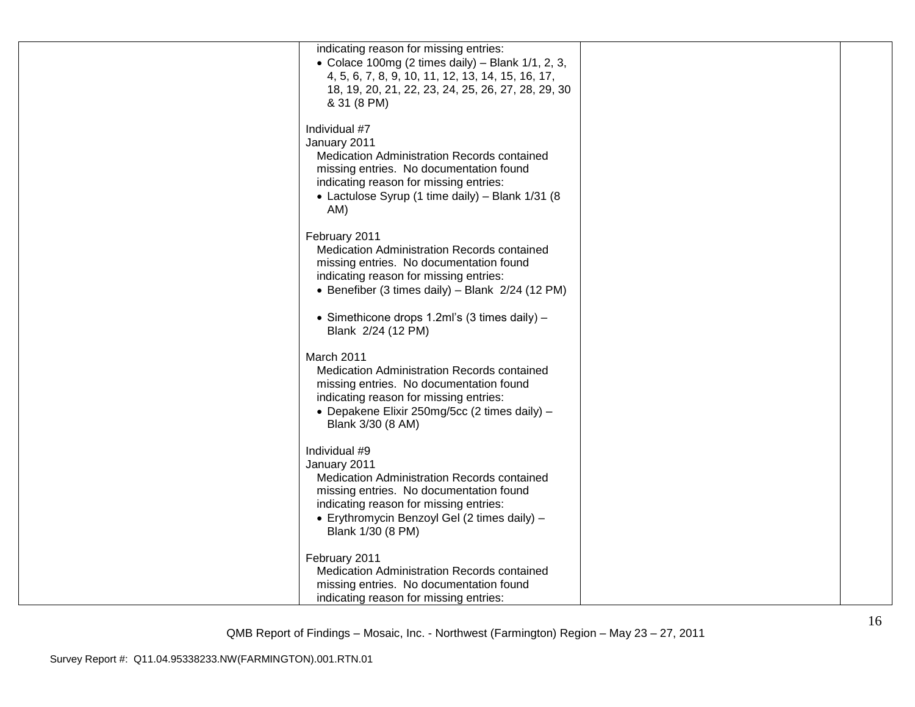| | | | |
|---|---|---|---|
| | indicating reason for missing entries:<br>• Colace 100mg (2 times daily) – Blank 1/1, 2, 3, 4, 5, 6, 7, 8, 9, 10, 11, 12, 13, 14, 15, 16, 17, 18, 19, 20, 21, 22, 23, 24, 25, 26, 27, 28, 29, 30 & 31 (8 PM)<br><br>Individual #7<br>January 2011<br>Medication Administration Records contained missing entries. No documentation found indicating reason for missing entries:<br>• Lactulose Syrup (1 time daily) – Blank 1/31 (8 AM)<br><br>February 2011<br>Medication Administration Records contained missing entries. No documentation found indicating reason for missing entries:<br>• Benefiber (3 times daily) – Blank 2/24 (12 PM)<br><br>• Simethicone drops 1.2ml's (3 times daily) – Blank 2/24 (12 PM)<br><br>March 2011<br>Medication Administration Records contained missing entries. No documentation found indicating reason for missing entries:<br>• Depakene Elixir 250mg/5cc (2 times daily) – Blank 3/30 (8 AM)<br><br>Individual #9<br>January 2011<br>Medication Administration Records contained missing entries. No documentation found indicating reason for missing entries:<br>• Erythromycin Benzoyl Gel (2 times daily) – Blank 1/30 (8 PM)<br><br>February 2011<br>Medication Administration Records contained missing entries. No documentation found indicating reason for missing entries: | | |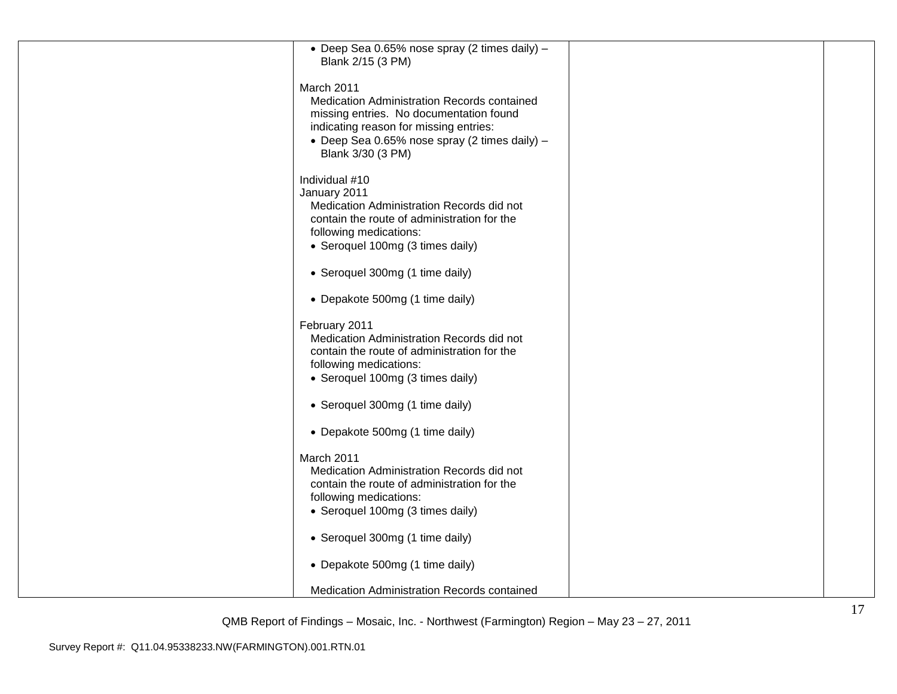| | | | |
|---|---|---|---|
| | • Deep Sea 0.65% nose spray (2 times daily) – Blank 2/15 (3 PM)<br><br>March 2011<br>Medication Administration Records contained missing entries. No documentation found indicating reason for missing entries:<br>• Deep Sea 0.65% nose spray (2 times daily) – Blank 3/30 (3 PM)<br><br>Individual #10<br>January 2011<br>Medication Administration Records did not contain the route of administration for the following medications:<br>• Seroquel 100mg (3 times daily)<br><br>• Seroquel 300mg (1 time daily)<br><br>• Depakote 500mg (1 time daily)<br><br>February 2011<br>Medication Administration Records did not contain the route of administration for the following medications:<br>• Seroquel 100mg (3 times daily)<br><br>• Seroquel 300mg (1 time daily)<br><br>• Depakote 500mg (1 time daily)<br><br>March 2011<br>Medication Administration Records did not contain the route of administration for the following medications:<br>• Seroquel 100mg (3 times daily)<br><br>• Seroquel 300mg (1 time daily)<br><br>• Depakote 500mg (1 time daily)<br><br>Medication Administration Records contained | | |

QMB Report of Findings – Mosaic, Inc. - Northwest (Farmington) Region – May 23 – 27, 2011

Survey Report #: Q11.04.95338233.NW(FARMINGTON).001.RTN.01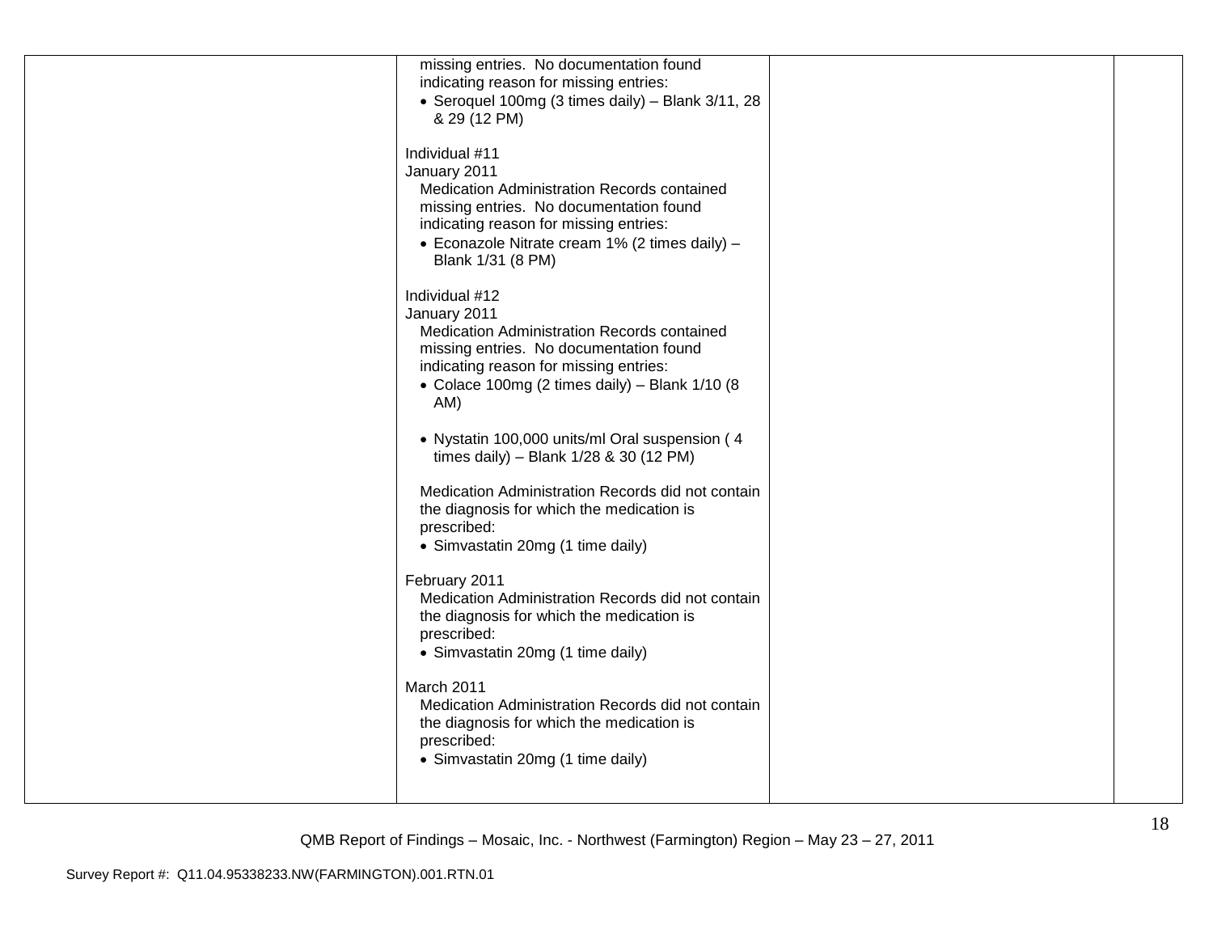| | | | |
|---|---|---|---|
| | missing entries. No documentation found indicating reason for missing entries:<br>• Seroquel 100mg (3 times daily) – Blank 3/11, 28 & 29 (12 PM)<br><br>Individual #11<br>January 2011<br>Medication Administration Records contained missing entries. No documentation found indicating reason for missing entries:<br>• Econazole Nitrate cream 1% (2 times daily) – Blank 1/31 (8 PM)<br><br>Individual #12<br>January 2011<br>Medication Administration Records contained missing entries. No documentation found indicating reason for missing entries:<br>• Colace 100mg (2 times daily) – Blank 1/10 (8 AM)<br><br>• Nystatin 100,000 units/ml Oral suspension ( 4 times daily) – Blank 1/28 & 30 (12 PM)<br><br>Medication Administration Records did not contain the diagnosis for which the medication is prescribed:<br>• Simvastatin 20mg (1 time daily)<br><br>February 2011<br>Medication Administration Records did not contain the diagnosis for which the medication is prescribed:<br>• Simvastatin 20mg (1 time daily)<br><br>March 2011<br>Medication Administration Records did not contain the diagnosis for which the medication is prescribed:<br>• Simvastatin 20mg (1 time daily) | | |

QMB Report of Findings – Mosaic, Inc. - Northwest (Farmington) Region – May 23 – 27, 2011

Survey Report #: Q11.04.95338233.NW(FARMINGTON).001.RTN.01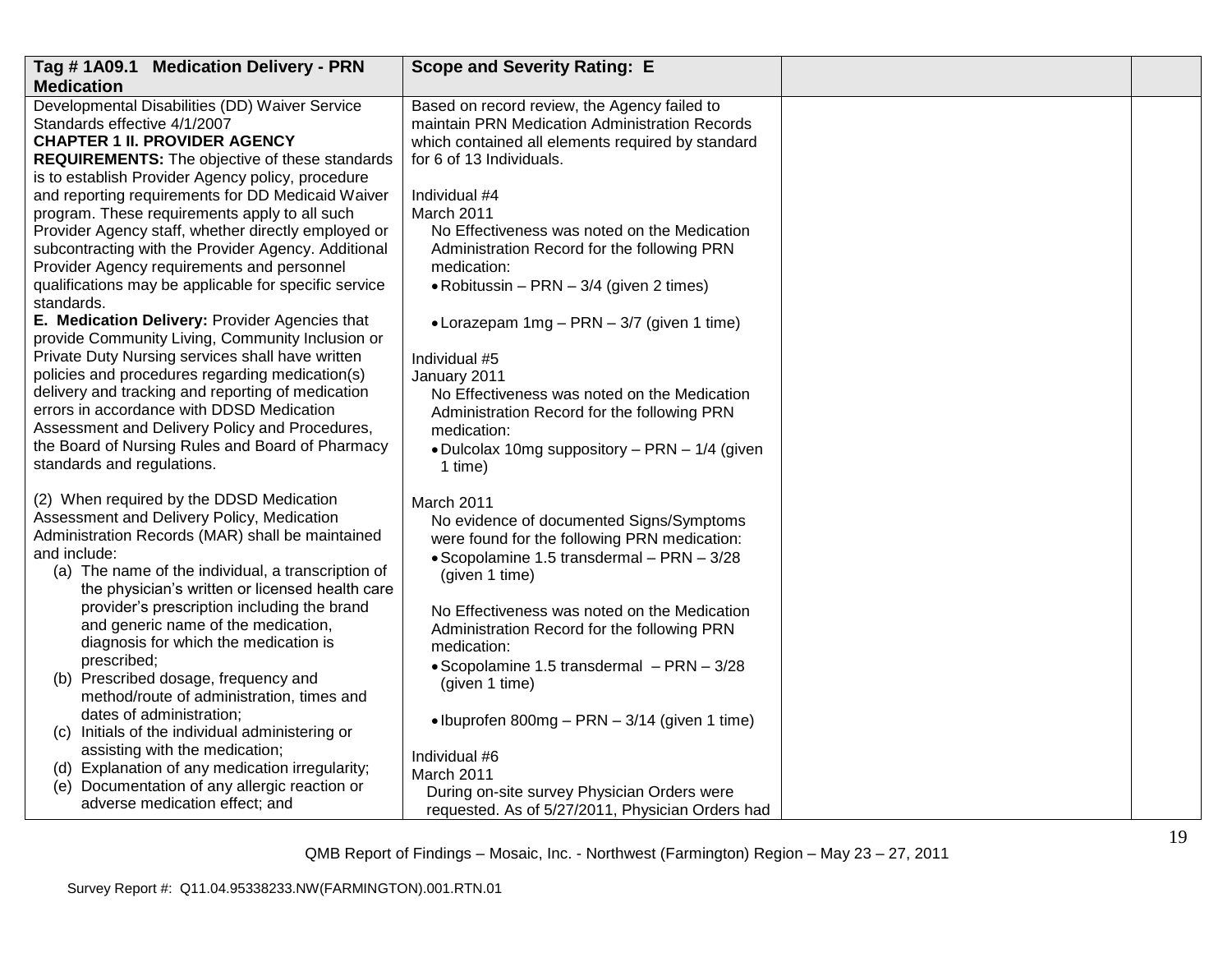| Tag # 1A09.1 Medication Delivery - PRN Medication | Scope and Severity Rating: E | | |
|---|---|---|---|
| Developmental Disabilities (DD) Waiver Service Standards effective 4/1/2007<br>**CHAPTER 1 II. PROVIDER AGENCY REQUIREMENTS:** The objective of these standards is to establish Provider Agency policy, procedure and reporting requirements for DD Medicaid Waiver program. These requirements apply to all such Provider Agency staff, whether directly employed or subcontracting with the Provider Agency. Additional Provider Agency requirements and personnel qualifications may be applicable for specific service standards.<br>**E. Medication Delivery:** Provider Agencies that provide Community Living, Community Inclusion or Private Duty Nursing services shall have written policies and procedures regarding medication(s) delivery and tracking and reporting of medication errors in accordance with DDSD Medication Assessment and Delivery Policy and Procedures, the Board of Nursing Rules and Board of Pharmacy standards and regulations.<br><br>(2) When required by the DDSD Medication Assessment and Delivery Policy, Medication Administration Records (MAR) shall be maintained and include:<br>(a) The name of the individual, a transcription of the physician's written or licensed health care provider's prescription including the brand and generic name of the medication, diagnosis for which the medication is prescribed;<br>(b) Prescribed dosage, frequency and method/route of administration, times and dates of administration;<br>(c) Initials of the individual administering or assisting with the medication;<br>(d) Explanation of any medication irregularity;<br>(e) Documentation of any allergic reaction or adverse medication effect; and | Based on record review, the Agency failed to maintain PRN Medication Administration Records which contained all elements required by standard for 6 of 13 Individuals.<br><br>Individual #4<br>March 2011<br>No Effectiveness was noted on the Medication Administration Record for the following PRN medication:<br>• Robitussin – PRN – 3/4 (given 2 times)<br><br>• Lorazepam 1mg – PRN – 3/7 (given 1 time)<br><br>Individual #5<br>January 2011<br>No Effectiveness was noted on the Medication Administration Record for the following PRN medication:<br>• Dulcolax 10mg suppository – PRN – 1/4 (given 1 time)<br><br>March 2011<br>No evidence of documented Signs/Symptoms were found for the following PRN medication:<br>• Scopolamine 1.5 transdermal – PRN – 3/28 (given 1 time)<br><br>No Effectiveness was noted on the Medication Administration Record for the following PRN medication:<br>• Scopolamine 1.5 transdermal – PRN – 3/28 (given 1 time)<br><br>• Ibuprofen 800mg – PRN – 3/14 (given 1 time)<br><br>Individual #6<br>March 2011<br>During on-site survey Physician Orders were requested. As of 5/27/2011, Physician Orders had | | |

QMB Report of Findings – Mosaic, Inc. - Northwest (Farmington) Region – May 23 – 27, 2011

Survey Report #: Q11.04.95338233.NW(FARMINGTON).001.RTN.01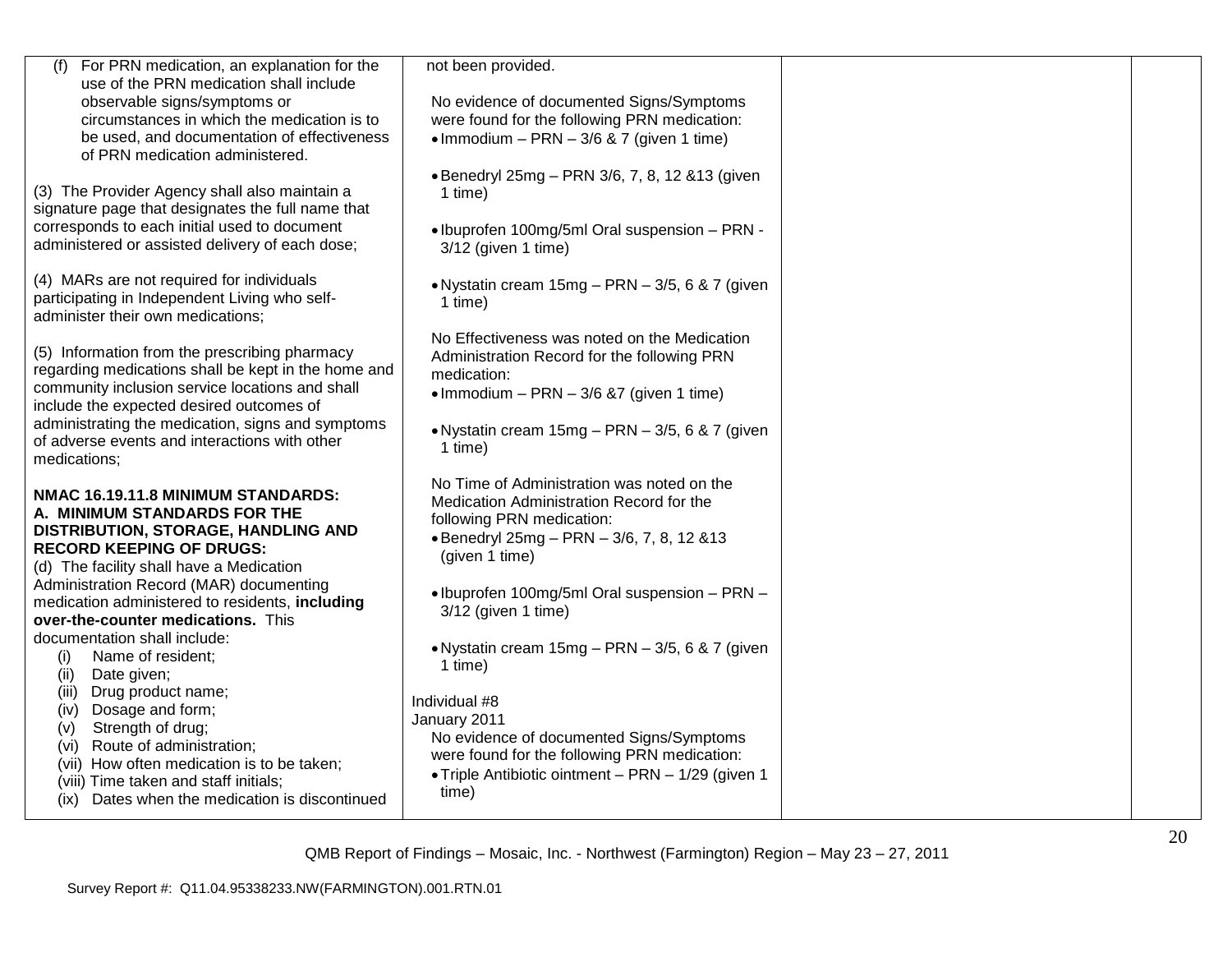| | | | |
|---|---|---|---|
| (f) For PRN medication, an explanation for the use of the PRN medication shall include observable signs/symptoms or circumstances in which the medication is to be used, and documentation of effectiveness of PRN medication administered.<br><br>(3) The Provider Agency shall also maintain a signature page that designates the full name that corresponds to each initial used to document administered or assisted delivery of each dose;<br><br>(4) MARs are not required for individuals participating in Independent Living who self-administer their own medications;<br><br>(5) Information from the prescribing pharmacy regarding medications shall be kept in the home and community inclusion service locations and shall include the expected desired outcomes of administrating the medication, signs and symptoms of adverse events and interactions with other medications;<br><br>**NMAC 16.19.11.8 MINIMUM STANDARDS: A. MINIMUM STANDARDS FOR THE DISTRIBUTION, STORAGE, HANDLING AND RECORD KEEPING OF DRUGS:**<br>(d) The facility shall have a Medication Administration Record (MAR) documenting medication administered to residents, **including over-the-counter medications.** This documentation shall include:<br>(i) Name of resident;<br>(ii) Date given;<br>(iii) Drug product name;<br>(iv) Dosage and form;<br>(v) Strength of drug;<br>(vi) Route of administration;<br>(vii) How often medication is to be taken;<br>(viii) Time taken and staff initials;<br>(ix) Dates when the medication is discontinued | not been provided.<br><br>No evidence of documented Signs/Symptoms were found for the following PRN medication:<br>• Immodium – PRN – 3/6 & 7 (given 1 time)<br><br>• Benedryl 25mg – PRN 3/6, 7, 8, 12 &13 (given 1 time)<br><br>• Ibuprofen 100mg/5ml Oral suspension – PRN - 3/12 (given 1 time)<br><br>• Nystatin cream 15mg – PRN – 3/5, 6 & 7 (given 1 time)<br><br>No Effectiveness was noted on the Medication Administration Record for the following PRN medication:<br>• Immodium – PRN – 3/6 &7 (given 1 time)<br><br>• Nystatin cream 15mg – PRN – 3/5, 6 & 7 (given 1 time)<br><br>No Time of Administration was noted on the Medication Administration Record for the following PRN medication:<br>• Benedryl 25mg – PRN – 3/6, 7, 8, 12 &13 (given 1 time)<br><br>• Ibuprofen 100mg/5ml Oral suspension – PRN – 3/12 (given 1 time)<br><br>• Nystatin cream 15mg – PRN – 3/5, 6 & 7 (given 1 time)<br><br>Individual #8<br>January 2011<br>No evidence of documented Signs/Symptoms were found for the following PRN medication:<br>• Triple Antibiotic ointment – PRN – 1/29 (given 1 time) | | |

QMB Report of Findings – Mosaic, Inc. - Northwest (Farmington) Region – May 23 – 27, 2011

Survey Report #: Q11.04.95338233.NW(FARMINGTON).001.RTN.01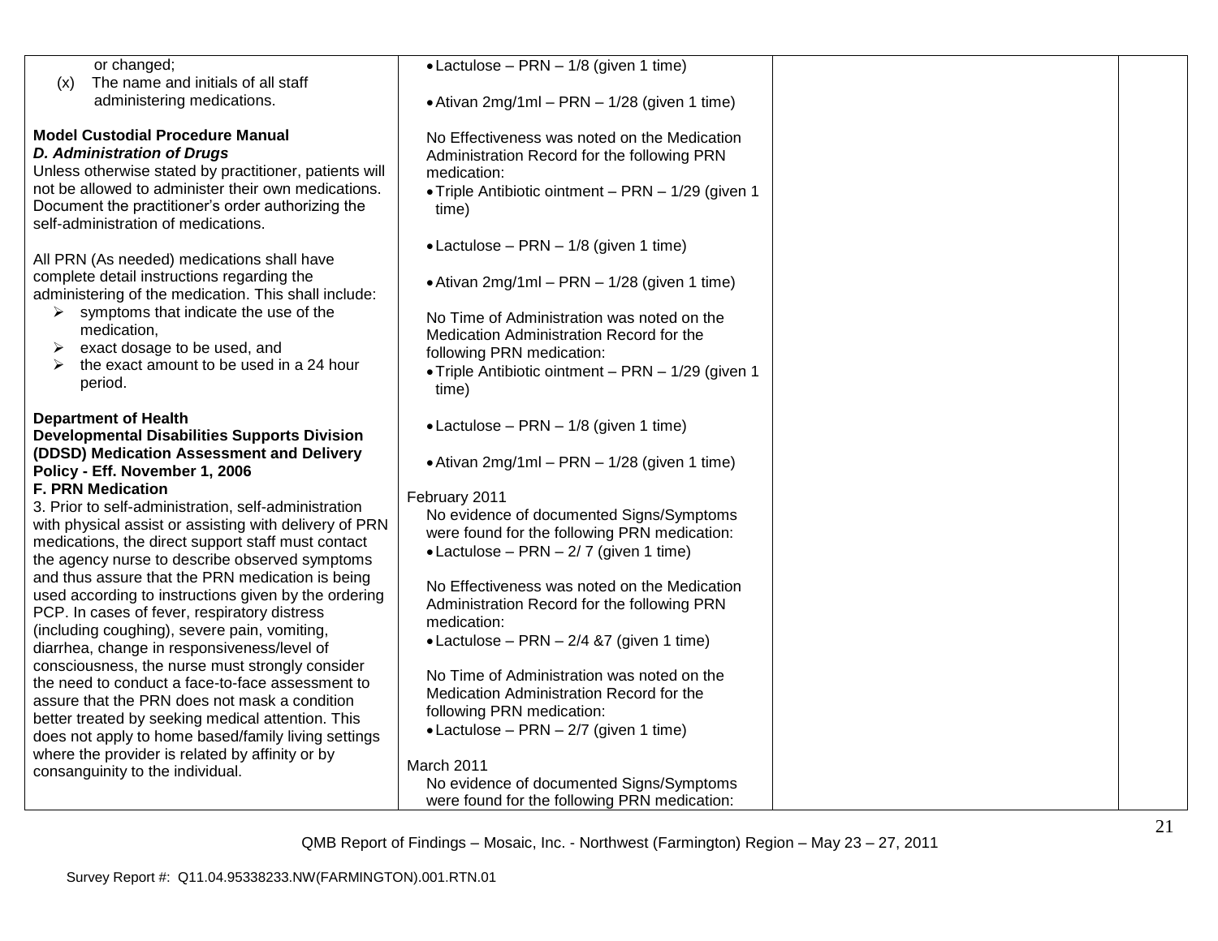| | | | |
|---|---|---|---|
| or changed;<br>(x) The name and initials of all staff administering medications.<br><br>**Model Custodial Procedure Manual**<br>***D. Administration of Drugs***<br>Unless otherwise stated by practitioner, patients will not be allowed to administer their own medications. Document the practitioner's order authorizing the self-administration of medications.<br><br>All PRN (As needed) medications shall have complete detail instructions regarding the administering of the medication. This shall include:<br>➢ symptoms that indicate the use of the medication,<br>➢ exact dosage to be used, and<br>➢ the exact amount to be used in a 24 hour period.<br><br>**Department of Health Developmental Disabilities Supports Division (DDSD) Medication Assessment and Delivery Policy - Eff. November 1, 2006**<br>**F. PRN Medication**<br>3. Prior to self-administration, self-administration with physical assist or assisting with delivery of PRN medications, the direct support staff must contact the agency nurse to describe observed symptoms and thus assure that the PRN medication is being used according to instructions given by the ordering PCP. In cases of fever, respiratory distress (including coughing), severe pain, vomiting, diarrhea, change in responsiveness/level of consciousness, the nurse must strongly consider the need to conduct a face-to-face assessment to assure that the PRN does not mask a condition better treated by seeking medical attention. This does not apply to home based/family living settings where the provider is related by affinity or by consanguinity to the individual. | • Lactulose – PRN – 1/8 (given 1 time)<br><br>• Ativan 2mg/1ml – PRN – 1/28 (given 1 time)<br><br>No Effectiveness was noted on the Medication Administration Record for the following PRN medication:<br>• Triple Antibiotic ointment – PRN – 1/29 (given 1 time)<br><br>• Lactulose – PRN – 1/8 (given 1 time)<br><br>• Ativan 2mg/1ml – PRN – 1/28 (given 1 time)<br><br>No Time of Administration was noted on the Medication Administration Record for the following PRN medication:<br>• Triple Antibiotic ointment – PRN – 1/29 (given 1 time)<br><br>• Lactulose – PRN – 1/8 (given 1 time)<br><br>• Ativan 2mg/1ml – PRN – 1/28 (given 1 time)<br><br>February 2011<br>No evidence of documented Signs/Symptoms were found for the following PRN medication:<br>• Lactulose – PRN – 2/ 7 (given 1 time)<br><br>No Effectiveness was noted on the Medication Administration Record for the following PRN medication:<br>• Lactulose – PRN – 2/4 &7 (given 1 time)<br><br>No Time of Administration was noted on the Medication Administration Record for the following PRN medication:<br>• Lactulose – PRN – 2/7 (given 1 time)<br><br>March 2011<br>No evidence of documented Signs/Symptoms were found for the following PRN medication: | | |

QMB Report of Findings – Mosaic, Inc. - Northwest (Farmington) Region – May 23 – 27, 2011

Survey Report #: Q11.04.95338233.NW(FARMINGTON).001.RTN.01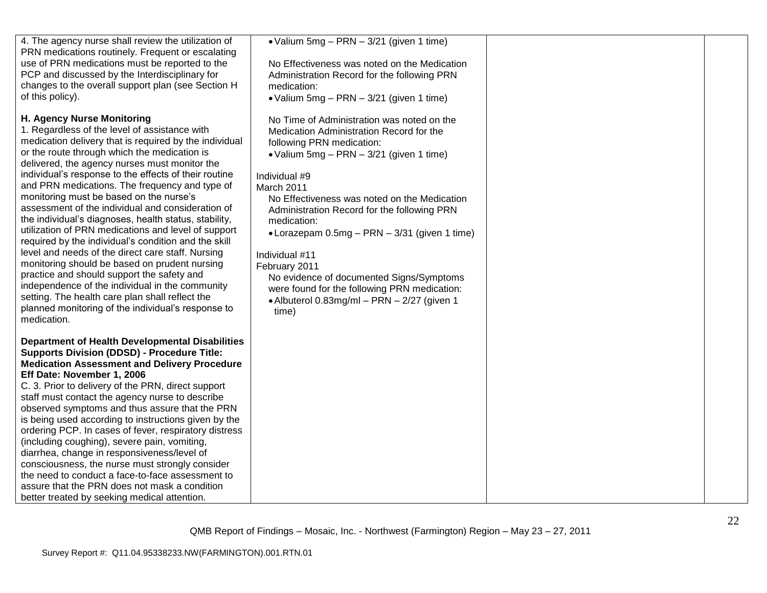| | | | |
|---|---|---|---|
| 4. The agency nurse shall review the utilization of PRN medications routinely. Frequent or escalating use of PRN medications must be reported to the PCP and discussed by the Interdisciplinary for changes to the overall support plan (see Section H of this policy).<br><br>**H. Agency Nurse Monitoring**<br>1. Regardless of the level of assistance with medication delivery that is required by the individual or the route through which the medication is delivered, the agency nurses must monitor the individual's response to the effects of their routine and PRN medications. The frequency and type of monitoring must be based on the nurse's assessment of the individual and consideration of the individual's diagnoses, health status, stability, utilization of PRN medications and level of support required by the individual's condition and the skill level and needs of the direct care staff. Nursing monitoring should be based on prudent nursing practice and should support the safety and independence of the individual in the community setting. The health care plan shall reflect the planned monitoring of the individual's response to medication.<br><br>**Department of Health Developmental Disabilities Supports Division (DDSD) - Procedure Title: Medication Assessment and Delivery Procedure Eff Date: November 1, 2006**<br>C. 3. Prior to delivery of the PRN, direct support staff must contact the agency nurse to describe observed symptoms and thus assure that the PRN is being used according to instructions given by the ordering PCP. In cases of fever, respiratory distress (including coughing), severe pain, vomiting, diarrhea, change in responsiveness/level of consciousness, the nurse must strongly consider the need to conduct a face-to-face assessment to assure that the PRN does not mask a condition better treated by seeking medical attention. | • Valium 5mg – PRN – 3/21 (given 1 time)<br><br>No Effectiveness was noted on the Medication Administration Record for the following PRN medication:<br>• Valium 5mg – PRN – 3/21 (given 1 time)<br><br>No Time of Administration was noted on the Medication Administration Record for the following PRN medication:<br>• Valium 5mg – PRN – 3/21 (given 1 time)<br><br>Individual #9<br>March 2011<br>No Effectiveness was noted on the Medication Administration Record for the following PRN medication:<br>• Lorazepam 0.5mg – PRN – 3/31 (given 1 time)<br><br>Individual #11<br>February 2011<br>No evidence of documented Signs/Symptoms were found for the following PRN medication:<br>• Albuterol 0.83mg/ml – PRN – 2/27 (given 1 time) | | |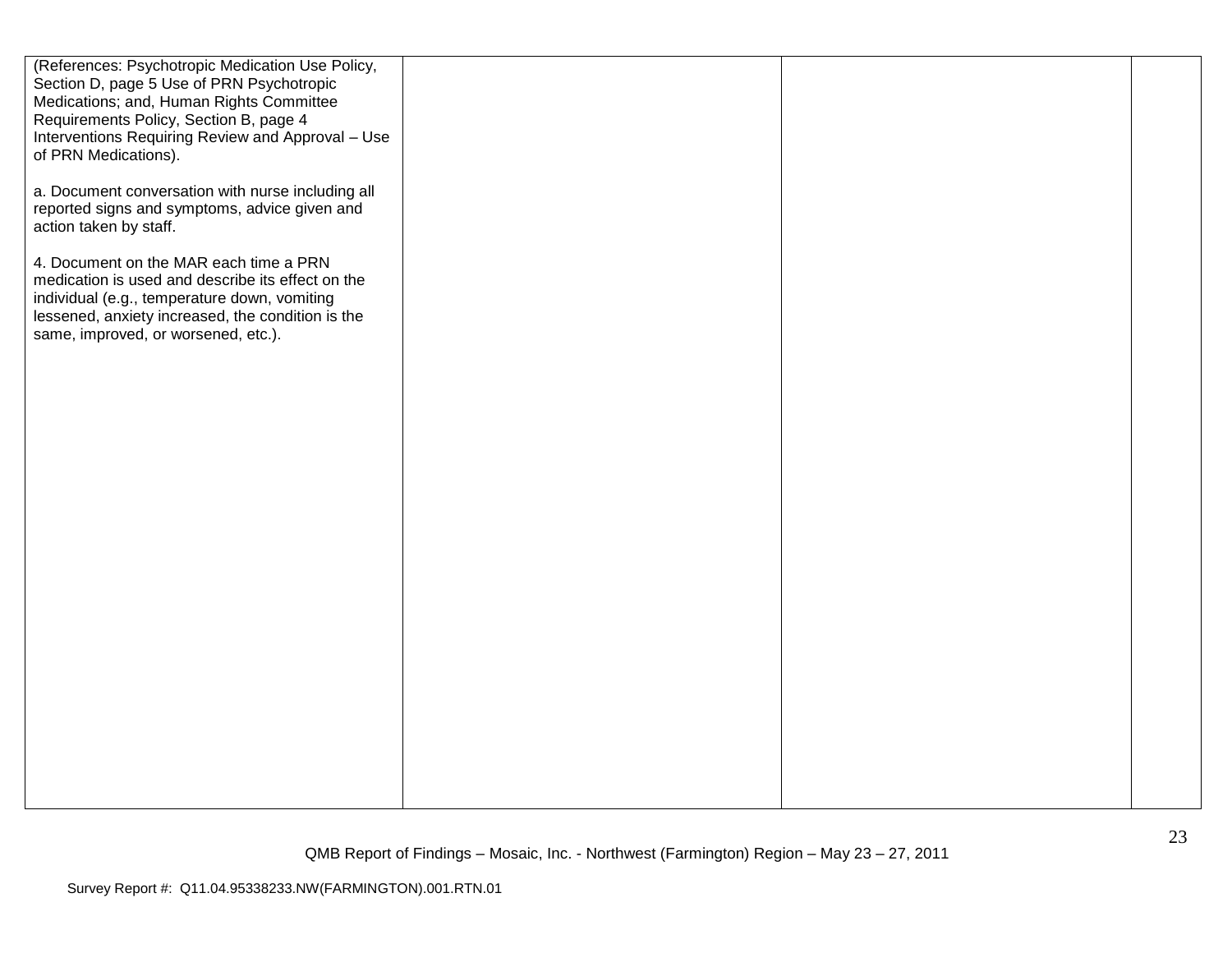| | | | |
|---|---|---|---|
| (References: Psychotropic Medication Use Policy, Section D, page 5 Use of PRN Psychotropic Medications; and, Human Rights Committee Requirements Policy, Section B, page 4 Interventions Requiring Review and Approval – Use of PRN Medications).<br><br>a. Document conversation with nurse including all reported signs and symptoms, advice given and action taken by staff.<br><br>4. Document on the MAR each time a PRN medication is used and describe its effect on the individual (e.g., temperature down, vomiting lessened, anxiety increased, the condition is the same, improved, or worsened, etc.). | | | |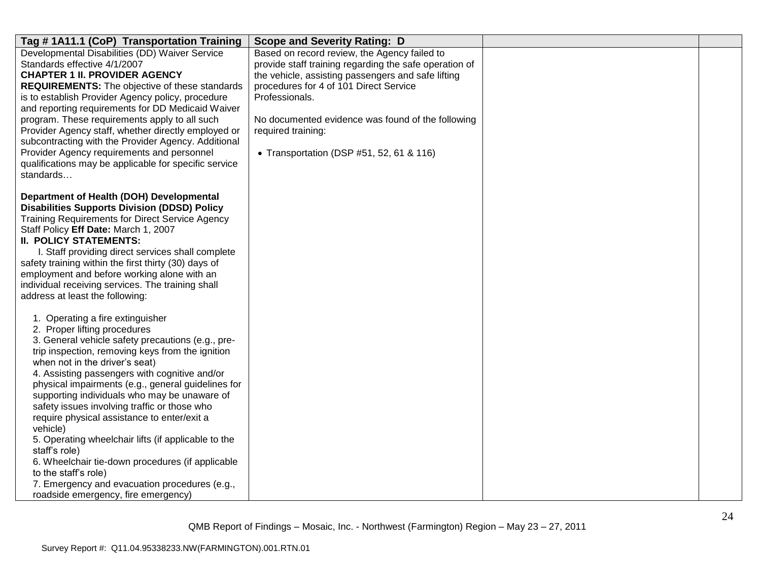| Tag # 1A11.1 (CoP) Transportation Training | Scope and Severity Rating: D | | |
|---|---|---|---|
| Developmental Disabilities (DD) Waiver Service Standards effective 4/1/2007<br>**CHAPTER 1 II. PROVIDER AGENCY REQUIREMENTS:** The objective of these standards is to establish Provider Agency policy, procedure and reporting requirements for DD Medicaid Waiver program. These requirements apply to all such Provider Agency staff, whether directly employed or subcontracting with the Provider Agency. Additional Provider Agency requirements and personnel qualifications may be applicable for specific service standards…<br><br>**Department of Health (DOH) Developmental Disabilities Supports Division (DDSD) Policy** Training Requirements for Direct Service Agency Staff Policy **Eff Date:** March 1, 2007<br>**II. POLICY STATEMENTS:**<br>I. Staff providing direct services shall complete safety training within the first thirty (30) days of employment and before working alone with an individual receiving services. The training shall address at least the following:<br><br>1. Operating a fire extinguisher<br>2. Proper lifting procedures<br>3. General vehicle safety precautions (e.g., pre-trip inspection, removing keys from the ignition when not in the driver's seat)<br>4. Assisting passengers with cognitive and/or physical impairments (e.g., general guidelines for supporting individuals who may be unaware of safety issues involving traffic or those who require physical assistance to enter/exit a vehicle)<br>5. Operating wheelchair lifts (if applicable to the staff's role)<br>6. Wheelchair tie-down procedures (if applicable to the staff's role)<br>7. Emergency and evacuation procedures (e.g., roadside emergency, fire emergency) | Based on record review, the Agency failed to provide staff training regarding the safe operation of the vehicle, assisting passengers and safe lifting procedures for 4 of 101 Direct Service Professionals.<br><br>No documented evidence was found of the following required training:<br><br>• Transportation (DSP #51, 52, 61 & 116) | | |

QMB Report of Findings – Mosaic, Inc. - Northwest (Farmington) Region – May 23 – 27, 2011

Survey Report #: Q11.04.95338233.NW(FARMINGTON).001.RTN.01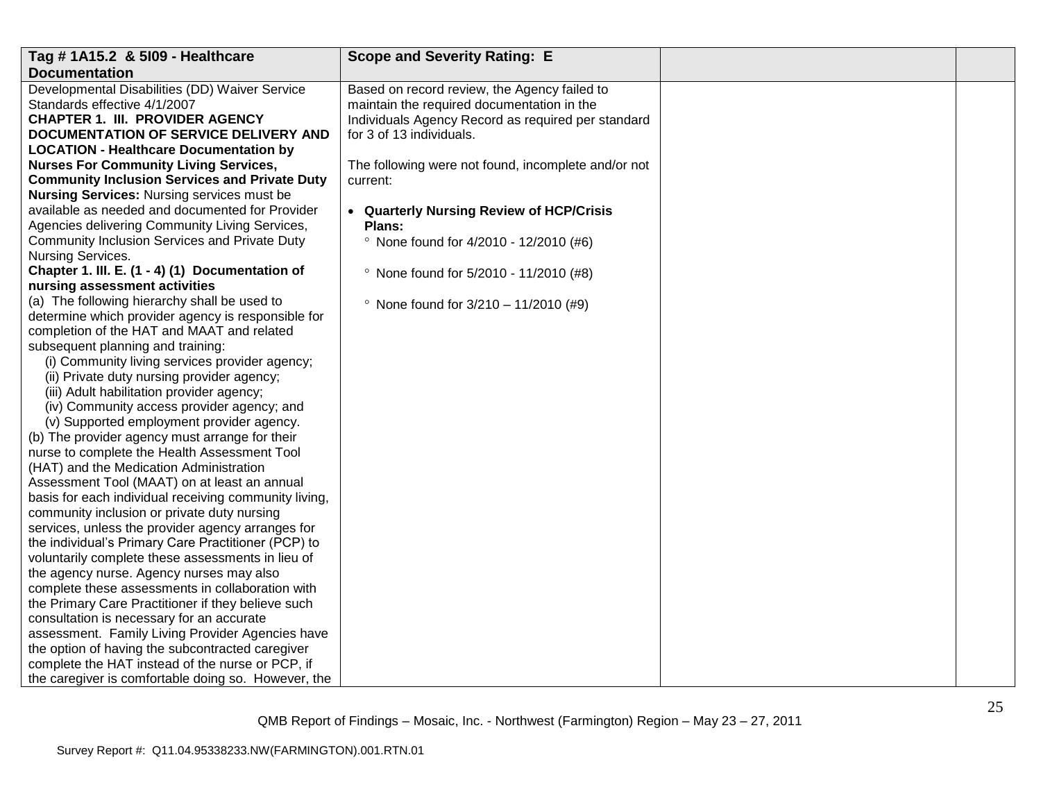| Tag # 1A15.2 & 5I09 - Healthcare Documentation | Scope and Severity Rating: E | | |
|---|---|---|---|
| Developmental Disabilities (DD) Waiver Service Standards effective 4/1/2007<br>**CHAPTER 1. III. PROVIDER AGENCY DOCUMENTATION OF SERVICE DELIVERY AND LOCATION - Healthcare Documentation by Nurses For Community Living Services, Community Inclusion Services and Private Duty Nursing Services:** Nursing services must be available as needed and documented for Provider Agencies delivering Community Living Services, Community Inclusion Services and Private Duty Nursing Services.<br>**Chapter 1. III. E. (1 - 4) (1) Documentation of nursing assessment activities**<br>(a) The following hierarchy shall be used to determine which provider agency is responsible for completion of the HAT and MAAT and related subsequent planning and training:<br>(i) Community living services provider agency;<br>(ii) Private duty nursing provider agency;<br>(iii) Adult habilitation provider agency;<br>(iv) Community access provider agency; and<br>(v) Supported employment provider agency.<br>(b) The provider agency must arrange for their nurse to complete the Health Assessment Tool (HAT) and the Medication Administration Assessment Tool (MAAT) on at least an annual basis for each individual receiving community living, community inclusion or private duty nursing services, unless the provider agency arranges for the individual's Primary Care Practitioner (PCP) to voluntarily complete these assessments in lieu of the agency nurse. Agency nurses may also complete these assessments in collaboration with the Primary Care Practitioner if they believe such consultation is necessary for an accurate assessment. Family Living Provider Agencies have the option of having the subcontracted caregiver complete the HAT instead of the nurse or PCP, if the caregiver is comfortable doing so. However, the | Based on record review, the Agency failed to maintain the required documentation in the Individuals Agency Record as required per standard for 3 of 13 individuals.<br><br>The following were not found, incomplete and/or not current:<br><br>• **Quarterly Nursing Review of HCP/Crisis Plans:**<br>° None found for 4/2010 - 12/2010 (#6)<br><br>° None found for 5/2010 - 11/2010 (#8)<br><br>° None found for 3/210 – 11/2010 (#9) | | |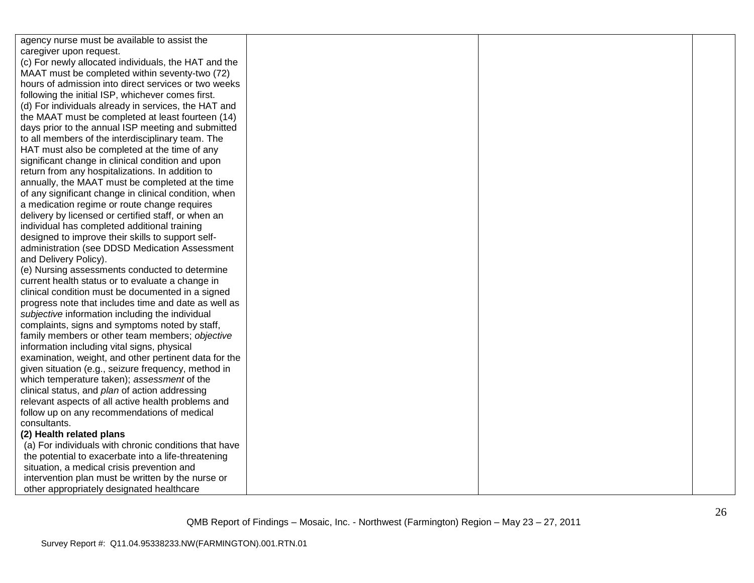| | | | |
|---|---|---|---|
| agency nurse must be available to assist the caregiver upon request.<br>(c) For newly allocated individuals, the HAT and the MAAT must be completed within seventy-two (72) hours of admission into direct services or two weeks following the initial ISP, whichever comes first.<br>(d) For individuals already in services, the HAT and the MAAT must be completed at least fourteen (14) days prior to the annual ISP meeting and submitted to all members of the interdisciplinary team. The HAT must also be completed at the time of any significant change in clinical condition and upon return from any hospitalizations. In addition to annually, the MAAT must be completed at the time of any significant change in clinical condition, when a medication regime or route change requires delivery by licensed or certified staff, or when an individual has completed additional training designed to improve their skills to support self-administration (see DDSD Medication Assessment and Delivery Policy).<br>(e) Nursing assessments conducted to determine current health status or to evaluate a change in clinical condition must be documented in a signed progress note that includes time and date as well as *subjective* information including the individual complaints, signs and symptoms noted by staff, family members or other team members; *objective* information including vital signs, physical examination, weight, and other pertinent data for the given situation (e.g., seizure frequency, method in which temperature taken); *assessment* of the clinical status, and *plan* of action addressing relevant aspects of all active health problems and follow up on any recommendations of medical consultants.<br>**(2) Health related plans**<br>(a) For individuals with chronic conditions that have the potential to exacerbate into a life-threatening situation, a medical crisis prevention and intervention plan must be written by the nurse or other appropriately designated healthcare | | | |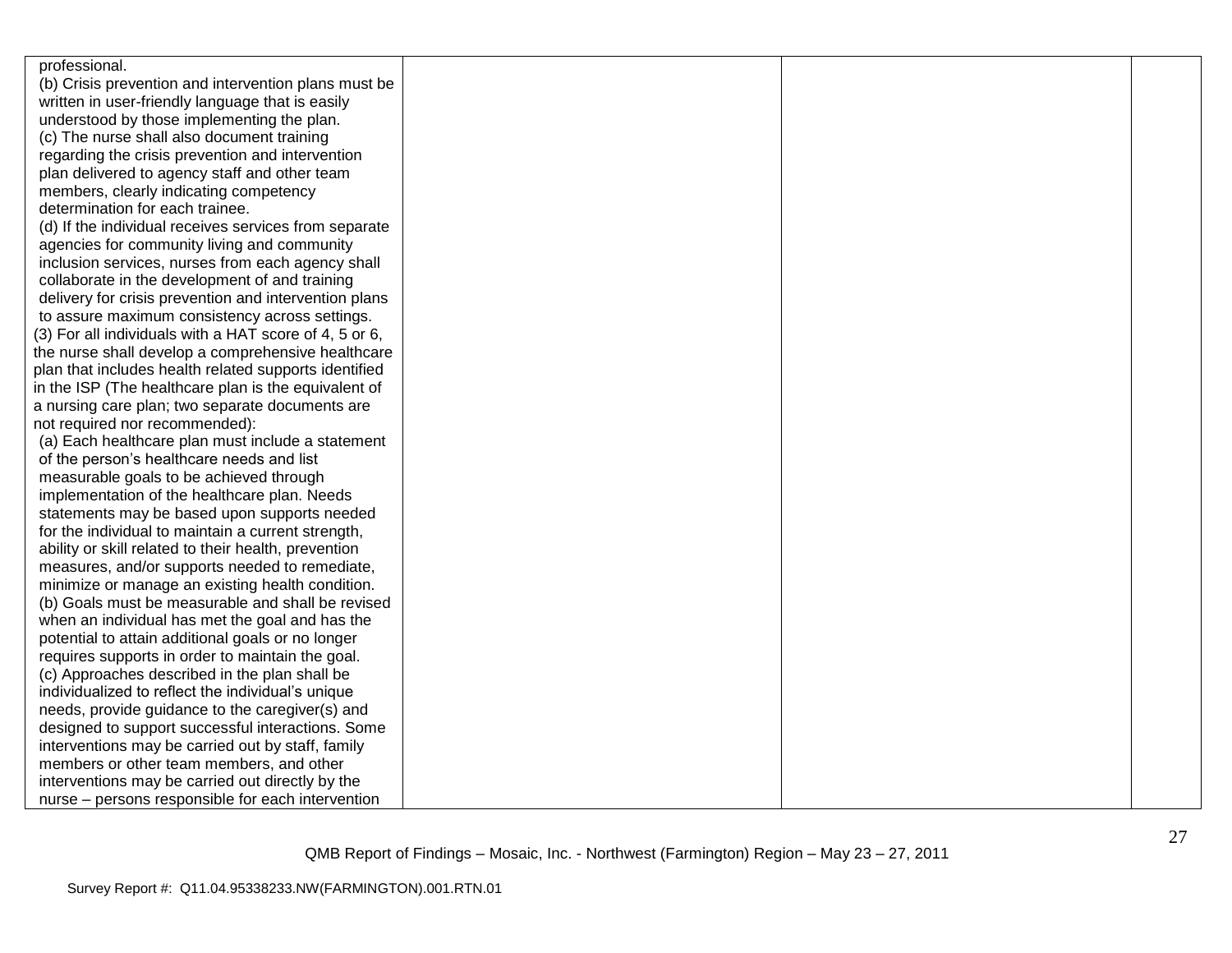| | | | |
|---|---|---|---|
| professional.<br>(b) Crisis prevention and intervention plans must be written in user-friendly language that is easily understood by those implementing the plan.<br>(c) The nurse shall also document training regarding the crisis prevention and intervention plan delivered to agency staff and other team members, clearly indicating competency determination for each trainee.<br>(d) If the individual receives services from separate agencies for community living and community inclusion services, nurses from each agency shall collaborate in the development of and training delivery for crisis prevention and intervention plans to assure maximum consistency across settings.<br>(3) For all individuals with a HAT score of 4, 5 or 6, the nurse shall develop a comprehensive healthcare plan that includes health related supports identified in the ISP (The healthcare plan is the equivalent of a nursing care plan; two separate documents are not required nor recommended):<br>(a) Each healthcare plan must include a statement of the person's healthcare needs and list measurable goals to be achieved through implementation of the healthcare plan. Needs statements may be based upon supports needed for the individual to maintain a current strength, ability or skill related to their health, prevention measures, and/or supports needed to remediate, minimize or manage an existing health condition.<br>(b) Goals must be measurable and shall be revised when an individual has met the goal and has the potential to attain additional goals or no longer requires supports in order to maintain the goal.<br>(c) Approaches described in the plan shall be individualized to reflect the individual's unique needs, provide guidance to the caregiver(s) and designed to support successful interactions. Some interventions may be carried out by staff, family members or other team members, and other interventions may be carried out directly by the nurse – persons responsible for each intervention | | | |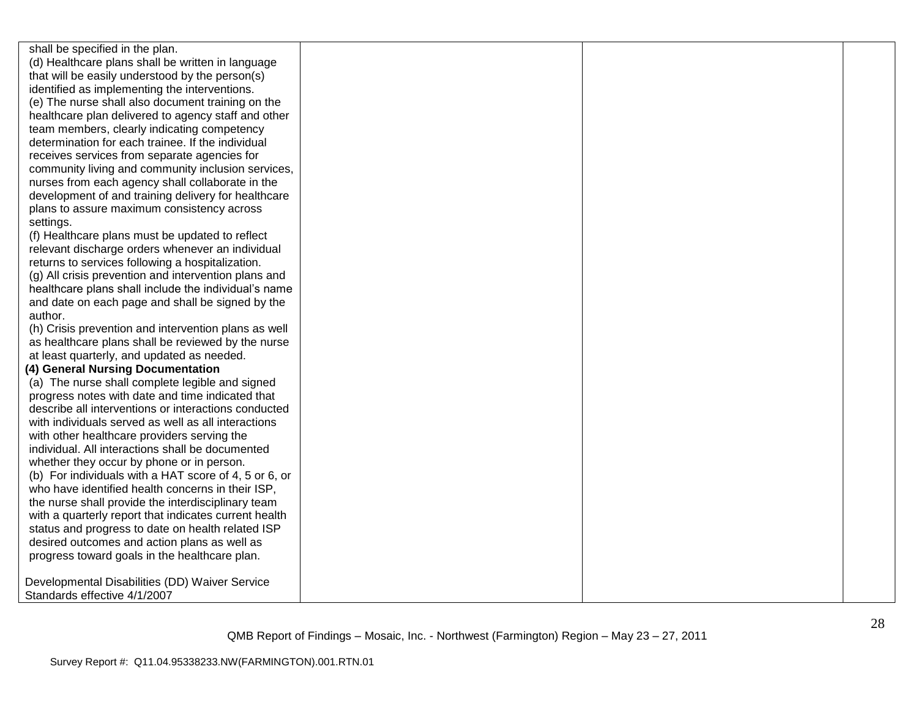| | | | |
|---|---|---|---|
| shall be specified in the plan.<br>(d) Healthcare plans shall be written in language that will be easily understood by the person(s) identified as implementing the interventions.<br>(e) The nurse shall also document training on the healthcare plan delivered to agency staff and other team members, clearly indicating competency determination for each trainee. If the individual receives services from separate agencies for community living and community inclusion services, nurses from each agency shall collaborate in the development of and training delivery for healthcare plans to assure maximum consistency across settings.<br>(f) Healthcare plans must be updated to reflect relevant discharge orders whenever an individual returns to services following a hospitalization.<br>(g) All crisis prevention and intervention plans and healthcare plans shall include the individual's name and date on each page and shall be signed by the author.<br>(h) Crisis prevention and intervention plans as well as healthcare plans shall be reviewed by the nurse at least quarterly, and updated as needed.<br>**(4) General Nursing Documentation**<br>(a) The nurse shall complete legible and signed progress notes with date and time indicated that describe all interventions or interactions conducted with individuals served as well as all interactions with other healthcare providers serving the individual. All interactions shall be documented whether they occur by phone or in person.<br>(b) For individuals with a HAT score of 4, 5 or 6, or who have identified health concerns in their ISP, the nurse shall provide the interdisciplinary team with a quarterly report that indicates current health status and progress to date on health related ISP desired outcomes and action plans as well as progress toward goals in the healthcare plan.<br><br>Developmental Disabilities (DD) Waiver Service Standards effective 4/1/2007 | | | |

QMB Report of Findings – Mosaic, Inc. - Northwest (Farmington) Region – May 23 – 27, 2011

Survey Report #: Q11.04.95338233.NW(FARMINGTON).001.RTN.01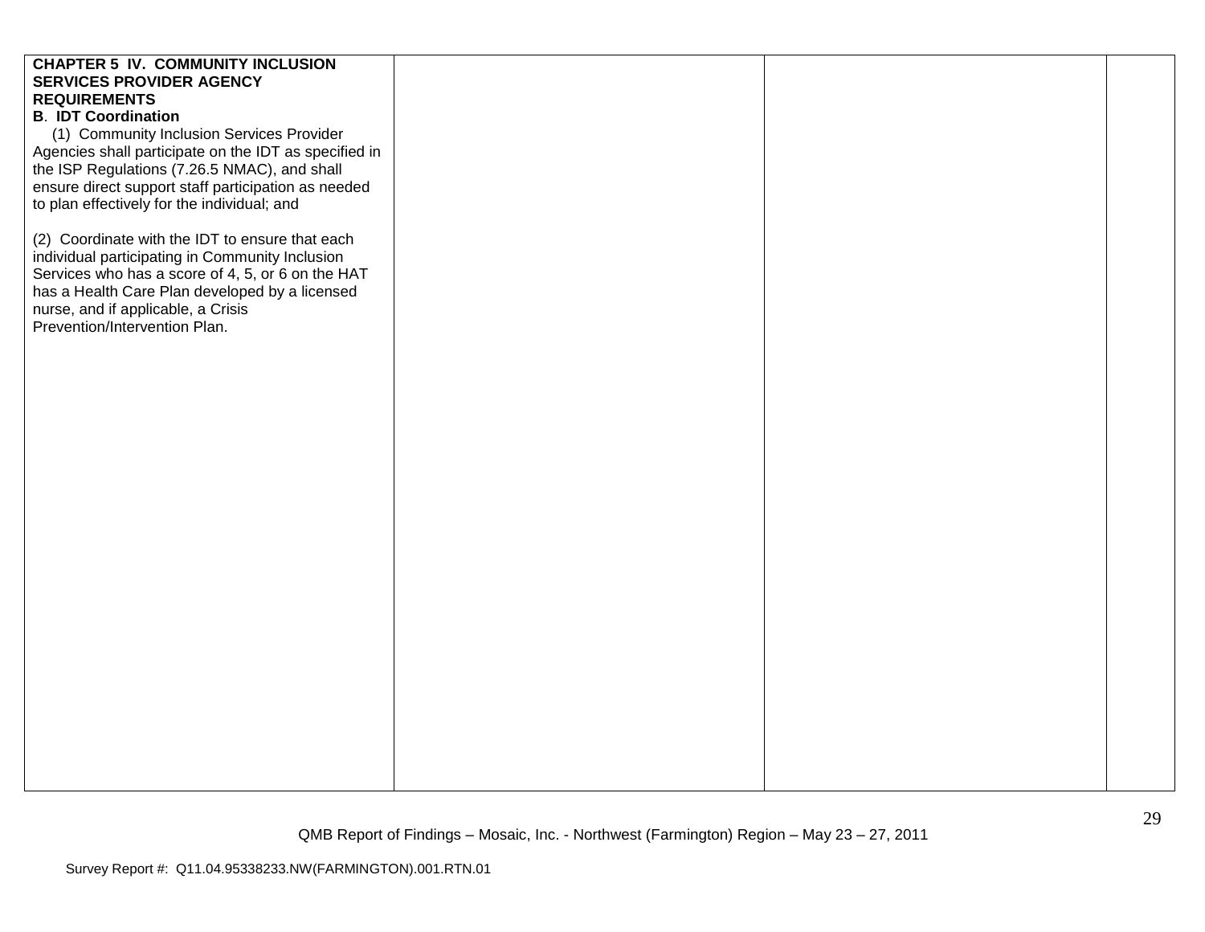| | | | |
|---|---|---|---|
| **CHAPTER 5 IV. COMMUNITY INCLUSION SERVICES PROVIDER AGENCY REQUIREMENTS**<br>**B. IDT Coordination**<br>(1) Community Inclusion Services Provider Agencies shall participate on the IDT as specified in the ISP Regulations (7.26.5 NMAC), and shall ensure direct support staff participation as needed to plan effectively for the individual; and<br><br>(2) Coordinate with the IDT to ensure that each individual participating in Community Inclusion Services who has a score of 4, 5, or 6 on the HAT has a Health Care Plan developed by a licensed nurse, and if applicable, a Crisis Prevention/Intervention Plan. | | | |

QMB Report of Findings – Mosaic, Inc. - Northwest (Farmington) Region – May 23 – 27, 2011

Survey Report #: Q11.04.95338233.NW(FARMINGTON).001.RTN.01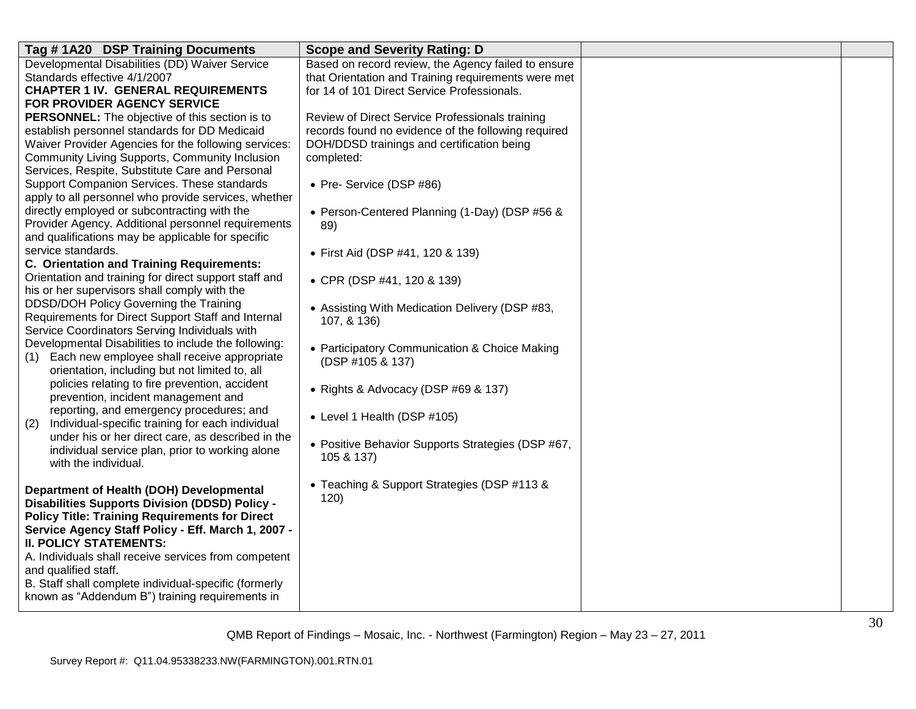| Tag # 1A20 DSP Training Documents | Scope and Severity Rating: D | | |
|---|---|---|---|
| Developmental Disabilities (DD) Waiver Service Standards effective 4/1/2007<br>**CHAPTER 1 IV. GENERAL REQUIREMENTS FOR PROVIDER AGENCY SERVICE PERSONNEL:** The objective of this section is to establish personnel standards for DD Medicaid Waiver Provider Agencies for the following services: Community Living Supports, Community Inclusion Services, Respite, Substitute Care and Personal Support Companion Services. These standards apply to all personnel who provide services, whether directly employed or subcontracting with the Provider Agency. Additional personnel requirements and qualifications may be applicable for specific service standards.<br>**C. Orientation and Training Requirements:** Orientation and training for direct support staff and his or her supervisors shall comply with the DDSD/DOH Policy Governing the Training Requirements for Direct Support Staff and Internal Service Coordinators Serving Individuals with Developmental Disabilities to include the following:<br>(1) Each new employee shall receive appropriate orientation, including but not limited to, all policies relating to fire prevention, accident prevention, incident management and reporting, and emergency procedures; and<br>(2) Individual-specific training for each individual under his or her direct care, as described in the individual service plan, prior to working alone with the individual.<br><br>**Department of Health (DOH) Developmental Disabilities Supports Division (DDSD) Policy - Policy Title: Training Requirements for Direct Service Agency Staff Policy - Eff. March 1, 2007 - II. POLICY STATEMENTS:**<br>A. Individuals shall receive services from competent and qualified staff.<br>B. Staff shall complete individual-specific (formerly known as "Addendum B") training requirements in | Based on record review, the Agency failed to ensure that Orientation and Training requirements were met for 14 of 101 Direct Service Professionals.<br><br>Review of Direct Service Professionals training records found no evidence of the following required DOH/DDSD trainings and certification being completed:<br><br>• Pre- Service (DSP #86)<br><br>• Person-Centered Planning (1-Day) (DSP #56 & 89)<br><br>• First Aid (DSP #41, 120 & 139)<br><br>• CPR (DSP #41, 120 & 139)<br><br>• Assisting With Medication Delivery (DSP #83, 107, & 136)<br><br>• Participatory Communication & Choice Making (DSP #105 & 137)<br><br>• Rights & Advocacy (DSP #69 & 137)<br><br>• Level 1 Health (DSP #105)<br><br>• Positive Behavior Supports Strategies (DSP #67, 105 & 137)<br><br>• Teaching & Support Strategies (DSP #113 & 120) | | |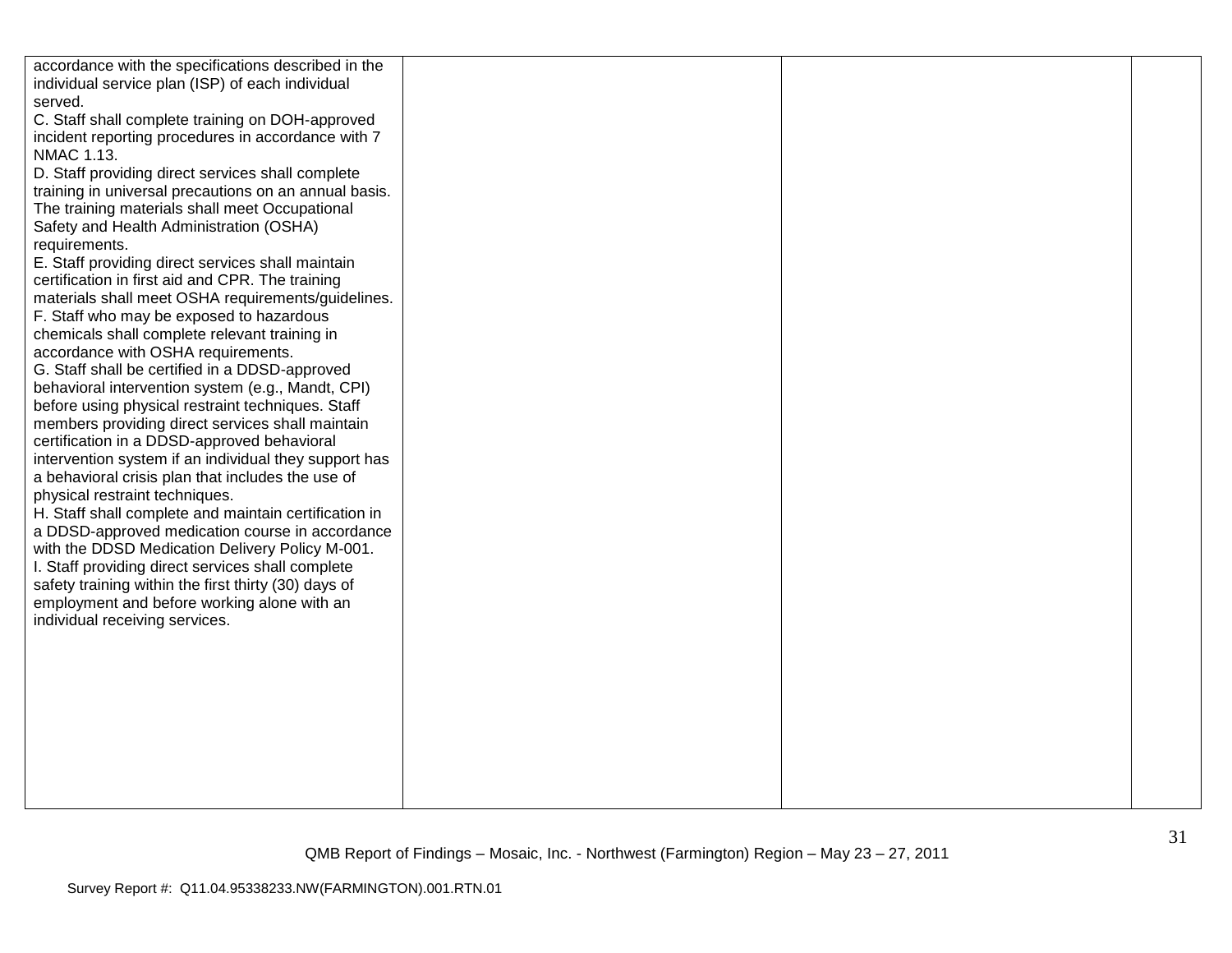| | | | |
|---|---|---|---|
| accordance with the specifications described in the individual service plan (ISP) of each individual served.<br>C. Staff shall complete training on DOH-approved incident reporting procedures in accordance with 7 NMAC 1.13.<br>D. Staff providing direct services shall complete training in universal precautions on an annual basis. The training materials shall meet Occupational Safety and Health Administration (OSHA) requirements.<br>E. Staff providing direct services shall maintain certification in first aid and CPR. The training materials shall meet OSHA requirements/guidelines.<br>F. Staff who may be exposed to hazardous chemicals shall complete relevant training in accordance with OSHA requirements.<br>G. Staff shall be certified in a DDSD-approved behavioral intervention system (e.g., Mandt, CPI) before using physical restraint techniques. Staff members providing direct services shall maintain certification in a DDSD-approved behavioral intervention system if an individual they support has a behavioral crisis plan that includes the use of physical restraint techniques.<br>H. Staff shall complete and maintain certification in a DDSD-approved medication course in accordance with the DDSD Medication Delivery Policy M-001.<br>I. Staff providing direct services shall complete safety training within the first thirty (30) days of employment and before working alone with an individual receiving services. | | | |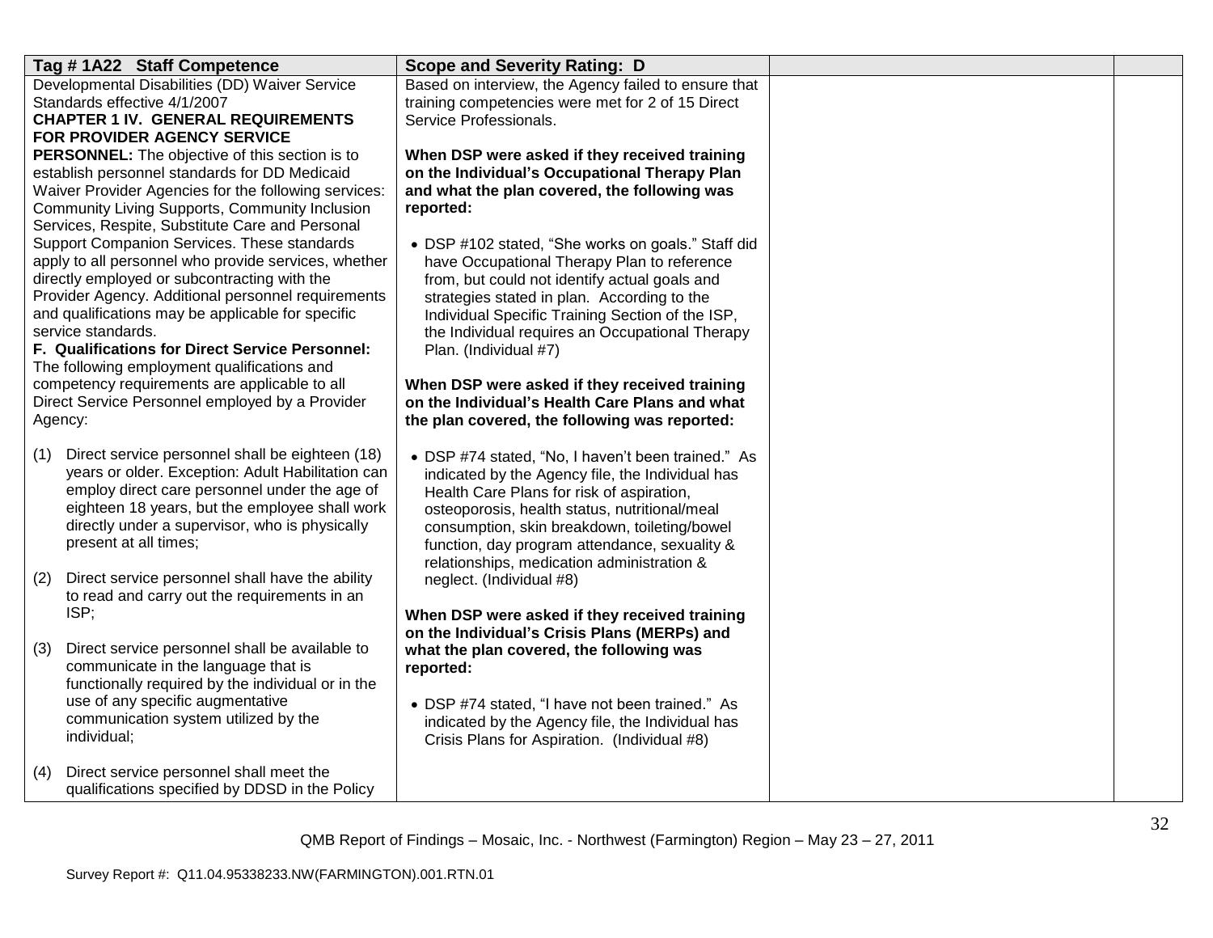| Tag # 1A22 Staff Competence | Scope and Severity Rating: D | | |
|---|---|---|---|
| Developmental Disabilities (DD) Waiver Service Standards effective 4/1/2007<br>**CHAPTER 1 IV. GENERAL REQUIREMENTS FOR PROVIDER AGENCY SERVICE PERSONNEL:** The objective of this section is to establish personnel standards for DD Medicaid Waiver Provider Agencies for the following services: Community Living Supports, Community Inclusion Services, Respite, Substitute Care and Personal Support Companion Services. These standards apply to all personnel who provide services, whether directly employed or subcontracting with the Provider Agency. Additional personnel requirements and qualifications may be applicable for specific service standards.<br>**F. Qualifications for Direct Service Personnel:** The following employment qualifications and competency requirements are applicable to all Direct Service Personnel employed by a Provider Agency:<br><br>(1) Direct service personnel shall be eighteen (18) years or older. Exception: Adult Habilitation can employ direct care personnel under the age of eighteen 18 years, but the employee shall work directly under a supervisor, who is physically present at all times;<br><br>(2) Direct service personnel shall have the ability to read and carry out the requirements in an ISP;<br><br>(3) Direct service personnel shall be available to communicate in the language that is functionally required by the individual or in the use of any specific augmentative communication system utilized by the individual;<br><br>(4) Direct service personnel shall meet the qualifications specified by DDSD in the Policy | Based on interview, the Agency failed to ensure that training competencies were met for 2 of 15 Direct Service Professionals.<br><br>**When DSP were asked if they received training on the Individual's Occupational Therapy Plan and what the plan covered, the following was reported:**<br><br>• DSP #102 stated, "She works on goals." Staff did have Occupational Therapy Plan to reference from, but could not identify actual goals and strategies stated in plan. According to the Individual Specific Training Section of the ISP, the Individual requires an Occupational Therapy Plan. (Individual #7)<br><br>**When DSP were asked if they received training on the Individual's Health Care Plans and what the plan covered, the following was reported:**<br><br>• DSP #74 stated, "No, I haven't been trained." As indicated by the Agency file, the Individual has Health Care Plans for risk of aspiration, osteoporosis, health status, nutritional/meal consumption, skin breakdown, toileting/bowel function, day program attendance, sexuality & relationships, medication administration & neglect. (Individual #8)<br><br>**When DSP were asked if they received training on the Individual's Crisis Plans (MERPs) and what the plan covered, the following was reported:**<br><br>• DSP #74 stated, "I have not been trained." As indicated by the Agency file, the Individual has Crisis Plans for Aspiration. (Individual #8) | | |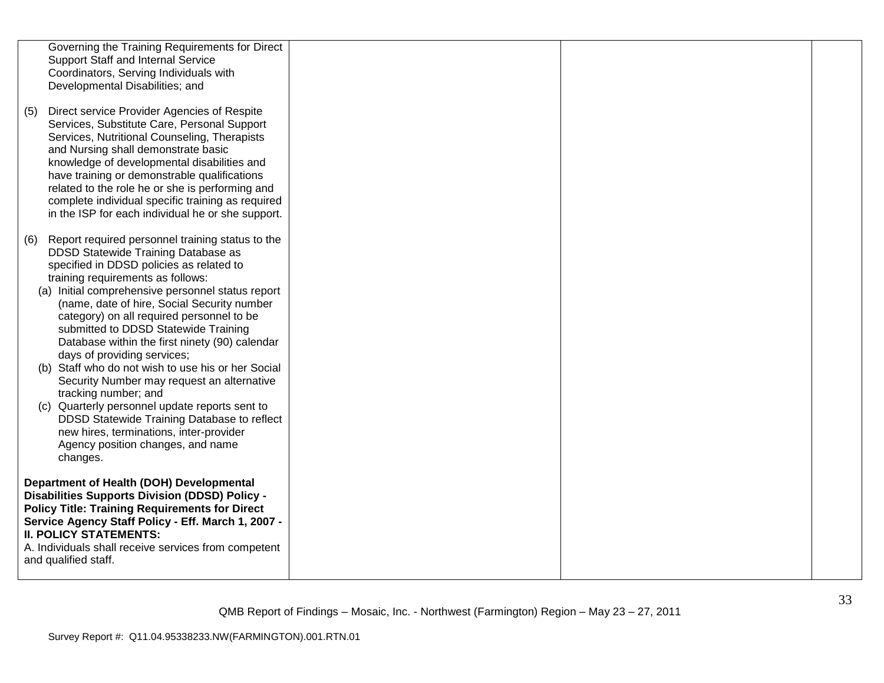| | | | |
|---|---|---|---|
| Governing the Training Requirements for Direct Support Staff and Internal Service Coordinators, Serving Individuals with Developmental Disabilities; and<br><br>(5) Direct service Provider Agencies of Respite Services, Substitute Care, Personal Support Services, Nutritional Counseling, Therapists and Nursing shall demonstrate basic knowledge of developmental disabilities and have training or demonstrable qualifications related to the role he or she is performing and complete individual specific training as required in the ISP for each individual he or she support.<br><br>(6) Report required personnel training status to the DDSD Statewide Training Database as specified in DDSD policies as related to training requirements as follows:<br>(a) Initial comprehensive personnel status report (name, date of hire, Social Security number category) on all required personnel to be submitted to DDSD Statewide Training Database within the first ninety (90) calendar days of providing services;<br>(b) Staff who do not wish to use his or her Social Security Number may request an alternative tracking number; and<br>(c) Quarterly personnel update reports sent to DDSD Statewide Training Database to reflect new hires, terminations, inter-provider Agency position changes, and name changes.<br><br>**Department of Health (DOH) Developmental Disabilities Supports Division (DDSD) Policy - Policy Title: Training Requirements for Direct Service Agency Staff Policy - Eff. March 1, 2007 - II. POLICY STATEMENTS:**<br>A. Individuals shall receive services from competent and qualified staff. | | | |

QMB Report of Findings – Mosaic, Inc. - Northwest (Farmington) Region – May 23 – 27, 2011

Survey Report #: Q11.04.95338233.NW(FARMINGTON).001.RTN.01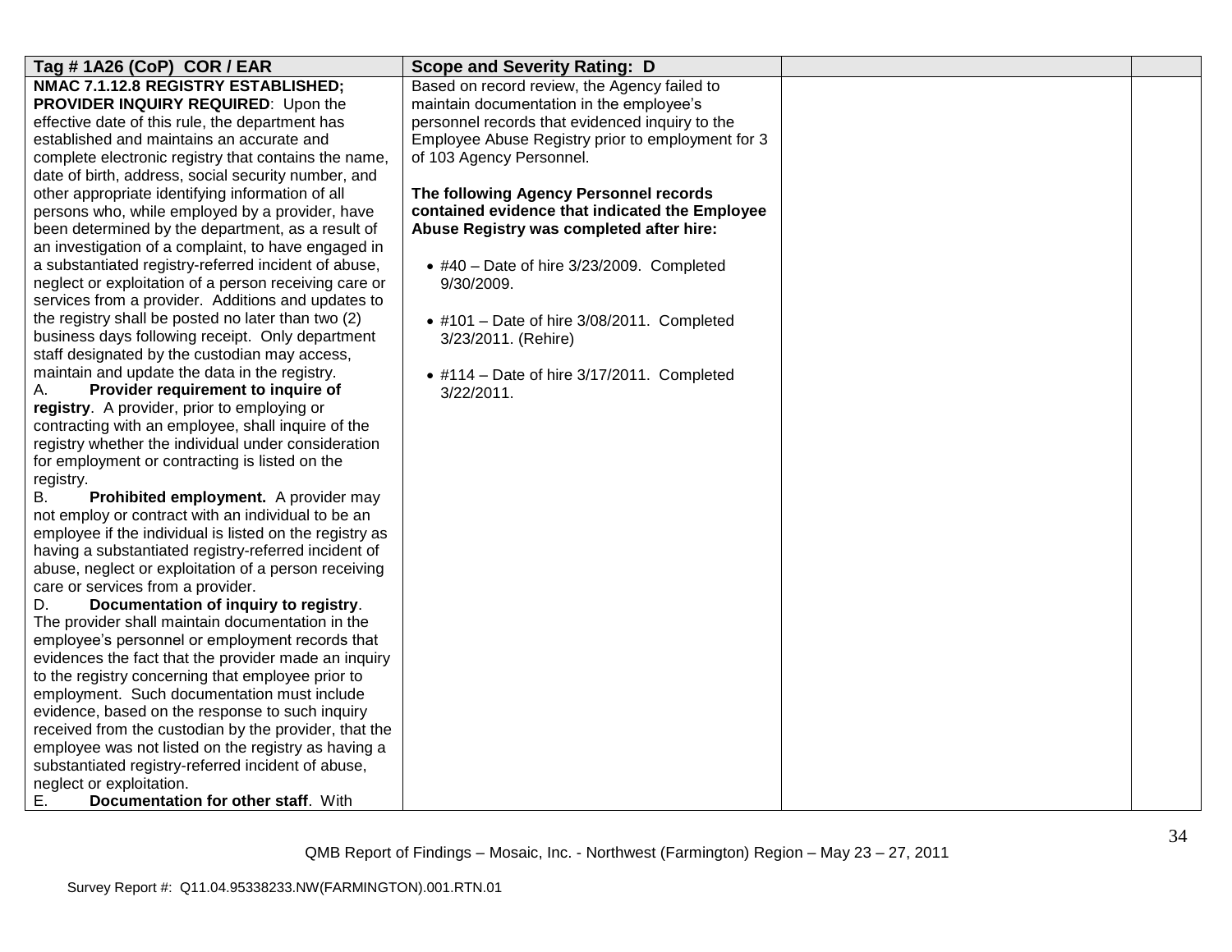| Tag # 1A26 (CoP) COR / EAR | Scope and Severity Rating: D | | |
|---|---|---|---|
| **NMAC 7.1.12.8 REGISTRY ESTABLISHED; PROVIDER INQUIRY REQUIRED**: Upon the effective date of this rule, the department has established and maintains an accurate and complete electronic registry that contains the name, date of birth, address, social security number, and other appropriate identifying information of all persons who, while employed by a provider, have been determined by the department, as a result of an investigation of a complaint, to have engaged in a substantiated registry-referred incident of abuse, neglect or exploitation of a person receiving care or services from a provider. Additions and updates to the registry shall be posted no later than two (2) business days following receipt. Only department staff designated by the custodian may access, maintain and update the data in the registry.<br>A. **Provider requirement to inquire of registry**. A provider, prior to employing or contracting with an employee, shall inquire of the registry whether the individual under consideration for employment or contracting is listed on the registry.<br>B. **Prohibited employment.** A provider may not employ or contract with an individual to be an employee if the individual is listed on the registry as having a substantiated registry-referred incident of abuse, neglect or exploitation of a person receiving care or services from a provider.<br>D. **Documentation of inquiry to registry**. The provider shall maintain documentation in the employee's personnel or employment records that evidences the fact that the provider made an inquiry to the registry concerning that employee prior to employment. Such documentation must include evidence, based on the response to such inquiry received from the custodian by the provider, that the employee was not listed on the registry as having a substantiated registry-referred incident of abuse, neglect or exploitation.<br>E. **Documentation for other staff**. With | Based on record review, the Agency failed to maintain documentation in the employee's personnel records that evidenced inquiry to the Employee Abuse Registry prior to employment for 3 of 103 Agency Personnel.<br><br>**The following Agency Personnel records contained evidence that indicated the Employee Abuse Registry was completed after hire:**<br><br>• #40 – Date of hire 3/23/2009. Completed 9/30/2009.<br><br>• #101 – Date of hire 3/08/2011. Completed 3/23/2011. (Rehire)<br><br>• #114 – Date of hire 3/17/2011. Completed 3/22/2011. | | |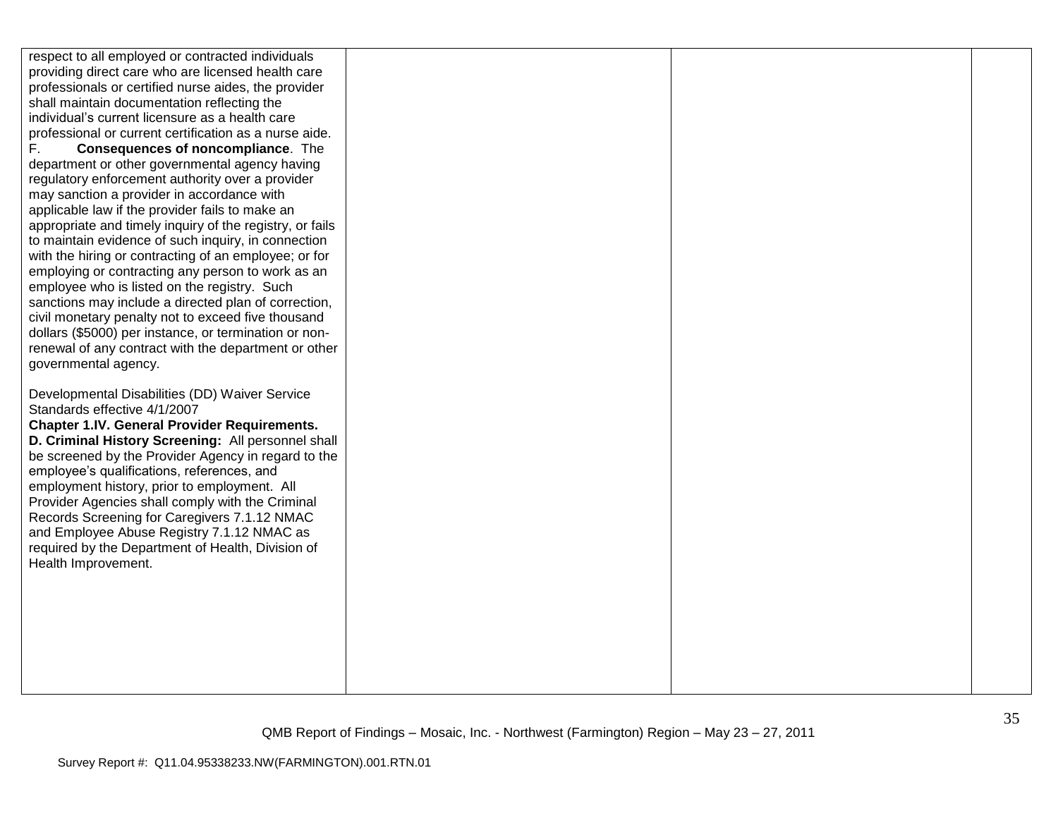| | | | |
|---|---|---|---|
| respect to all employed or contracted individuals providing direct care who are licensed health care professionals or certified nurse aides, the provider shall maintain documentation reflecting the individual's current licensure as a health care professional or current certification as a nurse aide.<br>F. **Consequences of noncompliance**. The department or other governmental agency having regulatory enforcement authority over a provider may sanction a provider in accordance with applicable law if the provider fails to make an appropriate and timely inquiry of the registry, or fails to maintain evidence of such inquiry, in connection with the hiring or contracting of an employee; or for employing or contracting any person to work as an employee who is listed on the registry. Such sanctions may include a directed plan of correction, civil monetary penalty not to exceed five thousand dollars ($5000) per instance, or termination or non-renewal of any contract with the department or other governmental agency.<br><br>Developmental Disabilities (DD) Waiver Service Standards effective 4/1/2007<br>**Chapter 1.IV. General Provider Requirements.**<br>**D. Criminal History Screening:** All personnel shall be screened by the Provider Agency in regard to the employee's qualifications, references, and employment history, prior to employment. All Provider Agencies shall comply with the Criminal Records Screening for Caregivers 7.1.12 NMAC and Employee Abuse Registry 7.1.12 NMAC as required by the Department of Health, Division of Health Improvement. | | | |

QMB Report of Findings – Mosaic, Inc. - Northwest (Farmington) Region – May 23 – 27, 2011

Survey Report #: Q11.04.95338233.NW(FARMINGTON).001.RTN.01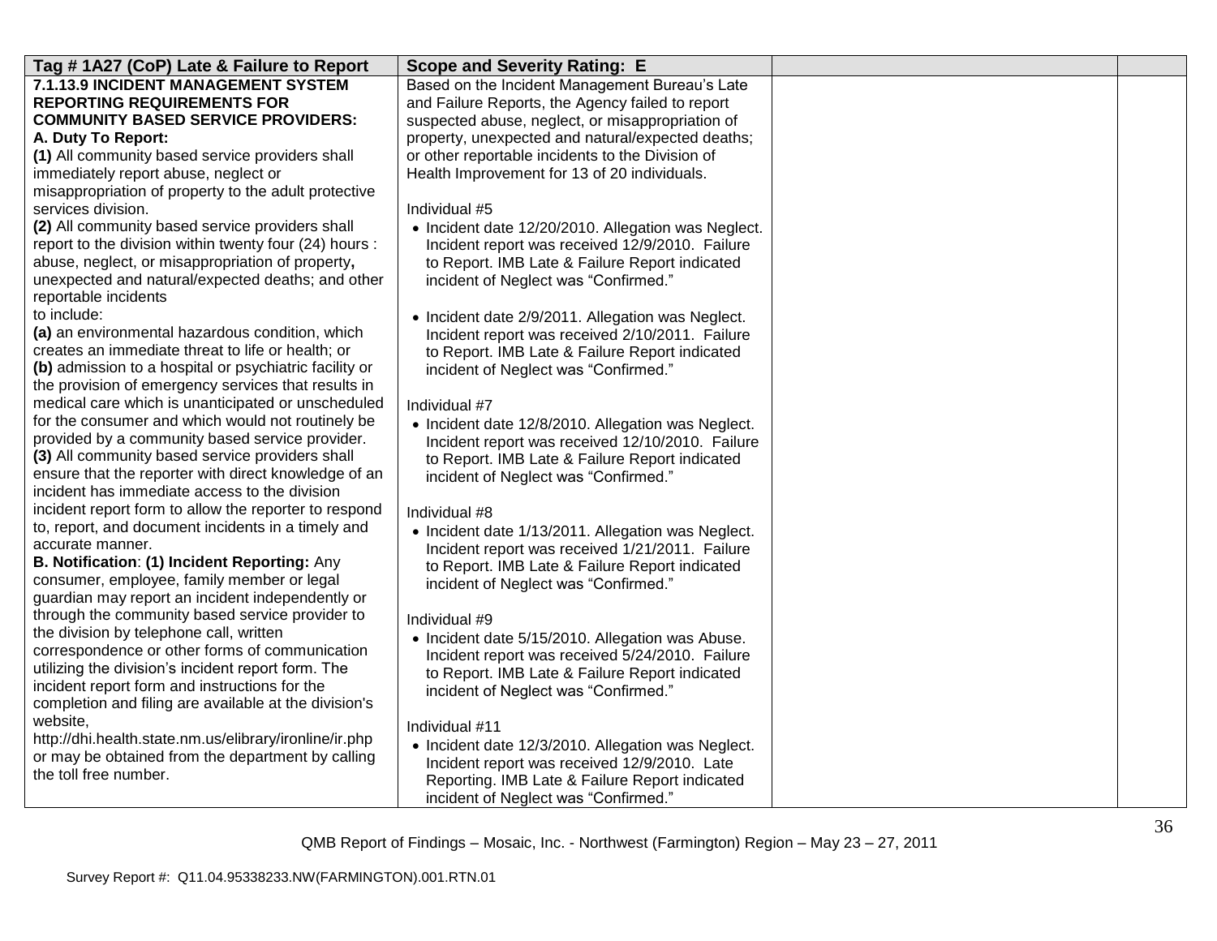| Tag # 1A27 (CoP) Late & Failure to Report | Scope and Severity Rating: E | | |
|---|---|---|---|
| **7.1.13.9 INCIDENT MANAGEMENT SYSTEM REPORTING REQUIREMENTS FOR COMMUNITY BASED SERVICE PROVIDERS:**<br>**A. Duty To Report:**<br>**(1)** All community based service providers shall immediately report abuse, neglect or misappropriation of property to the adult protective services division.<br>**(2)** All community based service providers shall report to the division within twenty four (24) hours : abuse, neglect, or misappropriation of property**,** unexpected and natural/expected deaths; and other reportable incidents<br>to include:<br>**(a)** an environmental hazardous condition, which creates an immediate threat to life or health; or<br>**(b)** admission to a hospital or psychiatric facility or the provision of emergency services that results in medical care which is unanticipated or unscheduled for the consumer and which would not routinely be provided by a community based service provider.<br>**(3)** All community based service providers shall ensure that the reporter with direct knowledge of an incident has immediate access to the division incident report form to allow the reporter to respond to, report, and document incidents in a timely and accurate manner.<br>**B. Notification**: **(1) Incident Reporting:** Any consumer, employee, family member or legal guardian may report an incident independently or through the community based service provider to the division by telephone call, written correspondence or other forms of communication utilizing the division's incident report form. The incident report form and instructions for the completion and filing are available at the division's website,<br>http://dhi.health.state.nm.us/elibrary/ironline/ir.php or may be obtained from the department by calling the toll free number. | Based on the Incident Management Bureau's Late and Failure Reports, the Agency failed to report suspected abuse, neglect, or misappropriation of property, unexpected and natural/expected deaths; or other reportable incidents to the Division of Health Improvement for 13 of 20 individuals.<br><br>Individual #5<br>• Incident date 12/20/2010. Allegation was Neglect. Incident report was received 12/9/2010. Failure to Report. IMB Late & Failure Report indicated incident of Neglect was "Confirmed."<br><br>• Incident date 2/9/2011. Allegation was Neglect. Incident report was received 2/10/2011. Failure to Report. IMB Late & Failure Report indicated incident of Neglect was "Confirmed."<br><br>Individual #7<br>• Incident date 12/8/2010. Allegation was Neglect. Incident report was received 12/10/2010. Failure to Report. IMB Late & Failure Report indicated incident of Neglect was "Confirmed."<br><br>Individual #8<br>• Incident date 1/13/2011. Allegation was Neglect. Incident report was received 1/21/2011. Failure to Report. IMB Late & Failure Report indicated incident of Neglect was "Confirmed."<br><br>Individual #9<br>• Incident date 5/15/2010. Allegation was Abuse. Incident report was received 5/24/2010. Failure to Report. IMB Late & Failure Report indicated incident of Neglect was "Confirmed."<br><br>Individual #11<br>• Incident date 12/3/2010. Allegation was Neglect. Incident report was received 12/9/2010. Late Reporting. IMB Late & Failure Report indicated incident of Neglect was "Confirmed." | | |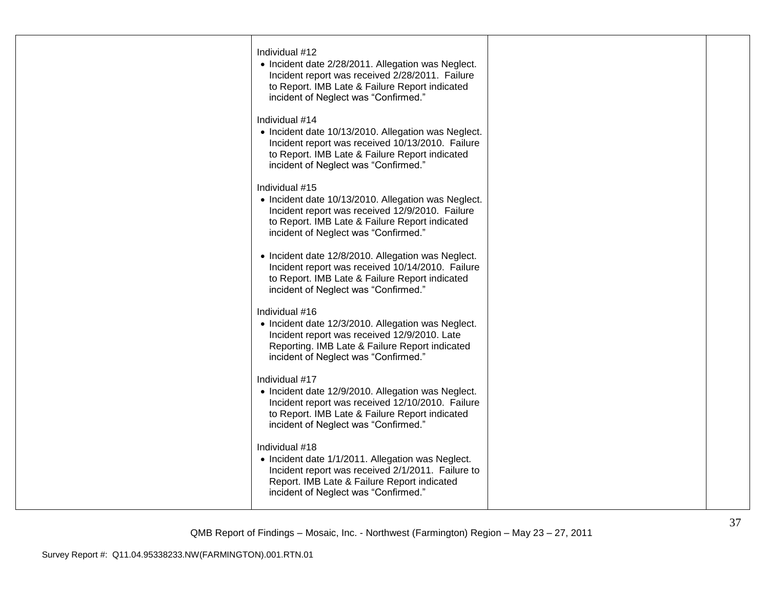| | | | |
|---|---|---|---|
| | Individual #12<br>• Incident date 2/28/2011. Allegation was Neglect. Incident report was received 2/28/2011. Failure to Report. IMB Late & Failure Report indicated incident of Neglect was "Confirmed."<br><br>Individual #14<br>• Incident date 10/13/2010. Allegation was Neglect. Incident report was received 10/13/2010. Failure to Report. IMB Late & Failure Report indicated incident of Neglect was "Confirmed."<br><br>Individual #15<br>• Incident date 10/13/2010. Allegation was Neglect. Incident report was received 12/9/2010. Failure to Report. IMB Late & Failure Report indicated incident of Neglect was "Confirmed."<br><br>• Incident date 12/8/2010. Allegation was Neglect. Incident report was received 10/14/2010. Failure to Report. IMB Late & Failure Report indicated incident of Neglect was "Confirmed."<br><br>Individual #16<br>• Incident date 12/3/2010. Allegation was Neglect. Incident report was received 12/9/2010. Late Reporting. IMB Late & Failure Report indicated incident of Neglect was "Confirmed."<br><br>Individual #17<br>• Incident date 12/9/2010. Allegation was Neglect. Incident report was received 12/10/2010. Failure to Report. IMB Late & Failure Report indicated incident of Neglect was "Confirmed."<br><br>Individual #18<br>• Incident date 1/1/2011. Allegation was Neglect. Incident report was received 2/1/2011. Failure to Report. IMB Late & Failure Report indicated incident of Neglect was "Confirmed." | | |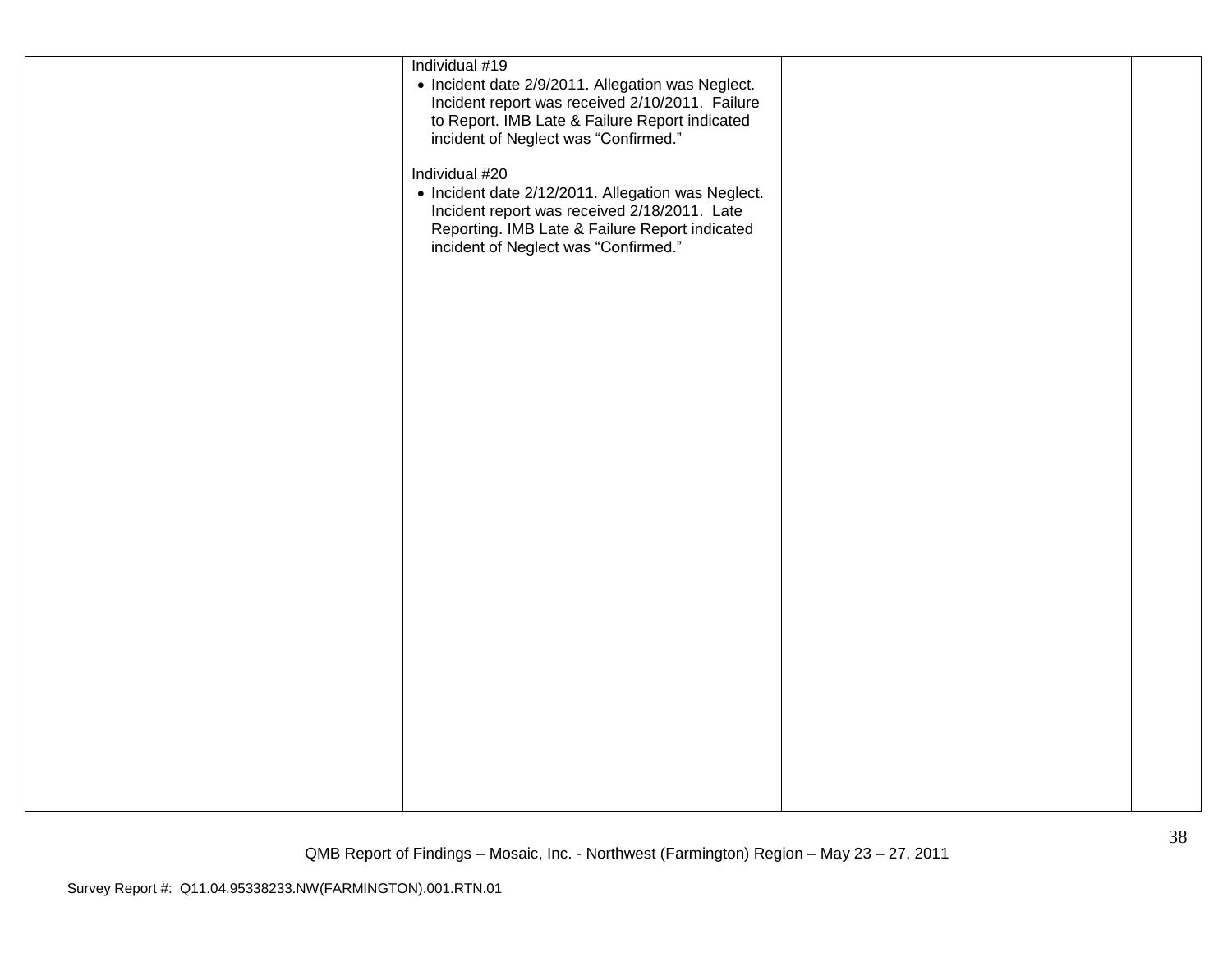| | | | |
|---|---|---|---|
| | Individual #19<br>• Incident date 2/9/2011. Allegation was Neglect. Incident report was received 2/10/2011. Failure to Report. IMB Late & Failure Report indicated incident of Neglect was “Confirmed.”<br><br>Individual #20<br>• Incident date 2/12/2011. Allegation was Neglect. Incident report was received 2/18/2011. Late Reporting. IMB Late & Failure Report indicated incident of Neglect was “Confirmed.” | | |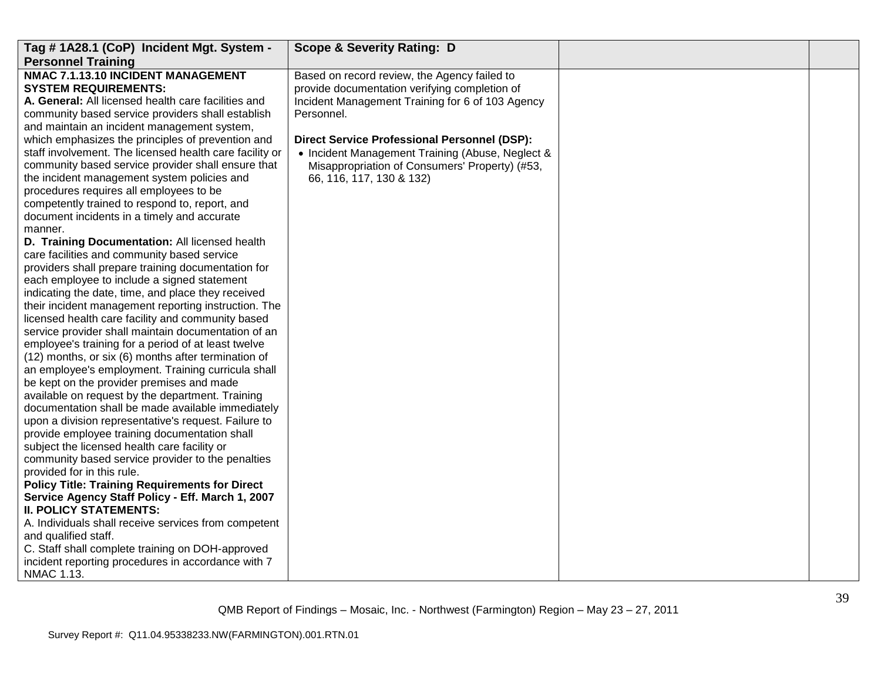| Tag # 1A28.1 (CoP) Incident Mgt. System - Personnel Training | Scope & Severity Rating: D | | |
|---|---|---|---|
| **NMAC 7.1.13.10 INCIDENT MANAGEMENT SYSTEM REQUIREMENTS:**<br>**A. General:** All licensed health care facilities and community based service providers shall establish and maintain an incident management system, which emphasizes the principles of prevention and staff involvement. The licensed health care facility or community based service provider shall ensure that the incident management system policies and procedures requires all employees to be competently trained to respond to, report, and document incidents in a timely and accurate manner.<br>**D. Training Documentation:** All licensed health care facilities and community based service providers shall prepare training documentation for each employee to include a signed statement indicating the date, time, and place they received their incident management reporting instruction. The licensed health care facility and community based service provider shall maintain documentation of an employee's training for a period of at least twelve (12) months, or six (6) months after termination of an employee's employment. Training curricula shall be kept on the provider premises and made available on request by the department. Training documentation shall be made available immediately upon a division representative's request. Failure to provide employee training documentation shall subject the licensed health care facility or community based service provider to the penalties provided for in this rule.<br>**Policy Title: Training Requirements for Direct Service Agency Staff Policy - Eff. March 1, 2007**<br>**II. POLICY STATEMENTS:**<br>A. Individuals shall receive services from competent and qualified staff.<br>C. Staff shall complete training on DOH-approved incident reporting procedures in accordance with 7 NMAC 1.13. | Based on record review, the Agency failed to provide documentation verifying completion of Incident Management Training for 6 of 103 Agency Personnel.<br><br>**Direct Service Professional Personnel (DSP):**<br>• Incident Management Training (Abuse, Neglect & Misappropriation of Consumers' Property) (#53, 66, 116, 117, 130 & 132) | | |

QMB Report of Findings – Mosaic, Inc. - Northwest (Farmington) Region – May 23 – 27, 2011

Survey Report #: Q11.04.95338233.NW(FARMINGTON).001.RTN.01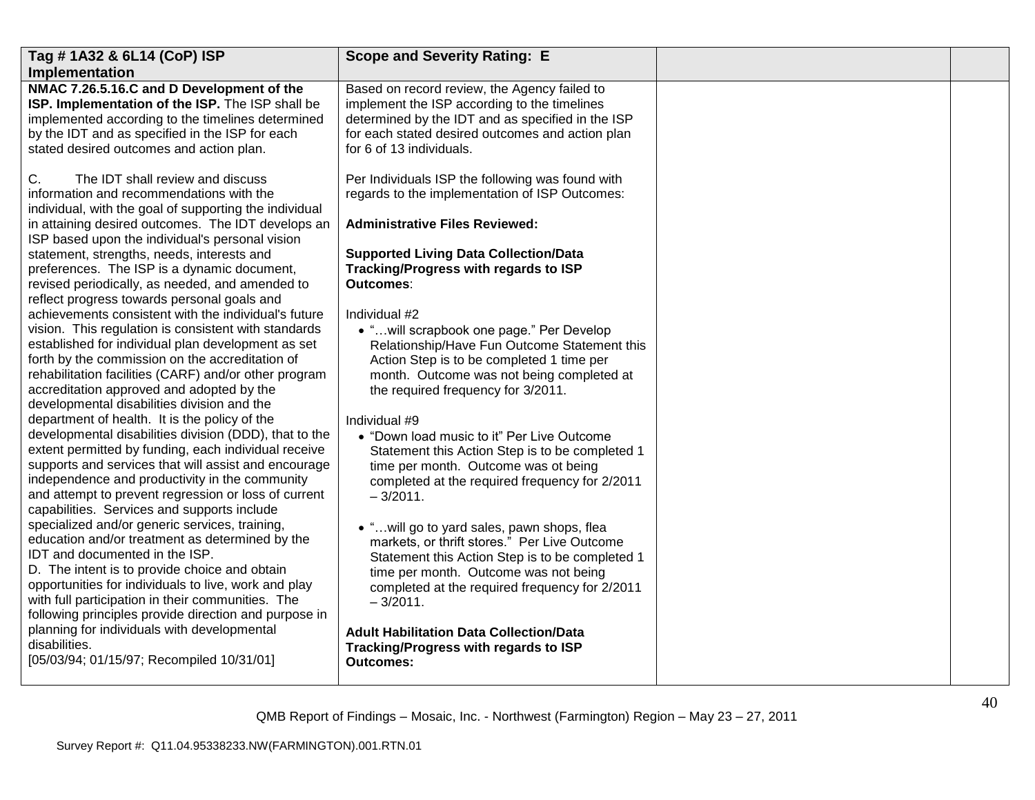| Tag # 1A32 & 6L14 (CoP) ISP Implementation | Scope and Severity Rating: E | | |
|---|---|---|---|
| **NMAC 7.26.5.16.C and D Development of the ISP. Implementation of the ISP.** The ISP shall be implemented according to the timelines determined by the IDT and as specified in the ISP for each stated desired outcomes and action plan.<br><br>C. The IDT shall review and discuss information and recommendations with the individual, with the goal of supporting the individual in attaining desired outcomes. The IDT develops an ISP based upon the individual's personal vision statement, strengths, needs, interests and preferences. The ISP is a dynamic document, revised periodically, as needed, and amended to reflect progress towards personal goals and achievements consistent with the individual's future vision. This regulation is consistent with standards established for individual plan development as set forth by the commission on the accreditation of rehabilitation facilities (CARF) and/or other program accreditation approved and adopted by the developmental disabilities division and the department of health. It is the policy of the developmental disabilities division (DDD), that to the extent permitted by funding, each individual receive supports and services that will assist and encourage independence and productivity in the community and attempt to prevent regression or loss of current capabilities. Services and supports include specialized and/or generic services, training, education and/or treatment as determined by the IDT and documented in the ISP.<br>D. The intent is to provide choice and obtain opportunities for individuals to live, work and play with full participation in their communities. The following principles provide direction and purpose in planning for individuals with developmental disabilities.<br>[05/03/94; 01/15/97; Recompiled 10/31/01] | Based on record review, the Agency failed to implement the ISP according to the timelines determined by the IDT and as specified in the ISP for each stated desired outcomes and action plan for 6 of 13 individuals.<br><br>Per Individuals ISP the following was found with regards to the implementation of ISP Outcomes:<br><br>**Administrative Files Reviewed:**<br><br>**Supported Living Data Collection/Data Tracking/Progress with regards to ISP Outcomes**:<br><br>Individual #2<br>• "…will scrapbook one page." Per Develop Relationship/Have Fun Outcome Statement this Action Step is to be completed 1 time per month. Outcome was not being completed at the required frequency for 3/2011.<br><br>Individual #9<br>• "Down load music to it" Per Live Outcome Statement this Action Step is to be completed 1 time per month. Outcome was ot being completed at the required frequency for 2/2011 – 3/2011.<br><br>• "…will go to yard sales, pawn shops, flea markets, or thrift stores." Per Live Outcome Statement this Action Step is to be completed 1 time per month. Outcome was not being completed at the required frequency for 2/2011 – 3/2011.<br><br>**Adult Habilitation Data Collection/Data Tracking/Progress with regards to ISP Outcomes:** | | |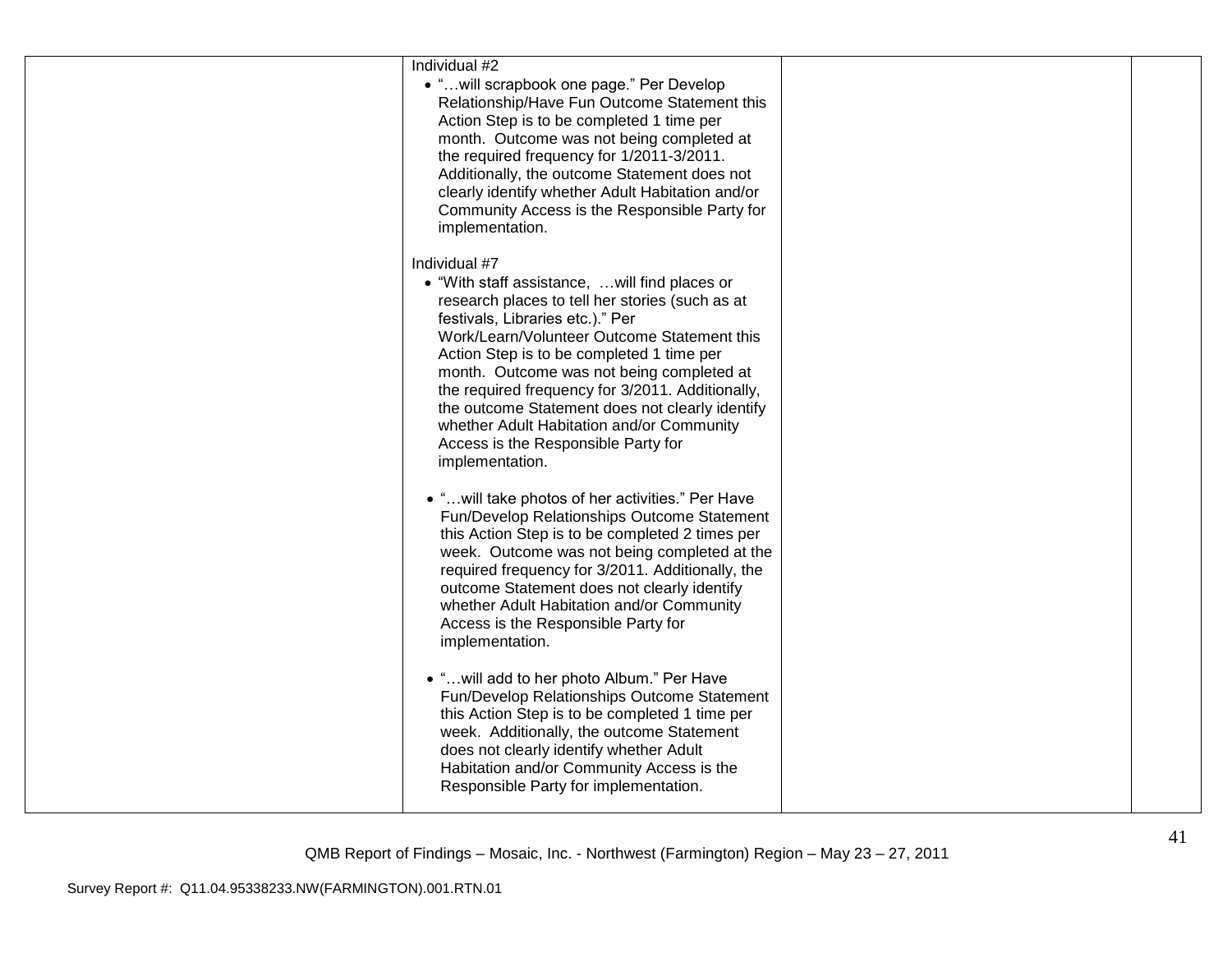| | | | |
|---|---|---|---|
| | Individual #2<br>• "…will scrapbook one page." Per Develop Relationship/Have Fun Outcome Statement this Action Step is to be completed 1 time per month. Outcome was not being completed at the required frequency for 1/2011-3/2011. Additionally, the outcome Statement does not clearly identify whether Adult Habitation and/or Community Access is the Responsible Party for implementation.<br><br>Individual #7<br>• "With staff assistance, …will find places or research places to tell her stories (such as at festivals, Libraries etc.)." Per Work/Learn/Volunteer Outcome Statement this Action Step is to be completed 1 time per month. Outcome was not being completed at the required frequency for 3/2011. Additionally, the outcome Statement does not clearly identify whether Adult Habitation and/or Community Access is the Responsible Party for implementation.<br><br>• "…will take photos of her activities." Per Have Fun/Develop Relationships Outcome Statement this Action Step is to be completed 2 times per week. Outcome was not being completed at the required frequency for 3/2011. Additionally, the outcome Statement does not clearly identify whether Adult Habitation and/or Community Access is the Responsible Party for implementation.<br><br>• "…will add to her photo Album." Per Have Fun/Develop Relationships Outcome Statement this Action Step is to be completed 1 time per week. Additionally, the outcome Statement does not clearly identify whether Adult Habitation and/or Community Access is the Responsible Party for implementation. | | |

QMB Report of Findings – Mosaic, Inc. - Northwest (Farmington) Region – May 23 – 27, 2011

Survey Report #: Q11.04.95338233.NW(FARMINGTON).001.RTN.01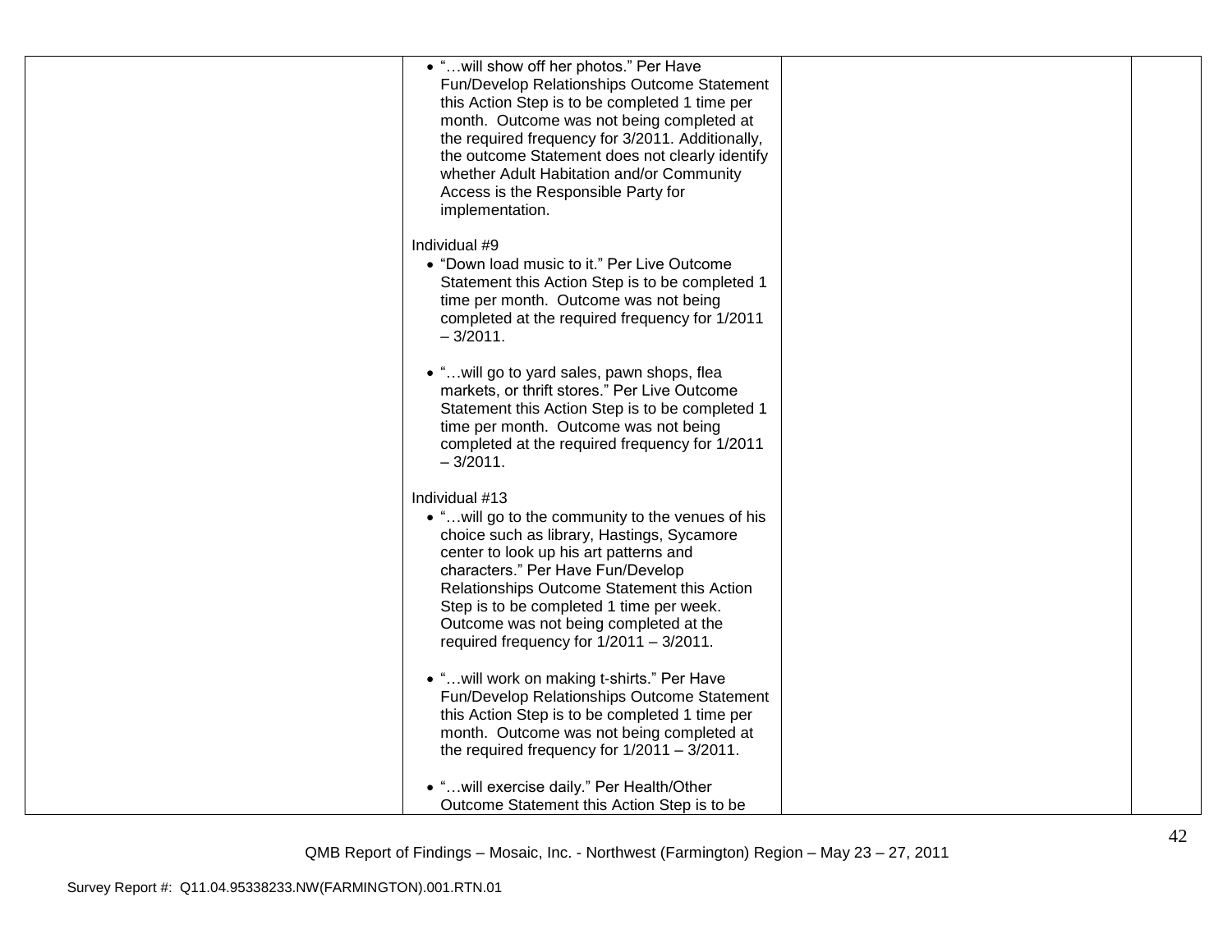| | | | |
|---|---|---|---|
| | • "…will show off her photos." Per Have Fun/Develop Relationships Outcome Statement this Action Step is to be completed 1 time per month. Outcome was not being completed at the required frequency for 3/2011. Additionally, the outcome Statement does not clearly identify whether Adult Habitation and/or Community Access is the Responsible Party for implementation.<br><br>Individual #9<br>• "Down load music to it." Per Live Outcome Statement this Action Step is to be completed 1 time per month. Outcome was not being completed at the required frequency for 1/2011 – 3/2011.<br><br>• "…will go to yard sales, pawn shops, flea markets, or thrift stores." Per Live Outcome Statement this Action Step is to be completed 1 time per month. Outcome was not being completed at the required frequency for 1/2011 – 3/2011.<br><br>Individual #13<br>• "…will go to the community to the venues of his choice such as library, Hastings, Sycamore center to look up his art patterns and characters." Per Have Fun/Develop Relationships Outcome Statement this Action Step is to be completed 1 time per week. Outcome was not being completed at the required frequency for 1/2011 – 3/2011.<br><br>• "…will work on making t-shirts." Per Have Fun/Develop Relationships Outcome Statement this Action Step is to be completed 1 time per month. Outcome was not being completed at the required frequency for 1/2011 – 3/2011.<br><br>• "…will exercise daily." Per Health/Other Outcome Statement this Action Step is to be | | |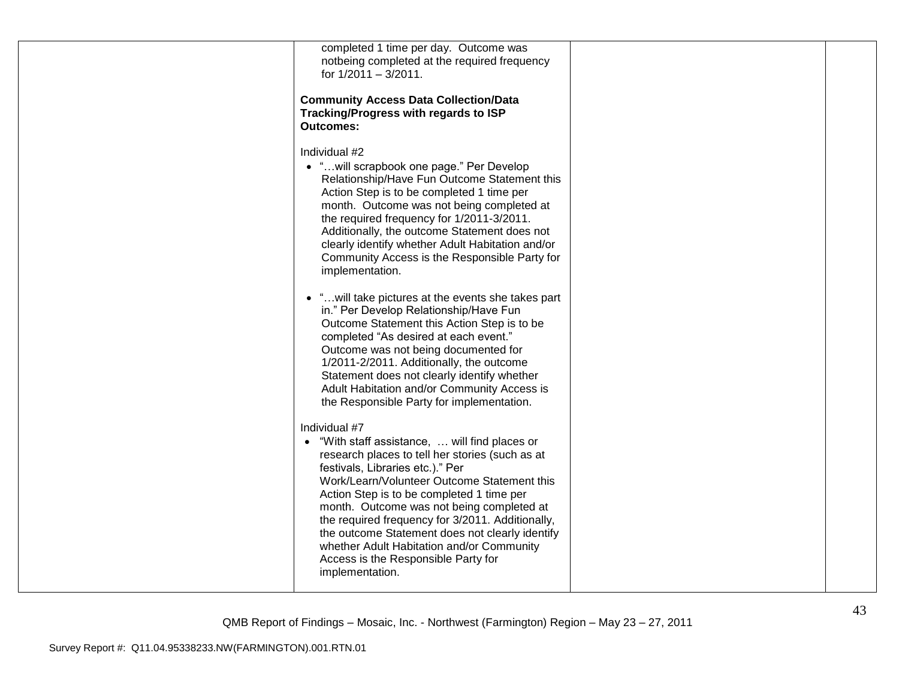| | | | |
|---|---|---|---|
| | completed 1 time per day. Outcome was notbeing completed at the required frequency for 1/2011 – 3/2011.<br><br>**Community Access Data Collection/Data Tracking/Progress with regards to ISP Outcomes:**<br><br>Individual #2<br>• "…will scrapbook one page." Per Develop Relationship/Have Fun Outcome Statement this Action Step is to be completed 1 time per month. Outcome was not being completed at the required frequency for 1/2011-3/2011. Additionally, the outcome Statement does not clearly identify whether Adult Habitation and/or Community Access is the Responsible Party for implementation.<br><br>• "…will take pictures at the events she takes part in." Per Develop Relationship/Have Fun Outcome Statement this Action Step is to be completed "As desired at each event." Outcome was not being documented for 1/2011-2/2011. Additionally, the outcome Statement does not clearly identify whether Adult Habitation and/or Community Access is the Responsible Party for implementation.<br><br>Individual #7<br>• "With staff assistance, … will find places or research places to tell her stories (such as at festivals, Libraries etc.)." Per Work/Learn/Volunteer Outcome Statement this Action Step is to be completed 1 time per month. Outcome was not being completed at the required frequency for 3/2011. Additionally, the outcome Statement does not clearly identify whether Adult Habitation and/or Community Access is the Responsible Party for implementation. | | |

QMB Report of Findings – Mosaic, Inc. - Northwest (Farmington) Region – May 23 – 27, 2011

Survey Report #: Q11.04.95338233.NW(FARMINGTON).001.RTN.01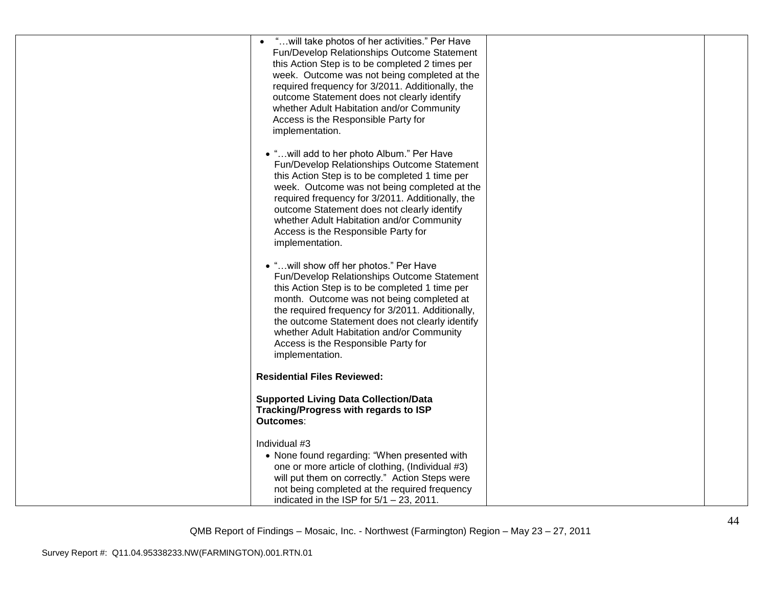| | | | |
|---|---|---|---|
| | • "…will take photos of her activities." Per Have Fun/Develop Relationships Outcome Statement this Action Step is to be completed 2 times per week. Outcome was not being completed at the required frequency for 3/2011. Additionally, the outcome Statement does not clearly identify whether Adult Habitation and/or Community Access is the Responsible Party for implementation.<br><br>• "…will add to her photo Album." Per Have Fun/Develop Relationships Outcome Statement this Action Step is to be completed 1 time per week. Outcome was not being completed at the required frequency for 3/2011. Additionally, the outcome Statement does not clearly identify whether Adult Habitation and/or Community Access is the Responsible Party for implementation.<br><br>• "…will show off her photos." Per Have Fun/Develop Relationships Outcome Statement this Action Step is to be completed 1 time per month. Outcome was not being completed at the required frequency for 3/2011. Additionally, the outcome Statement does not clearly identify whether Adult Habitation and/or Community Access is the Responsible Party for implementation.<br><br>**Residential Files Reviewed:**<br><br>**Supported Living Data Collection/Data Tracking/Progress with regards to ISP Outcomes**:<br><br>Individual #3<br>• None found regarding: "When presented with one or more article of clothing, (Individual #3) will put them on correctly." Action Steps were not being completed at the required frequency indicated in the ISP for 5/1 – 23, 2011. | | |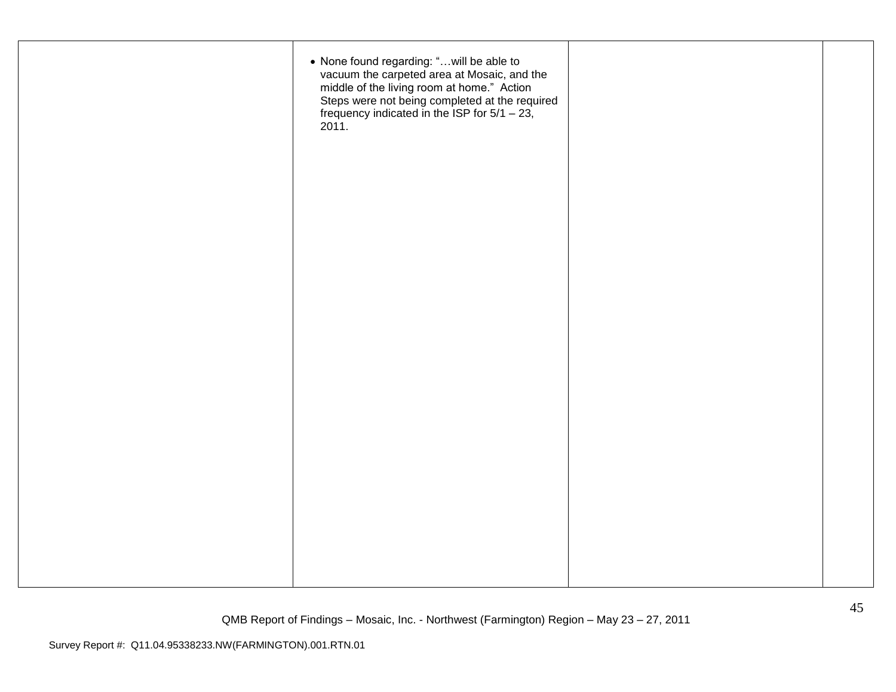| | | | |
|---|---|---|---|
| | • None found regarding: "…will be able to vacuum the carpeted area at Mosaic, and the middle of the living room at home." Action Steps were not being completed at the required frequency indicated in the ISP for 5/1 – 23, 2011. | | |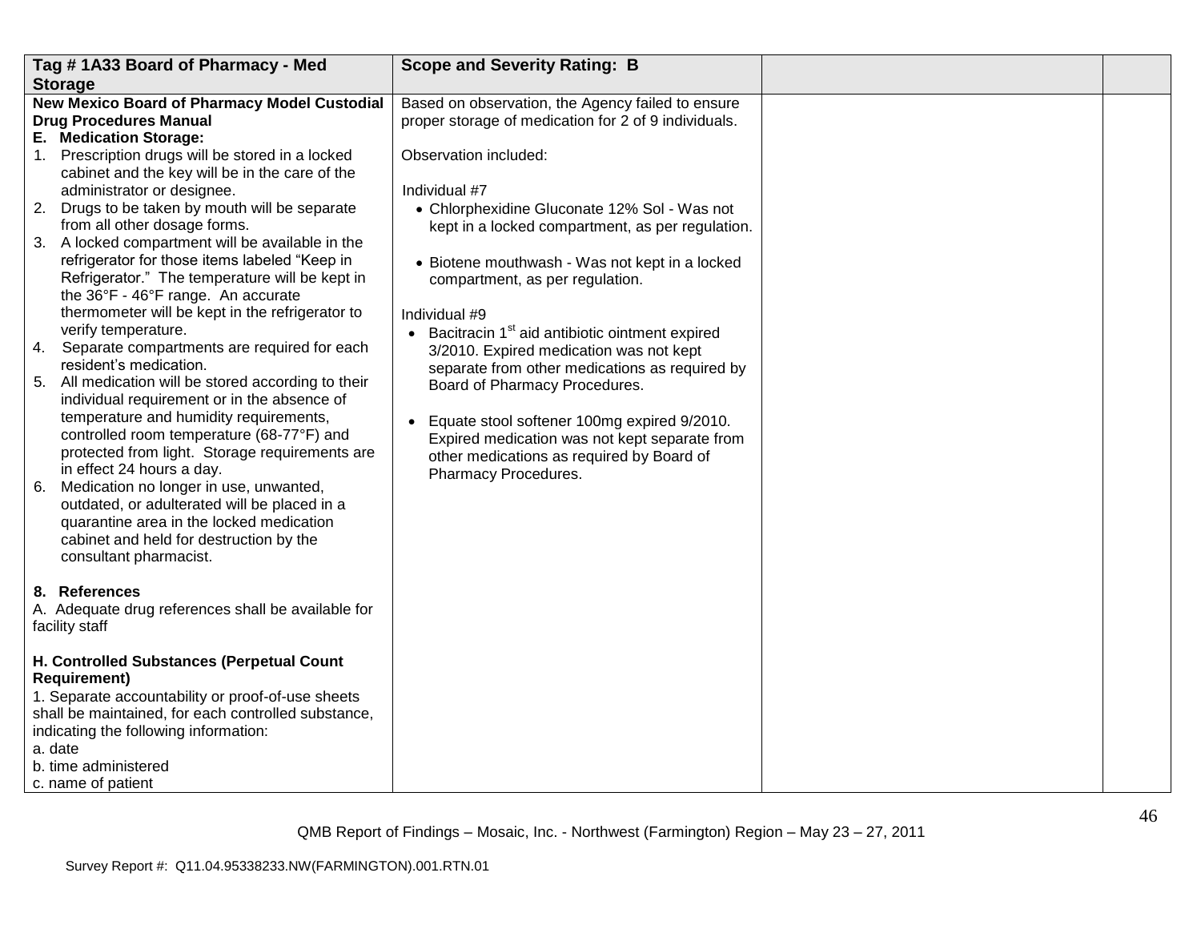| Tag # 1A33 Board of Pharmacy - Med Storage | Scope and Severity Rating: B | | |
|---|---|---|---|
| **New Mexico Board of Pharmacy Model Custodial Drug Procedures Manual**<br>**E. Medication Storage:**<br>1. Prescription drugs will be stored in a locked cabinet and the key will be in the care of the administrator or designee.<br>2. Drugs to be taken by mouth will be separate from all other dosage forms.<br>3. A locked compartment will be available in the refrigerator for those items labeled "Keep in Refrigerator." The temperature will be kept in the 36°F - 46°F range. An accurate thermometer will be kept in the refrigerator to verify temperature.<br>4. Separate compartments are required for each resident's medication.<br>5. All medication will be stored according to their individual requirement or in the absence of temperature and humidity requirements, controlled room temperature (68-77°F) and protected from light. Storage requirements are in effect 24 hours a day.<br>6. Medication no longer in use, unwanted, outdated, or adulterated will be placed in a quarantine area in the locked medication cabinet and held for destruction by the consultant pharmacist.<br><br>**8. References**<br>A. Adequate drug references shall be available for facility staff<br><br>**H. Controlled Substances (Perpetual Count Requirement)**<br>1. Separate accountability or proof-of-use sheets shall be maintained, for each controlled substance, indicating the following information:<br>a. date<br>b. time administered<br>c. name of patient | Based on observation, the Agency failed to ensure proper storage of medication for 2 of 9 individuals.<br><br>Observation included:<br><br>Individual #7<br>• Chlorphexidine Gluconate 12% Sol - Was not kept in a locked compartment, as per regulation.<br><br>• Biotene mouthwash - Was not kept in a locked compartment, as per regulation.<br><br>Individual #9<br>• Bacitracin 1st aid antibiotic ointment expired 3/2010. Expired medication was not kept separate from other medications as required by Board of Pharmacy Procedures.<br><br>• Equate stool softener 100mg expired 9/2010. Expired medication was not kept separate from other medications as required by Board of Pharmacy Procedures. | | |

QMB Report of Findings – Mosaic, Inc. - Northwest (Farmington) Region – May 23 – 27, 2011

Survey Report #: Q11.04.95338233.NW(FARMINGTON).001.RTN.01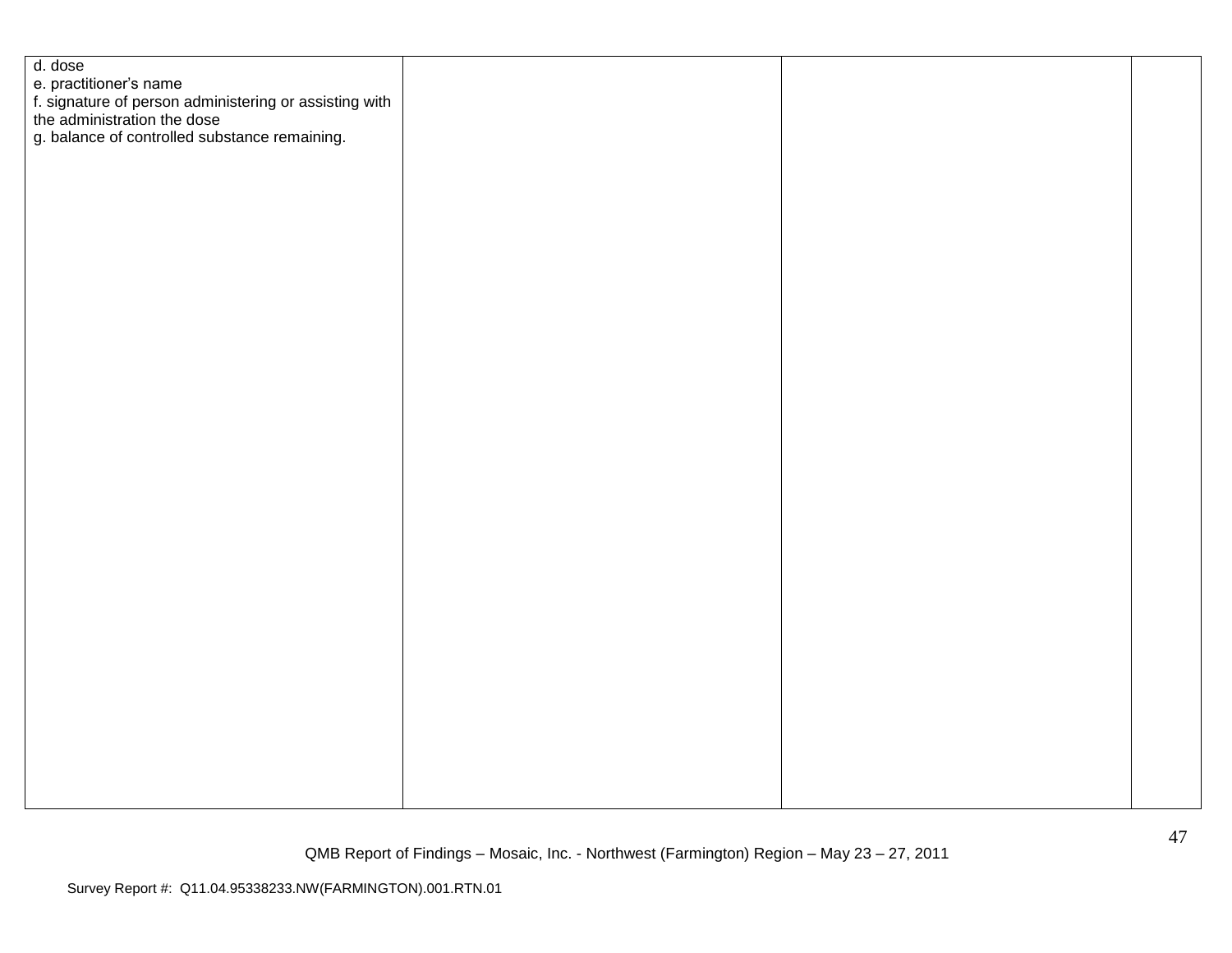| | | | |
|---|---|---|---|
| d. dose<br>e. practitioner's name<br>f. signature of person administering or assisting with the administration the dose<br>g. balance of controlled substance remaining. | | | |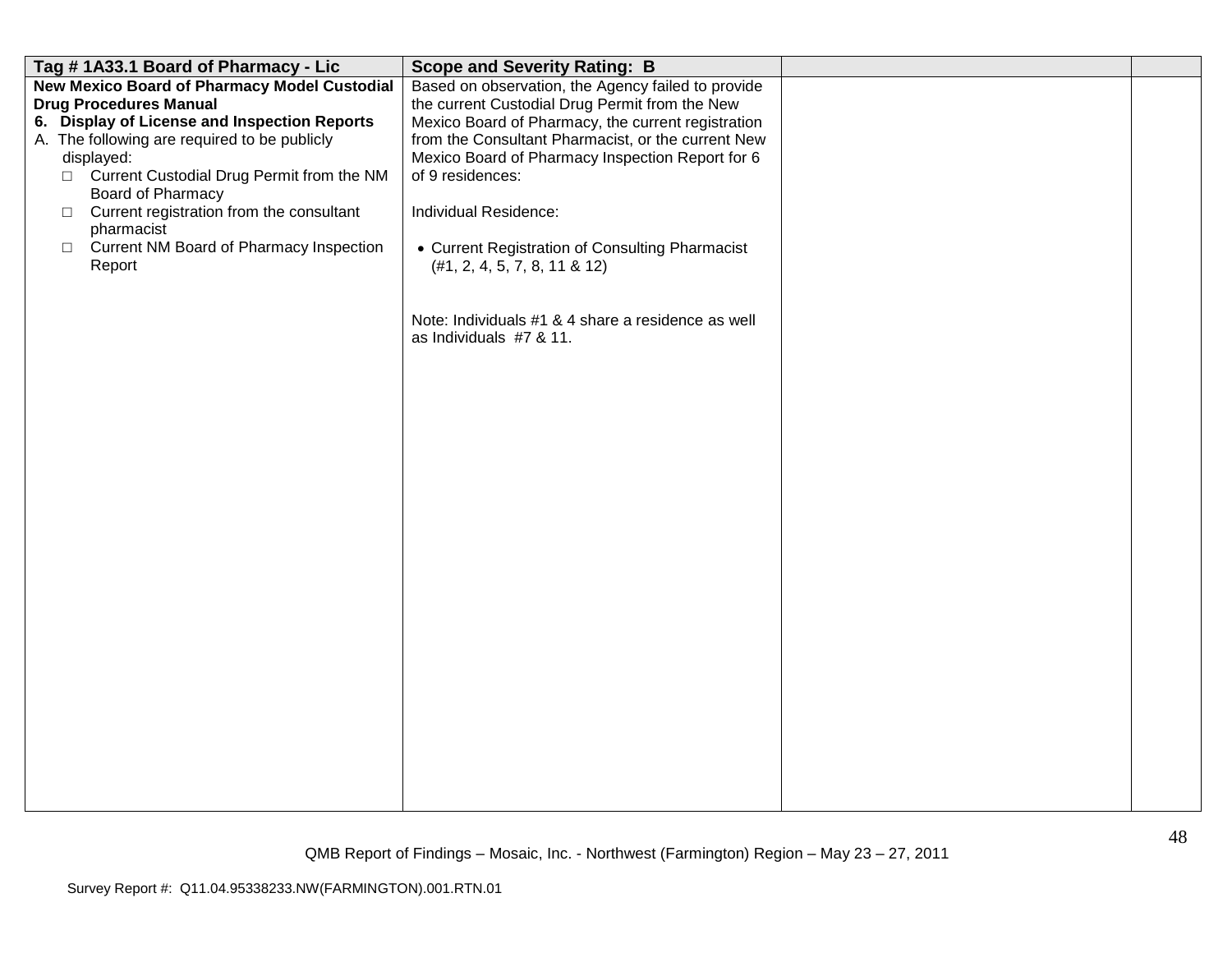| Tag # 1A33.1 Board of Pharmacy - Lic | Scope and Severity Rating: B | | |
|---|---|---|---|
| **New Mexico Board of Pharmacy Model Custodial Drug Procedures Manual**<br>**6. Display of License and Inspection Reports**<br>A. The following are required to be publicly displayed:<br>□ Current Custodial Drug Permit from the NM Board of Pharmacy<br>□ Current registration from the consultant pharmacist<br>□ Current NM Board of Pharmacy Inspection Report | Based on observation, the Agency failed to provide the current Custodial Drug Permit from the New Mexico Board of Pharmacy, the current registration from the Consultant Pharmacist, or the current New Mexico Board of Pharmacy Inspection Report for 6 of 9 residences:<br><br>Individual Residence:<br><br>• Current Registration of Consulting Pharmacist (#1, 2, 4, 5, 7, 8, 11 & 12)<br><br>Note: Individuals #1 & 4 share a residence as well as Individuals #7 & 11. | | |

QMB Report of Findings – Mosaic, Inc. - Northwest (Farmington) Region – May 23 – 27, 2011

Survey Report #: Q11.04.95338233.NW(FARMINGTON).001.RTN.01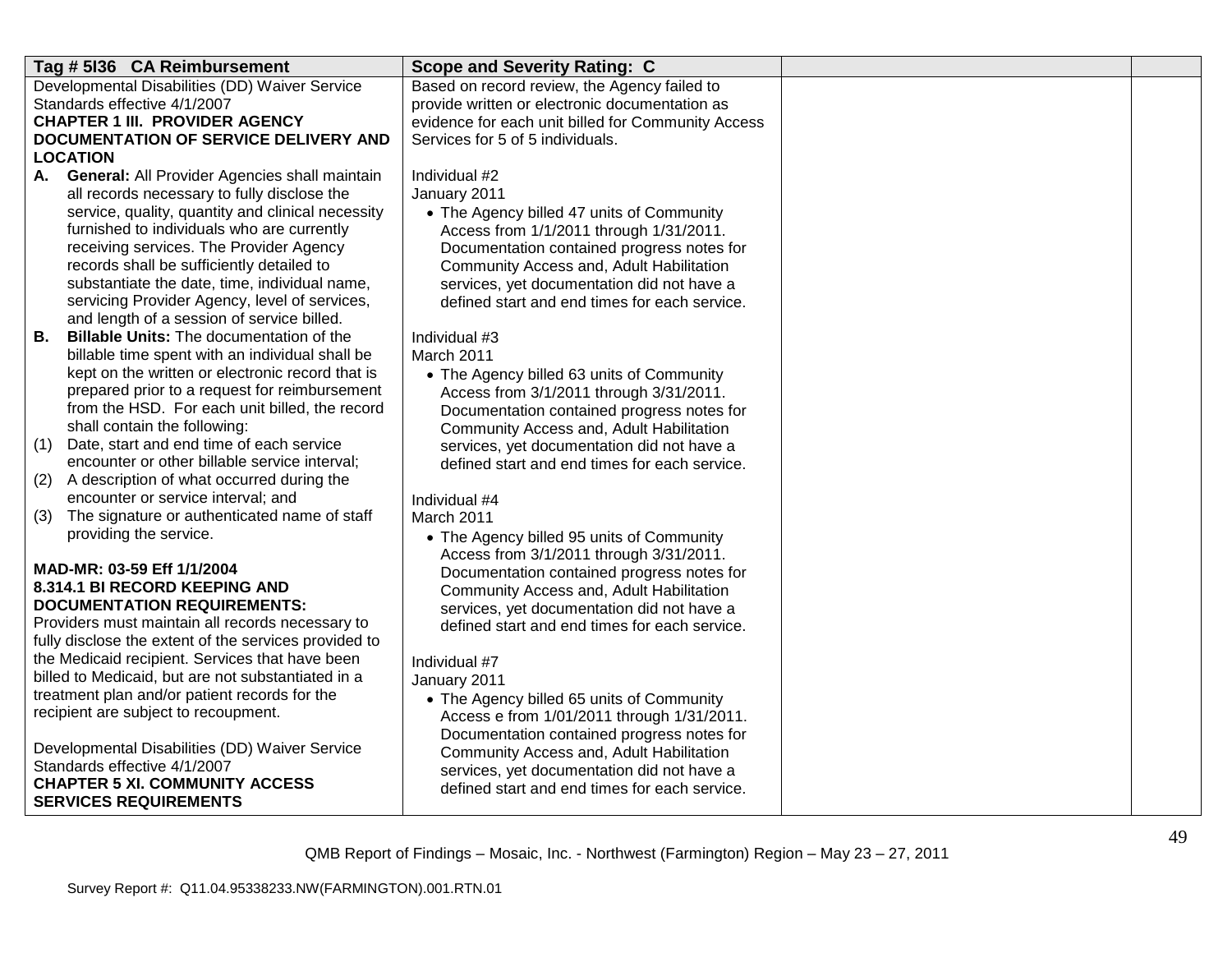| Tag # 5I36 CA Reimbursement | Scope and Severity Rating: C | | |
|---|---|---|---|
| Developmental Disabilities (DD) Waiver Service Standards effective 4/1/2007<br>**CHAPTER 1 III. PROVIDER AGENCY DOCUMENTATION OF SERVICE DELIVERY AND LOCATION**<br>**A. General:** All Provider Agencies shall maintain all records necessary to fully disclose the service, quality, quantity and clinical necessity furnished to individuals who are currently receiving services. The Provider Agency records shall be sufficiently detailed to substantiate the date, time, individual name, servicing Provider Agency, level of services, and length of a session of service billed.<br>**B. Billable Units:** The documentation of the billable time spent with an individual shall be kept on the written or electronic record that is prepared prior to a request for reimbursement from the HSD. For each unit billed, the record shall contain the following:<br>(1) Date, start and end time of each service encounter or other billable service interval;<br>(2) A description of what occurred during the encounter or service interval; and<br>(3) The signature or authenticated name of staff providing the service.<br><br>**MAD-MR: 03-59 Eff 1/1/2004**<br>**8.314.1 BI RECORD KEEPING AND DOCUMENTATION REQUIREMENTS:**<br>Providers must maintain all records necessary to fully disclose the extent of the services provided to the Medicaid recipient. Services that have been billed to Medicaid, but are not substantiated in a treatment plan and/or patient records for the recipient are subject to recoupment.<br><br>Developmental Disabilities (DD) Waiver Service Standards effective 4/1/2007<br>**CHAPTER 5 XI. COMMUNITY ACCESS SERVICES REQUIREMENTS** | Based on record review, the Agency failed to provide written or electronic documentation as evidence for each unit billed for Community Access Services for 5 of 5 individuals.<br><br>Individual #2<br>January 2011<br>• The Agency billed 47 units of Community Access from 1/1/2011 through 1/31/2011. Documentation contained progress notes for Community Access and, Adult Habilitation services, yet documentation did not have a defined start and end times for each service.<br><br>Individual #3<br>March 2011<br>• The Agency billed 63 units of Community Access from 3/1/2011 through 3/31/2011. Documentation contained progress notes for Community Access and, Adult Habilitation services, yet documentation did not have a defined start and end times for each service.<br><br>Individual #4<br>March 2011<br>• The Agency billed 95 units of Community Access from 3/1/2011 through 3/31/2011. Documentation contained progress notes for Community Access and, Adult Habilitation services, yet documentation did not have a defined start and end times for each service.<br><br>Individual #7<br>January 2011<br>• The Agency billed 65 units of Community Access e from 1/01/2011 through 1/31/2011. Documentation contained progress notes for Community Access and, Adult Habilitation services, yet documentation did not have a defined start and end times for each service. | | |

QMB Report of Findings – Mosaic, Inc. - Northwest (Farmington) Region – May 23 – 27, 2011

Survey Report #: Q11.04.95338233.NW(FARMINGTON).001.RTN.01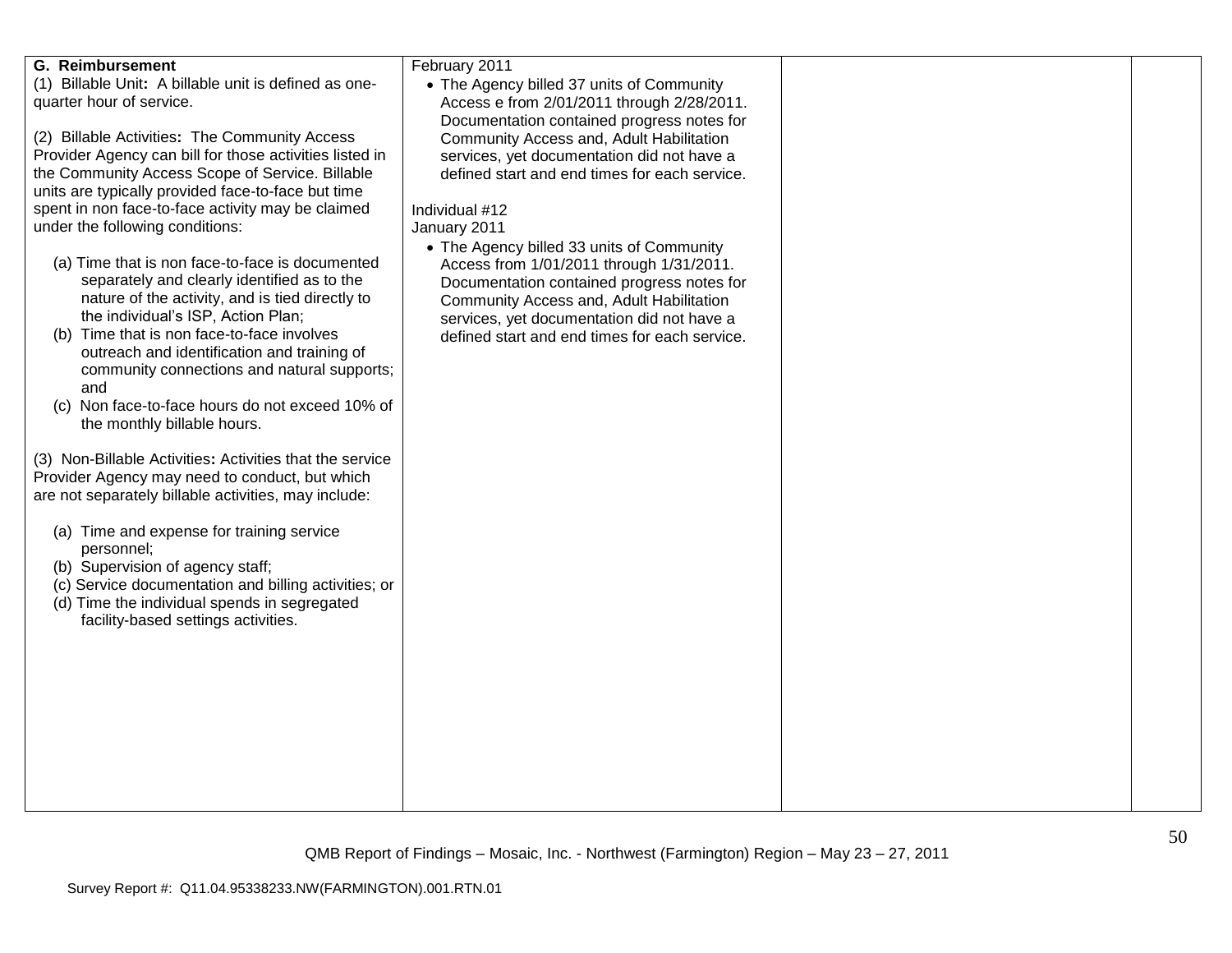| | | | |
|---|---|---|---|
| **G. Reimbursement**<br>(1) Billable Unit**:** A billable unit is defined as one-quarter hour of service.<br><br>(2) Billable Activities**:** The Community Access Provider Agency can bill for those activities listed in the Community Access Scope of Service. Billable units are typically provided face-to-face but time spent in non face-to-face activity may be claimed under the following conditions:<br><br>(a) Time that is non face-to-face is documented separately and clearly identified as to the nature of the activity, and is tied directly to the individual's ISP, Action Plan;<br>(b) Time that is non face-to-face involves outreach and identification and training of community connections and natural supports; and<br>(c) Non face-to-face hours do not exceed 10% of the monthly billable hours.<br><br>(3) Non-Billable Activities**:** Activities that the service Provider Agency may need to conduct, but which are not separately billable activities, may include:<br><br>(a) Time and expense for training service personnel;<br>(b) Supervision of agency staff;<br>(c) Service documentation and billing activities; or<br>(d) Time the individual spends in segregated facility-based settings activities. | February 2011<br>• The Agency billed 37 units of Community Access e from 2/01/2011 through 2/28/2011. Documentation contained progress notes for Community Access and, Adult Habilitation services, yet documentation did not have a defined start and end times for each service.<br><br>Individual #12<br>January 2011<br>• The Agency billed 33 units of Community Access from 1/01/2011 through 1/31/2011. Documentation contained progress notes for Community Access and, Adult Habilitation services, yet documentation did not have a defined start and end times for each service. | | |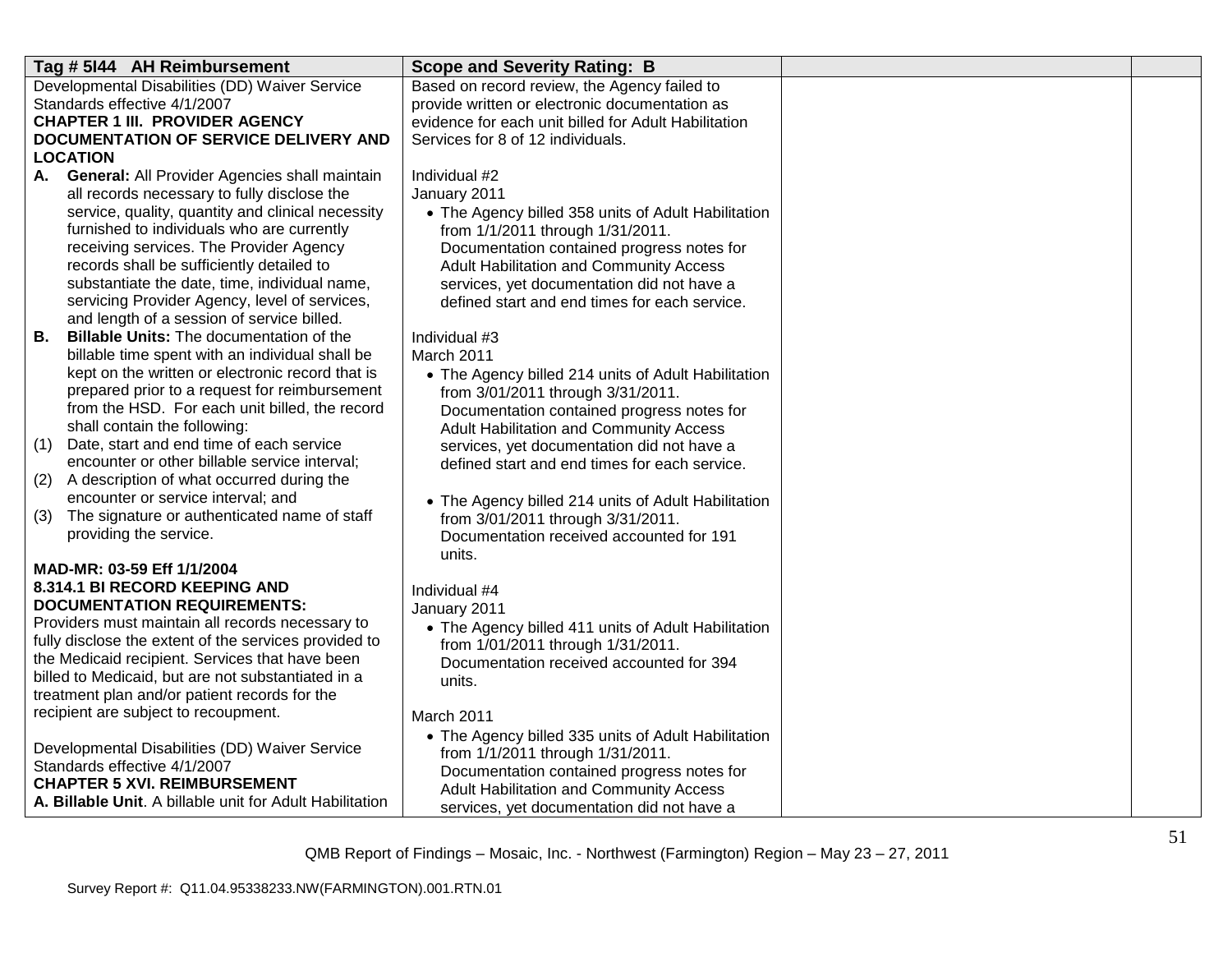| Tag # 5I44 AH Reimbursement | Scope and Severity Rating: B | | |
|---|---|---|---|
| Developmental Disabilities (DD) Waiver Service Standards effective 4/1/2007<br>**CHAPTER 1 III. PROVIDER AGENCY DOCUMENTATION OF SERVICE DELIVERY AND LOCATION**<br>**A. General:** All Provider Agencies shall maintain all records necessary to fully disclose the service, quality, quantity and clinical necessity furnished to individuals who are currently receiving services. The Provider Agency records shall be sufficiently detailed to substantiate the date, time, individual name, servicing Provider Agency, level of services, and length of a session of service billed.<br>**B. Billable Units:** The documentation of the billable time spent with an individual shall be kept on the written or electronic record that is prepared prior to a request for reimbursement from the HSD. For each unit billed, the record shall contain the following:<br>(1) Date, start and end time of each service encounter or other billable service interval;<br>(2) A description of what occurred during the encounter or service interval; and<br>(3) The signature or authenticated name of staff providing the service.<br><br>**MAD-MR: 03-59 Eff 1/1/2004**<br>**8.314.1 BI RECORD KEEPING AND DOCUMENTATION REQUIREMENTS:**<br>Providers must maintain all records necessary to fully disclose the extent of the services provided to the Medicaid recipient. Services that have been billed to Medicaid, but are not substantiated in a treatment plan and/or patient records for the recipient are subject to recoupment.<br><br>Developmental Disabilities (DD) Waiver Service Standards effective 4/1/2007<br>**CHAPTER 5 XVI. REIMBURSEMENT**<br>**A. Billable Unit**. A billable unit for Adult Habilitation | Based on record review, the Agency failed to provide written or electronic documentation as evidence for each unit billed for Adult Habilitation Services for 8 of 12 individuals.<br><br>Individual #2<br>January 2011<br>• The Agency billed 358 units of Adult Habilitation from 1/1/2011 through 1/31/2011. Documentation contained progress notes for Adult Habilitation and Community Access services, yet documentation did not have a defined start and end times for each service.<br><br>Individual #3<br>March 2011<br>• The Agency billed 214 units of Adult Habilitation from 3/01/2011 through 3/31/2011. Documentation contained progress notes for Adult Habilitation and Community Access services, yet documentation did not have a defined start and end times for each service.<br><br>• The Agency billed 214 units of Adult Habilitation from 3/01/2011 through 3/31/2011. Documentation received accounted for 191 units.<br><br>Individual #4<br>January 2011<br>• The Agency billed 411 units of Adult Habilitation from 1/01/2011 through 1/31/2011. Documentation received accounted for 394 units.<br><br>March 2011<br>• The Agency billed 335 units of Adult Habilitation from 1/1/2011 through 1/31/2011. Documentation contained progress notes for Adult Habilitation and Community Access services, yet documentation did not have a | | |

QMB Report of Findings – Mosaic, Inc. - Northwest (Farmington) Region – May 23 – 27, 2011

Survey Report #: Q11.04.95338233.NW(FARMINGTON).001.RTN.01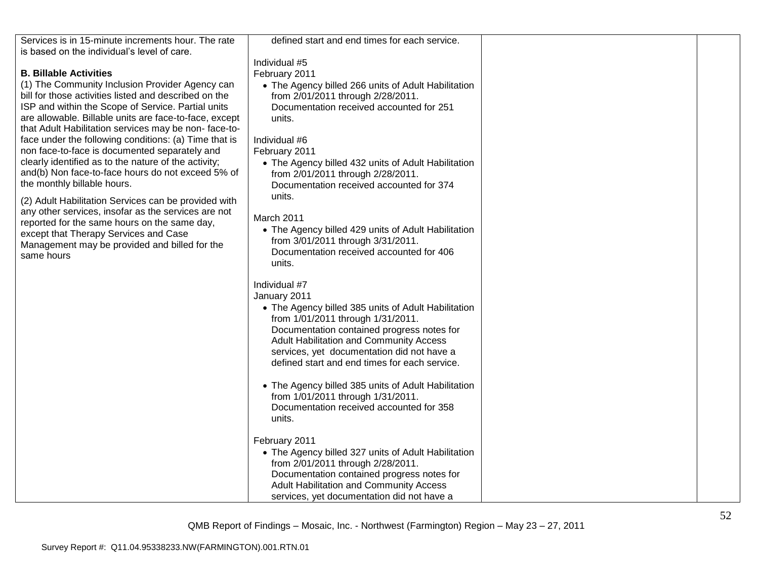| | | | |
|---|---|---|---|
| Services is in 15-minute increments hour. The rate is based on the individual's level of care.<br><br>**B. Billable Activities**<br>(1) The Community Inclusion Provider Agency can bill for those activities listed and described on the ISP and within the Scope of Service. Partial units are allowable. Billable units are face-to-face, except that Adult Habilitation services may be non- face-to-face under the following conditions: (a) Time that is non face-to-face is documented separately and clearly identified as to the nature of the activity; and(b) Non face-to-face hours do not exceed 5% of the monthly billable hours.<br><br>(2) Adult Habilitation Services can be provided with any other services, insofar as the services are not reported for the same hours on the same day, except that Therapy Services and Case Management may be provided and billed for the same hours | defined start and end times for each service.<br><br>Individual #5<br>February 2011<br>• The Agency billed 266 units of Adult Habilitation from 2/01/2011 through 2/28/2011. Documentation received accounted for 251 units.<br><br>Individual #6<br>February 2011<br>• The Agency billed 432 units of Adult Habilitation from 2/01/2011 through 2/28/2011. Documentation received accounted for 374 units.<br><br>March 2011<br>• The Agency billed 429 units of Adult Habilitation from 3/01/2011 through 3/31/2011. Documentation received accounted for 406 units.<br><br>Individual #7<br>January 2011<br>• The Agency billed 385 units of Adult Habilitation from 1/01/2011 through 1/31/2011. Documentation contained progress notes for Adult Habilitation and Community Access services, yet documentation did not have a defined start and end times for each service.<br><br>• The Agency billed 385 units of Adult Habilitation from 1/01/2011 through 1/31/2011. Documentation received accounted for 358 units.<br><br>February 2011<br>• The Agency billed 327 units of Adult Habilitation from 2/01/2011 through 2/28/2011. Documentation contained progress notes for Adult Habilitation and Community Access services, yet documentation did not have a | | |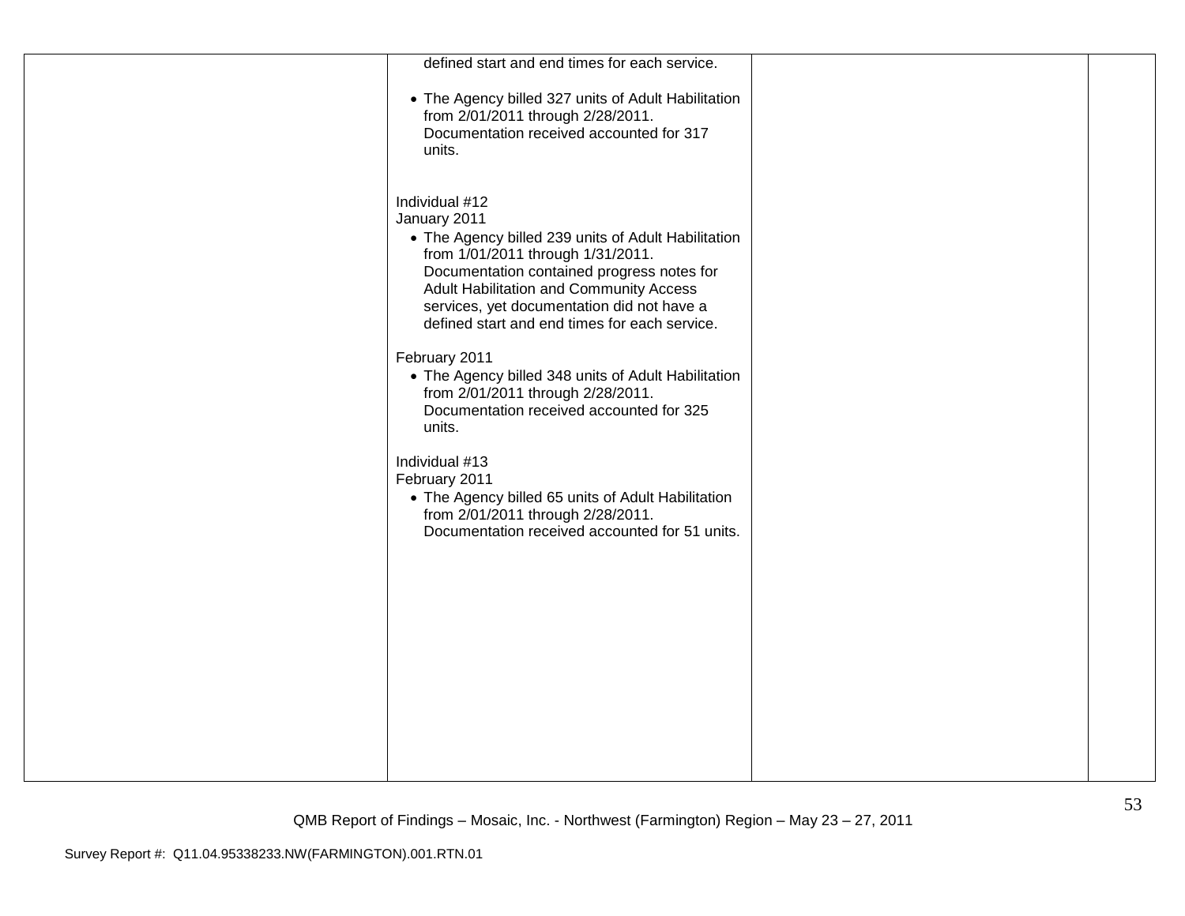| | | | |
|---|---|---|---|
| | defined start and end times for each service.<br><br>• The Agency billed 327 units of Adult Habilitation from 2/01/2011 through 2/28/2011. Documentation received accounted for 317 units.<br><br>Individual #12<br>January 2011<br>• The Agency billed 239 units of Adult Habilitation from 1/01/2011 through 1/31/2011. Documentation contained progress notes for Adult Habilitation and Community Access services, yet documentation did not have a defined start and end times for each service.<br><br>February 2011<br>• The Agency billed 348 units of Adult Habilitation from 2/01/2011 through 2/28/2011. Documentation received accounted for 325 units.<br><br>Individual #13<br>February 2011<br>• The Agency billed 65 units of Adult Habilitation from 2/01/2011 through 2/28/2011. Documentation received accounted for 51 units. | | |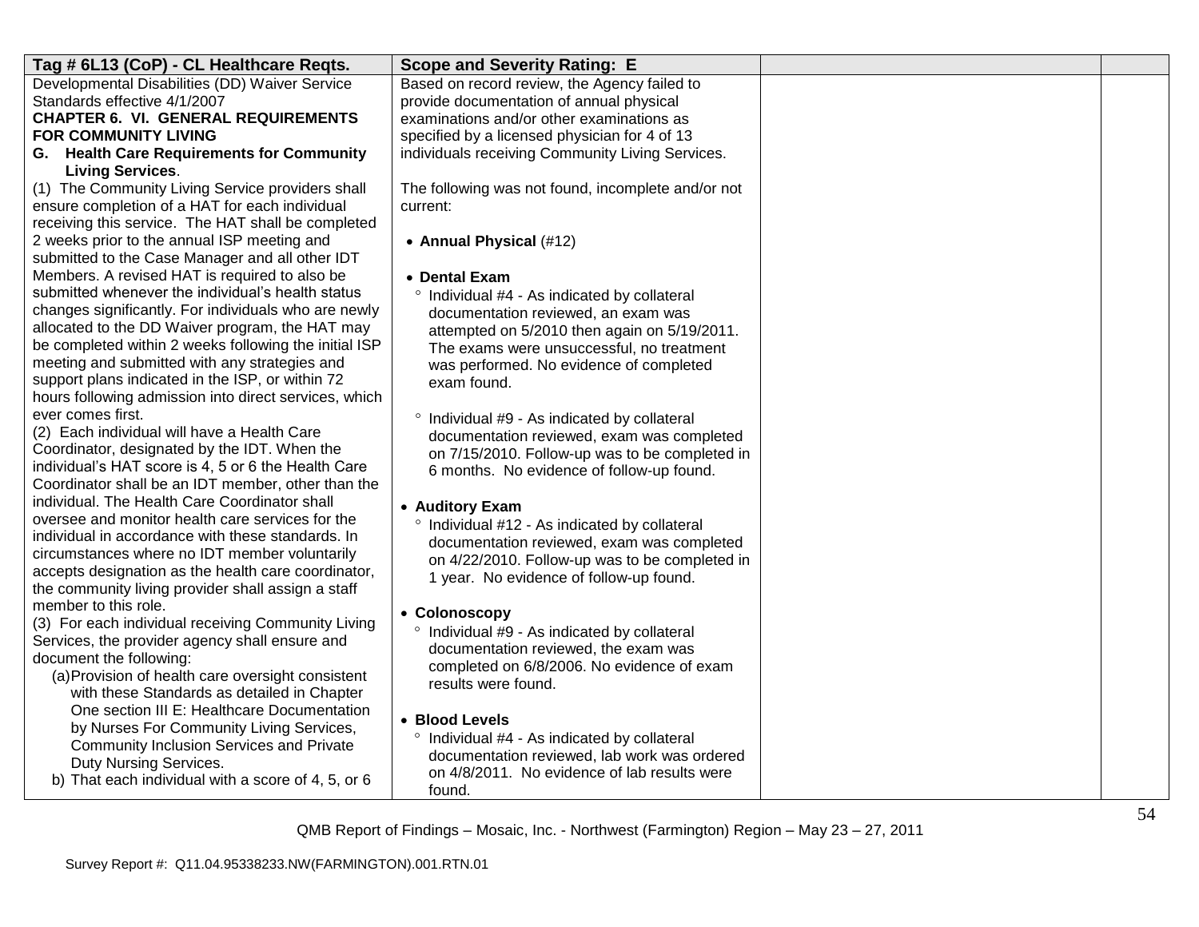| Tag # 6L13 (CoP) - CL Healthcare Reqts. | Scope and Severity Rating: E | | |
|---|---|---|---|
| Developmental Disabilities (DD) Waiver Service Standards effective 4/1/2007<br>**CHAPTER 6. VI. GENERAL REQUIREMENTS FOR COMMUNITY LIVING**<br>**G. Health Care Requirements for Community Living Services**.<br>(1) The Community Living Service providers shall ensure completion of a HAT for each individual receiving this service. The HAT shall be completed 2 weeks prior to the annual ISP meeting and submitted to the Case Manager and all other IDT Members. A revised HAT is required to also be submitted whenever the individual's health status changes significantly. For individuals who are newly allocated to the DD Waiver program, the HAT may be completed within 2 weeks following the initial ISP meeting and submitted with any strategies and support plans indicated in the ISP, or within 72 hours following admission into direct services, which ever comes first.<br>(2) Each individual will have a Health Care Coordinator, designated by the IDT. When the individual's HAT score is 4, 5 or 6 the Health Care Coordinator shall be an IDT member, other than the individual. The Health Care Coordinator shall oversee and monitor health care services for the individual in accordance with these standards. In circumstances where no IDT member voluntarily accepts designation as the health care coordinator, the community living provider shall assign a staff member to this role.<br>(3) For each individual receiving Community Living Services, the provider agency shall ensure and document the following:<br>(a) Provision of health care oversight consistent with these Standards as detailed in Chapter One section III E: Healthcare Documentation by Nurses For Community Living Services, Community Inclusion Services and Private Duty Nursing Services.<br>b) That each individual with a score of 4, 5, or 6 | Based on record review, the Agency failed to provide documentation of annual physical examinations and/or other examinations as specified by a licensed physician for 4 of 13 individuals receiving Community Living Services.<br><br>The following was not found, incomplete and/or not current:<br><br>• **Annual Physical** (#12)<br><br>• **Dental Exam**<br>° Individual #4 - As indicated by collateral documentation reviewed, an exam was attempted on 5/2010 then again on 5/19/2011. The exams were unsuccessful, no treatment was performed. No evidence of completed exam found.<br><br>° Individual #9 - As indicated by collateral documentation reviewed, exam was completed on 7/15/2010. Follow-up was to be completed in 6 months. No evidence of follow-up found.<br><br>• **Auditory Exam**<br>° Individual #12 - As indicated by collateral documentation reviewed, exam was completed on 4/22/2010. Follow-up was to be completed in 1 year. No evidence of follow-up found.<br><br>• **Colonoscopy**<br>° Individual #9 - As indicated by collateral documentation reviewed, the exam was completed on 6/8/2006. No evidence of exam results were found.<br><br>• **Blood Levels**<br>° Individual #4 - As indicated by collateral documentation reviewed, lab work was ordered on 4/8/2011. No evidence of lab results were found. | | |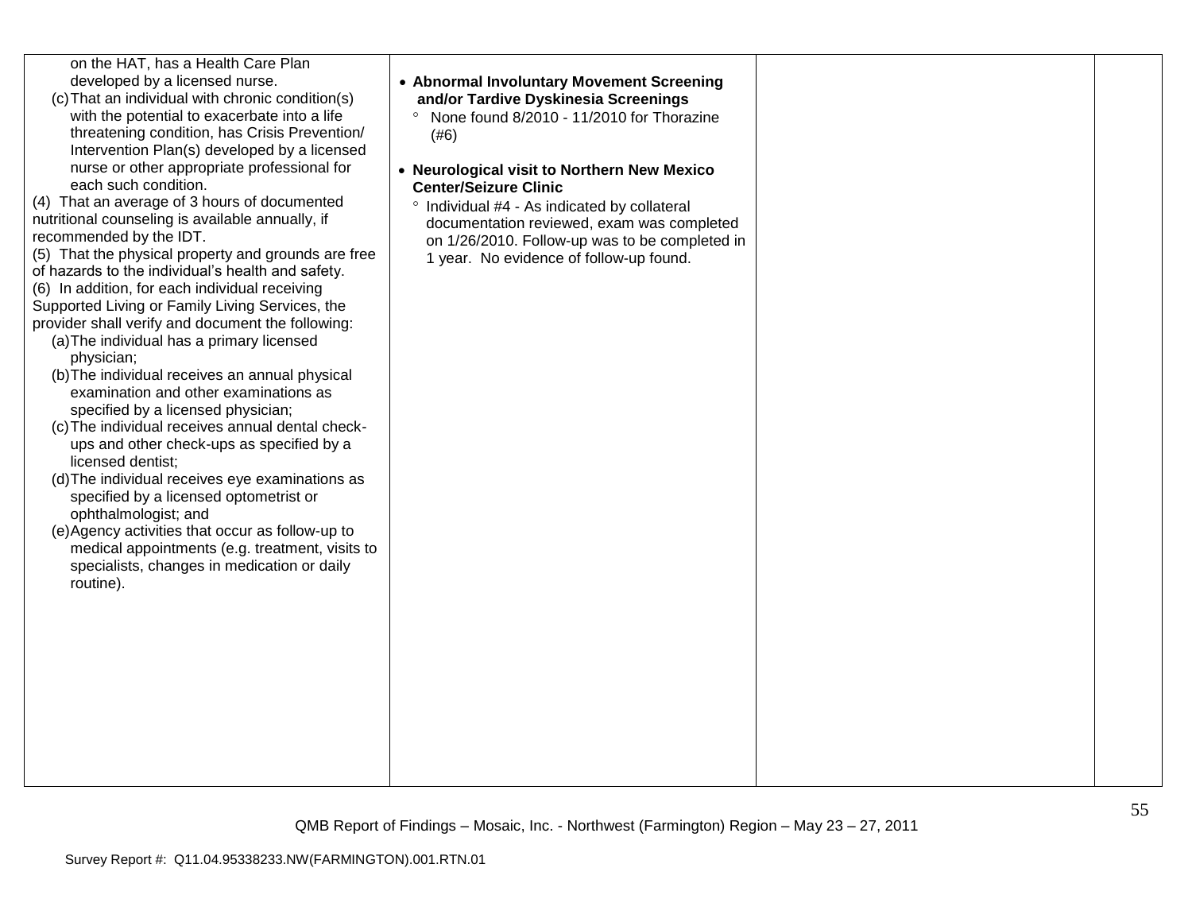| | | | |
|---|---|---|---|
| on the HAT, has a Health Care Plan developed by a licensed nurse.<br>(c) That an individual with chronic condition(s) with the potential to exacerbate into a life threatening condition, has Crisis Prevention/ Intervention Plan(s) developed by a licensed nurse or other appropriate professional for each such condition.<br>(4) That an average of 3 hours of documented nutritional counseling is available annually, if recommended by the IDT.<br>(5) That the physical property and grounds are free of hazards to the individual's health and safety.<br>(6) In addition, for each individual receiving Supported Living or Family Living Services, the provider shall verify and document the following:<br>(a) The individual has a primary licensed physician;<br>(b) The individual receives an annual physical examination and other examinations as specified by a licensed physician;<br>(c) The individual receives annual dental check-ups and other check-ups as specified by a licensed dentist;<br>(d) The individual receives eye examinations as specified by a licensed optometrist or ophthalmologist; and<br>(e) Agency activities that occur as follow-up to medical appointments (e.g. treatment, visits to specialists, changes in medication or daily routine). | • **Abnormal Involuntary Movement Screening and/or Tardive Dyskinesia Screenings**<br>° None found 8/2010 - 11/2010 for Thorazine (#6)<br><br>• **Neurological visit to Northern New Mexico Center/Seizure Clinic**<br>° Individual #4 - As indicated by collateral documentation reviewed, exam was completed on 1/26/2010. Follow-up was to be completed in 1 year. No evidence of follow-up found. | | |

QMB Report of Findings – Mosaic, Inc. - Northwest (Farmington) Region – May 23 – 27, 2011

Survey Report #: Q11.04.95338233.NW(FARMINGTON).001.RTN.01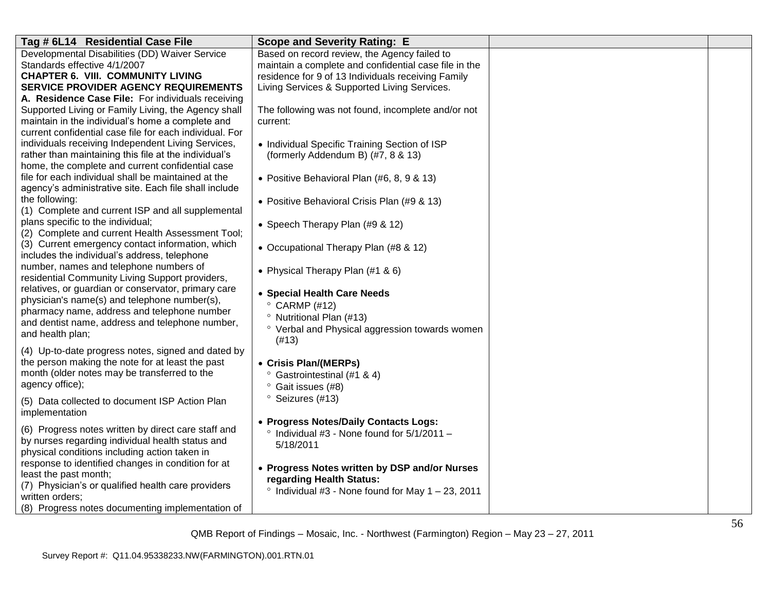| Tag # 6L14 Residential Case File | Scope and Severity Rating: E | | |
|---|---|---|---|
| Developmental Disabilities (DD) Waiver Service Standards effective 4/1/2007<br>**CHAPTER 6. VIII. COMMUNITY LIVING SERVICE PROVIDER AGENCY REQUIREMENTS**<br>**A. Residence Case File:** For individuals receiving Supported Living or Family Living, the Agency shall maintain in the individual's home a complete and current confidential case file for each individual. For individuals receiving Independent Living Services, rather than maintaining this file at the individual's home, the complete and current confidential case file for each individual shall be maintained at the agency's administrative site. Each file shall include the following:<br>(1) Complete and current ISP and all supplemental plans specific to the individual;<br>(2) Complete and current Health Assessment Tool;<br>(3) Current emergency contact information, which includes the individual's address, telephone number, names and telephone numbers of residential Community Living Support providers, relatives, or guardian or conservator, primary care physician's name(s) and telephone number(s), pharmacy name, address and telephone number and dentist name, address and telephone number, and health plan;<br>(4) Up-to-date progress notes, signed and dated by the person making the note for at least the past month (older notes may be transferred to the agency office);<br>(5) Data collected to document ISP Action Plan implementation<br>(6) Progress notes written by direct care staff and by nurses regarding individual health status and physical conditions including action taken in response to identified changes in condition for at least the past month;<br>(7) Physician's or qualified health care providers written orders;<br>(8) Progress notes documenting implementation of | Based on record review, the Agency failed to maintain a complete and confidential case file in the residence for 9 of 13 Individuals receiving Family Living Services & Supported Living Services.<br><br>The following was not found, incomplete and/or not current:<br><br>• Individual Specific Training Section of ISP (formerly Addendum B) (#7, 8 & 13)<br><br>• Positive Behavioral Plan (#6, 8, 9 & 13)<br><br>• Positive Behavioral Crisis Plan (#9 & 13)<br><br>• Speech Therapy Plan (#9 & 12)<br><br>• Occupational Therapy Plan (#8 & 12)<br><br>• Physical Therapy Plan (#1 & 6)<br><br>• **Special Health Care Needs**<br>° CARMP (#12)<br>° Nutritional Plan (#13)<br>° Verbal and Physical aggression towards women (#13)<br><br>• **Crisis Plan/(MERPs)**<br>° Gastrointestinal (#1 & 4)<br>° Gait issues (#8)<br>° Seizures (#13)<br><br>• **Progress Notes/Daily Contacts Logs:**<br>° Individual #3 - None found for 5/1/2011 – 5/18/2011<br><br>• **Progress Notes written by DSP and/or Nurses regarding Health Status:**<br>° Individual #3 - None found for May 1 – 23, 2011 | | |

QMB Report of Findings – Mosaic, Inc. - Northwest (Farmington) Region – May 23 – 27, 2011

Survey Report #: Q11.04.95338233.NW(FARMINGTON).001.RTN.01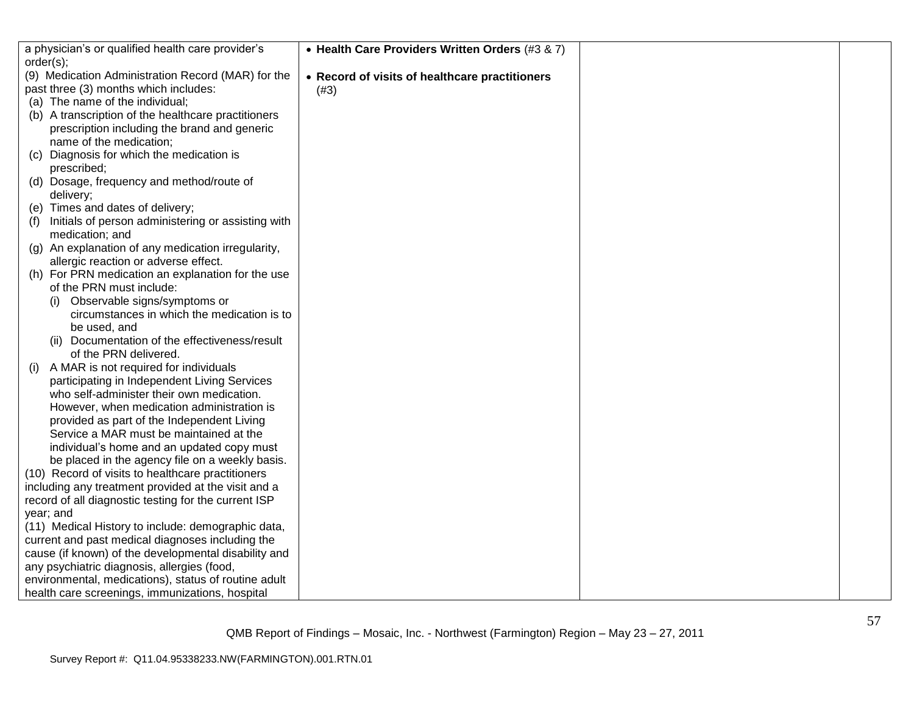| | | | |
|---|---|---|---|
| a physician's or qualified health care provider's order(s);<br>(9) Medication Administration Record (MAR) for the past three (3) months which includes:<br>(a) The name of the individual;<br>(b) A transcription of the healthcare practitioners prescription including the brand and generic name of the medication;<br>(c) Diagnosis for which the medication is prescribed;<br>(d) Dosage, frequency and method/route of delivery;<br>(e) Times and dates of delivery;<br>(f) Initials of person administering or assisting with medication; and<br>(g) An explanation of any medication irregularity, allergic reaction or adverse effect.<br>(h) For PRN medication an explanation for the use of the PRN must include:<br>(i) Observable signs/symptoms or circumstances in which the medication is to be used, and<br>(ii) Documentation of the effectiveness/result of the PRN delivered.<br>(i) A MAR is not required for individuals participating in Independent Living Services who self-administer their own medication. However, when medication administration is provided as part of the Independent Living Service a MAR must be maintained at the individual's home and an updated copy must be placed in the agency file on a weekly basis.<br>(10) Record of visits to healthcare practitioners including any treatment provided at the visit and a record of all diagnostic testing for the current ISP year; and<br>(11) Medical History to include: demographic data, current and past medical diagnoses including the cause (if known) of the developmental disability and any psychiatric diagnosis, allergies (food, environmental, medications), status of routine adult health care screenings, immunizations, hospital | • **Health Care Providers Written Orders** (#3 & 7)<br><br>• **Record of visits of healthcare practitioners** (#3) | | |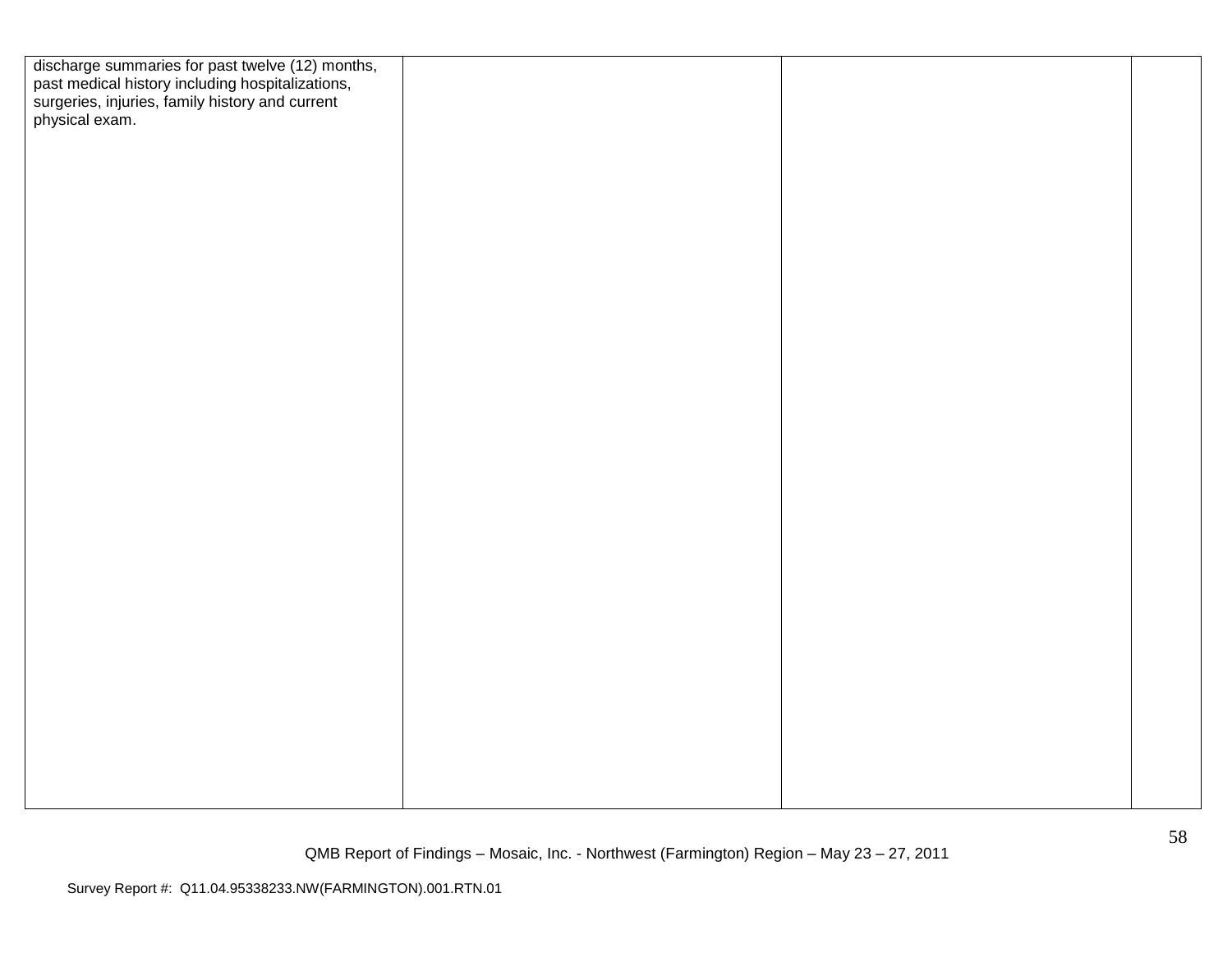| | | | |
|---|---|---|---|
| discharge summaries for past twelve (12) months, past medical history including hospitalizations, surgeries, injuries, family history and current physical exam. | | | |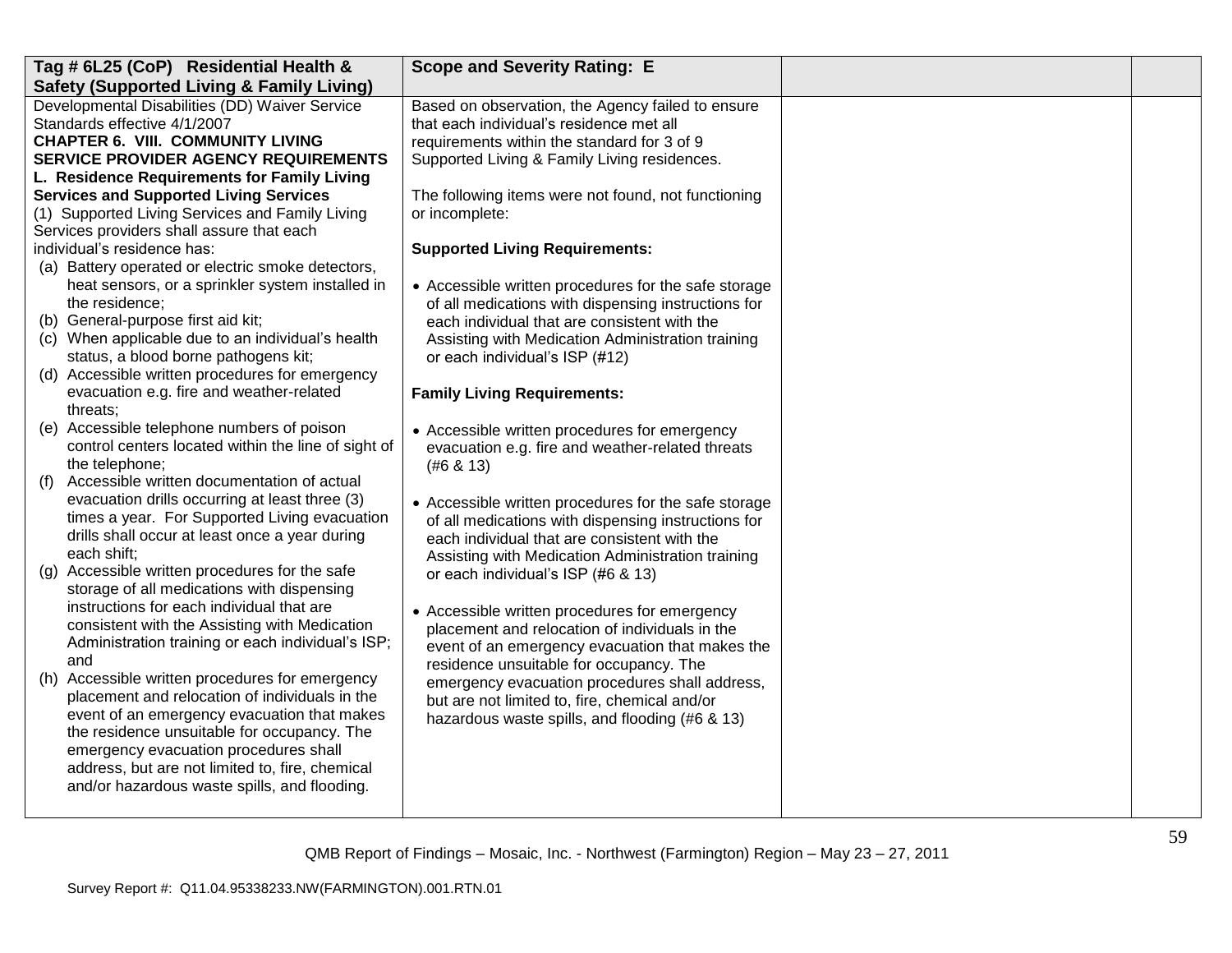| Tag # 6L25 (CoP) Residential Health & Safety (Supported Living & Family Living) | Scope and Severity Rating: E | | |
|---|---|---|---|
| Developmental Disabilities (DD) Waiver Service Standards effective 4/1/2007<br>**CHAPTER 6. VIII. COMMUNITY LIVING SERVICE PROVIDER AGENCY REQUIREMENTS**<br>**L. Residence Requirements for Family Living Services and Supported Living Services**<br>(1) Supported Living Services and Family Living Services providers shall assure that each individual's residence has:<br>(a) Battery operated or electric smoke detectors, heat sensors, or a sprinkler system installed in the residence;<br>(b) General-purpose first aid kit;<br>(c) When applicable due to an individual's health status, a blood borne pathogens kit;<br>(d) Accessible written procedures for emergency evacuation e.g. fire and weather-related threats;<br>(e) Accessible telephone numbers of poison control centers located within the line of sight of the telephone;<br>(f) Accessible written documentation of actual evacuation drills occurring at least three (3) times a year. For Supported Living evacuation drills shall occur at least once a year during each shift;<br>(g) Accessible written procedures for the safe storage of all medications with dispensing instructions for each individual that are consistent with the Assisting with Medication Administration training or each individual's ISP; and<br>(h) Accessible written procedures for emergency placement and relocation of individuals in the event of an emergency evacuation that makes the residence unsuitable for occupancy. The emergency evacuation procedures shall address, but are not limited to, fire, chemical and/or hazardous waste spills, and flooding. | Based on observation, the Agency failed to ensure that each individual's residence met all requirements within the standard for 3 of 9 Supported Living & Family Living residences.<br><br>The following items were not found, not functioning or incomplete:<br><br>**Supported Living Requirements:**<br><br>• Accessible written procedures for the safe storage of all medications with dispensing instructions for each individual that are consistent with the Assisting with Medication Administration training or each individual's ISP (#12)<br><br>**Family Living Requirements:**<br><br>• Accessible written procedures for emergency evacuation e.g. fire and weather-related threats (#6 & 13)<br><br>• Accessible written procedures for the safe storage of all medications with dispensing instructions for each individual that are consistent with the Assisting with Medication Administration training or each individual's ISP (#6 & 13)<br><br>• Accessible written procedures for emergency placement and relocation of individuals in the event of an emergency evacuation that makes the residence unsuitable for occupancy. The emergency evacuation procedures shall address, but are not limited to, fire, chemical and/or hazardous waste spills, and flooding (#6 & 13) | | |

QMB Report of Findings – Mosaic, Inc. - Northwest (Farmington) Region – May 23 – 27, 2011

Survey Report #: Q11.04.95338233.NW(FARMINGTON).001.RTN.01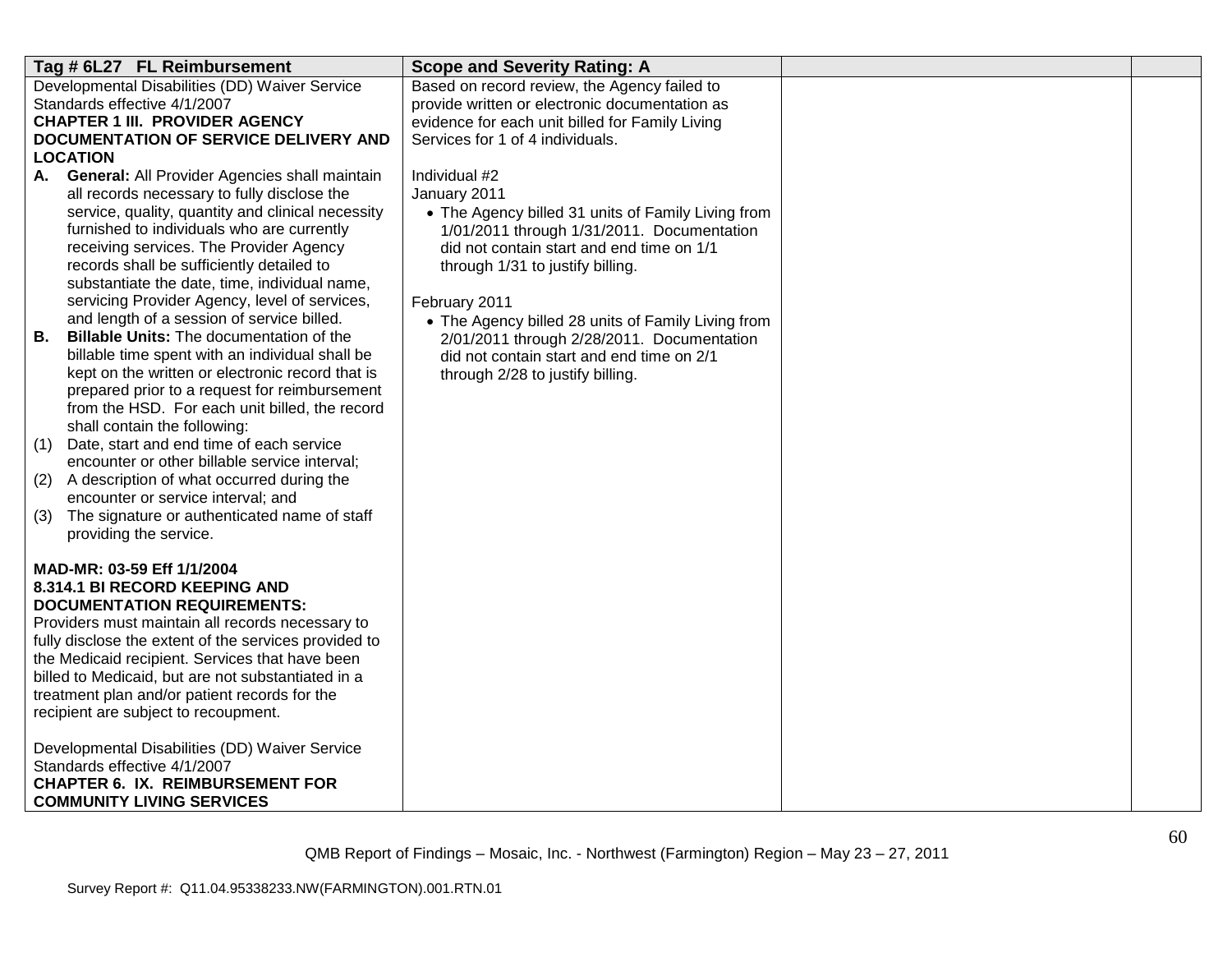| Tag # 6L27 FL Reimbursement | Scope and Severity Rating: A | | |
|---|---|---|---|
| Developmental Disabilities (DD) Waiver Service Standards effective 4/1/2007<br>**CHAPTER 1 III. PROVIDER AGENCY DOCUMENTATION OF SERVICE DELIVERY AND LOCATION**<br>**A. General:** All Provider Agencies shall maintain all records necessary to fully disclose the service, quality, quantity and clinical necessity furnished to individuals who are currently receiving services. The Provider Agency records shall be sufficiently detailed to substantiate the date, time, individual name, servicing Provider Agency, level of services, and length of a session of service billed.<br>**B. Billable Units:** The documentation of the billable time spent with an individual shall be kept on the written or electronic record that is prepared prior to a request for reimbursement from the HSD. For each unit billed, the record shall contain the following:<br>(1) Date, start and end time of each service encounter or other billable service interval;<br>(2) A description of what occurred during the encounter or service interval; and<br>(3) The signature or authenticated name of staff providing the service.<br><br>**MAD-MR: 03-59 Eff 1/1/2004**<br>**8.314.1 BI RECORD KEEPING AND DOCUMENTATION REQUIREMENTS:**<br>Providers must maintain all records necessary to fully disclose the extent of the services provided to the Medicaid recipient. Services that have been billed to Medicaid, but are not substantiated in a treatment plan and/or patient records for the recipient are subject to recoupment.<br><br>Developmental Disabilities (DD) Waiver Service Standards effective 4/1/2007<br>**CHAPTER 6. IX. REIMBURSEMENT FOR COMMUNITY LIVING SERVICES** | Based on record review, the Agency failed to provide written or electronic documentation as evidence for each unit billed for Family Living Services for 1 of 4 individuals.<br><br>Individual #2<br>January 2011<br>• The Agency billed 31 units of Family Living from 1/01/2011 through 1/31/2011. Documentation did not contain start and end time on 1/1 through 1/31 to justify billing.<br><br>February 2011<br>• The Agency billed 28 units of Family Living from 2/01/2011 through 2/28/2011. Documentation did not contain start and end time on 2/1 through 2/28 to justify billing. | | |

QMB Report of Findings – Mosaic, Inc. - Northwest (Farmington) Region – May 23 – 27, 2011

Survey Report #: Q11.04.95338233.NW(FARMINGTON).001.RTN.01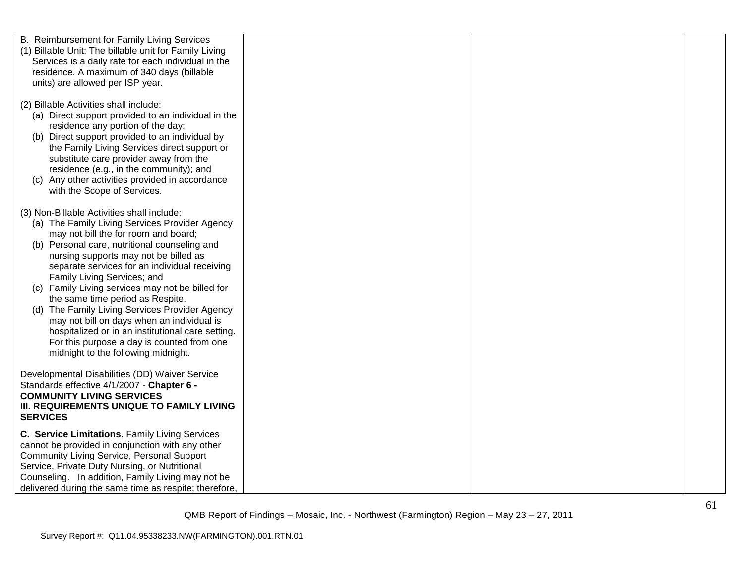| | | | |
|---|---|---|---|
| B. Reimbursement for Family Living Services<br>(1) Billable Unit: The billable unit for Family Living Services is a daily rate for each individual in the residence. A maximum of 340 days (billable units) are allowed per ISP year.<br><br>(2) Billable Activities shall include:<br>(a) Direct support provided to an individual in the residence any portion of the day;<br>(b) Direct support provided to an individual by the Family Living Services direct support or substitute care provider away from the residence (e.g., in the community); and<br>(c) Any other activities provided in accordance with the Scope of Services.<br><br>(3) Non-Billable Activities shall include:<br>(a) The Family Living Services Provider Agency may not bill the for room and board;<br>(b) Personal care, nutritional counseling and nursing supports may not be billed as separate services for an individual receiving Family Living Services; and<br>(c) Family Living services may not be billed for the same time period as Respite.<br>(d) The Family Living Services Provider Agency may not bill on days when an individual is hospitalized or in an institutional care setting. For this purpose a day is counted from one midnight to the following midnight.<br><br>Developmental Disabilities (DD) Waiver Service Standards effective 4/1/2007 - **Chapter 6 - COMMUNITY LIVING SERVICES**<br>**III. REQUIREMENTS UNIQUE TO FAMILY LIVING SERVICES**<br><br>**C. Service Limitations**. Family Living Services cannot be provided in conjunction with any other Community Living Service, Personal Support Service, Private Duty Nursing, or Nutritional Counseling. In addition, Family Living may not be delivered during the same time as respite; therefore, | | | |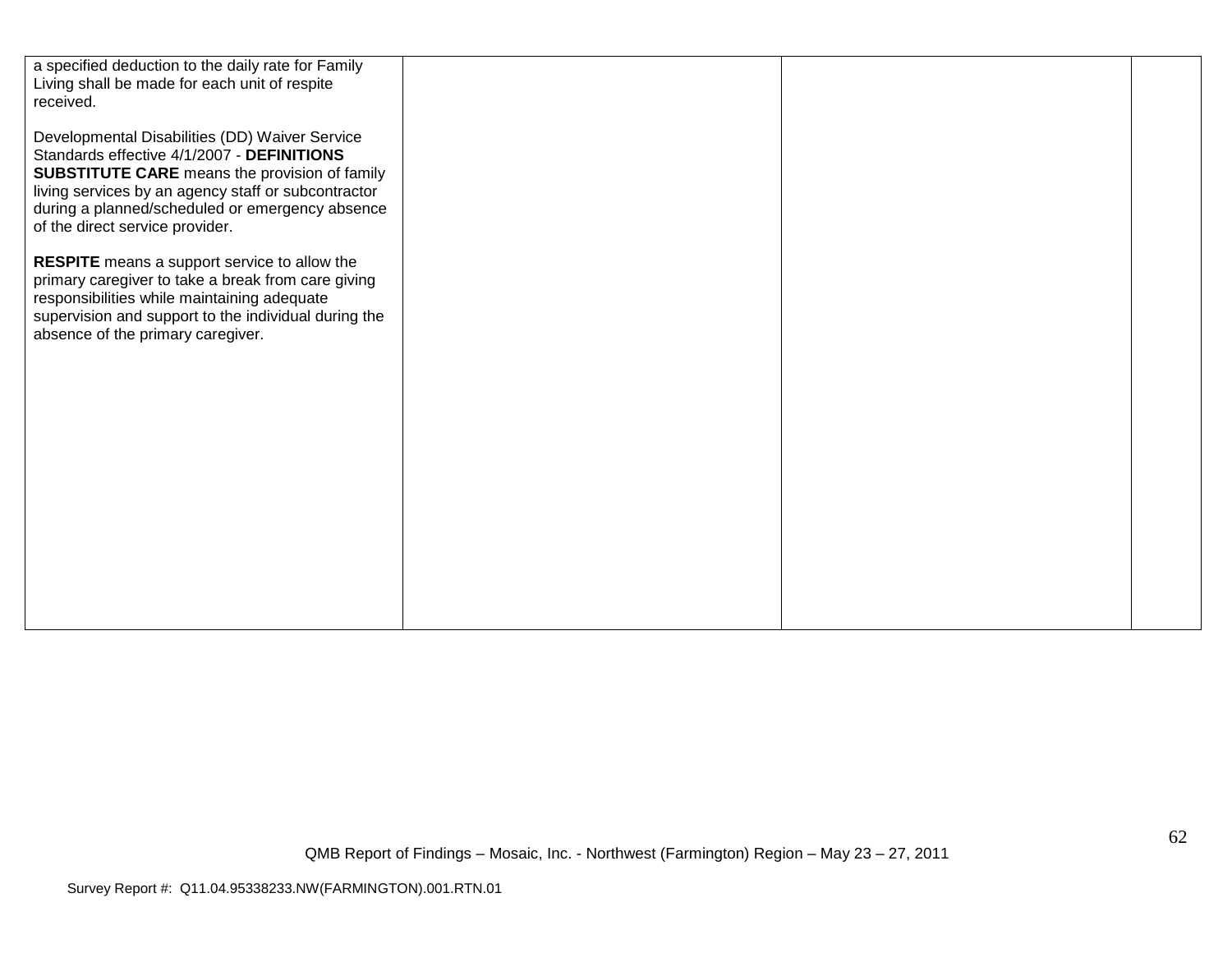| | | | |
|---|---|---|---|
| a specified deduction to the daily rate for Family Living shall be made for each unit of respite received.<br><br>Developmental Disabilities (DD) Waiver Service Standards effective 4/1/2007 - **DEFINITIONS SUBSTITUTE CARE** means the provision of family living services by an agency staff or subcontractor during a planned/scheduled or emergency absence of the direct service provider.<br><br>**RESPITE** means a support service to allow the primary caregiver to take a break from care giving responsibilities while maintaining adequate supervision and support to the individual during the absence of the primary caregiver. | | | |

QMB Report of Findings – Mosaic, Inc. - Northwest (Farmington) Region – May 23 – 27, 2011

Survey Report #: Q11.04.95338233.NW(FARMINGTON).001.RTN.01